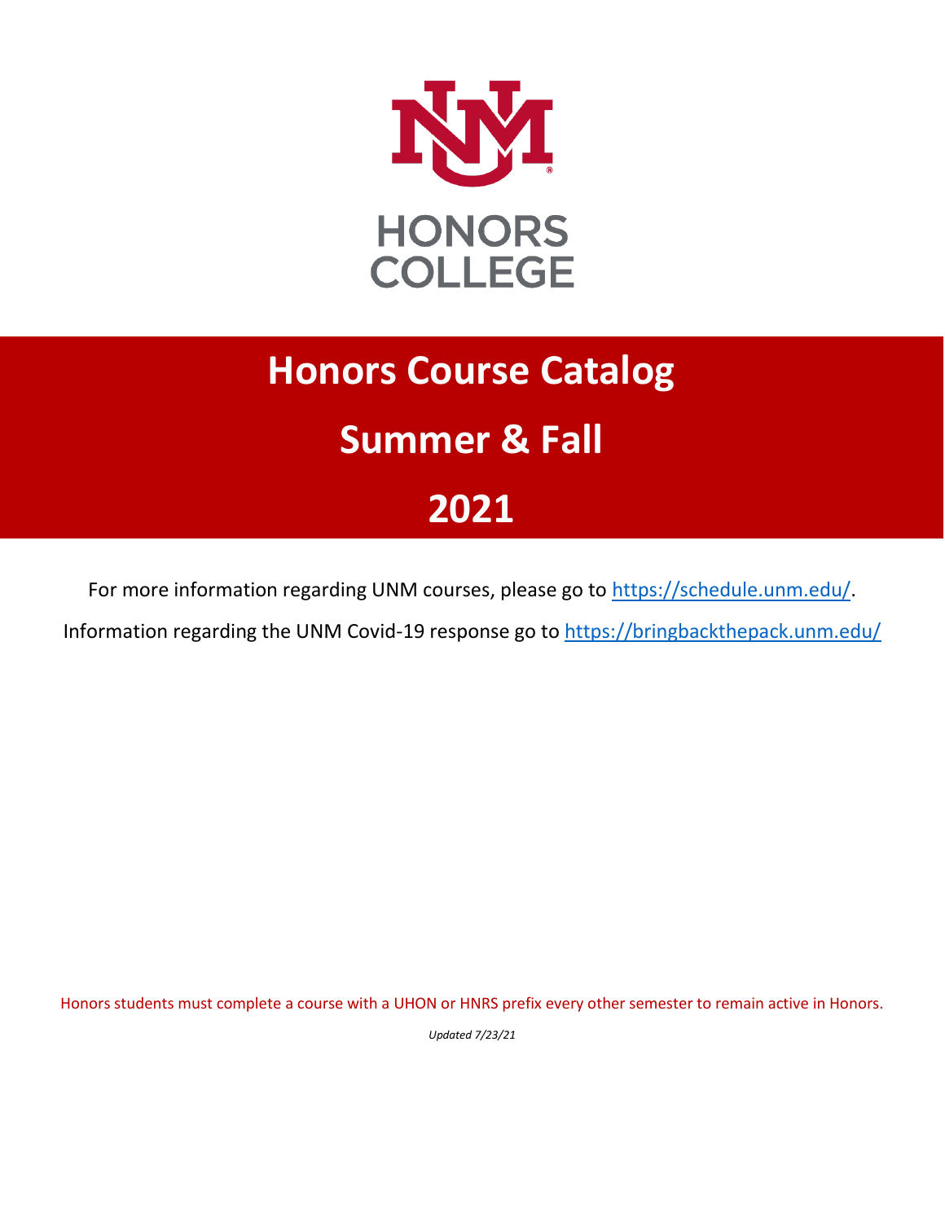HONORS
COLLEGE

# Honors Course Catalog

# Summer & Fall

# 2021

For more information regarding UNM courses, please go to [https://schedule.unm.edu/](https://schedule.unm.edu/).

Information regarding the UNM Covid-19 response go to [https://bringbackthepack.unm.edu/](https://bringbackthepack.unm.edu/)

Honors students must complete a course with a UHON or HNRS prefix every other semester to remain active in Honors.

*Updated 7/23/21*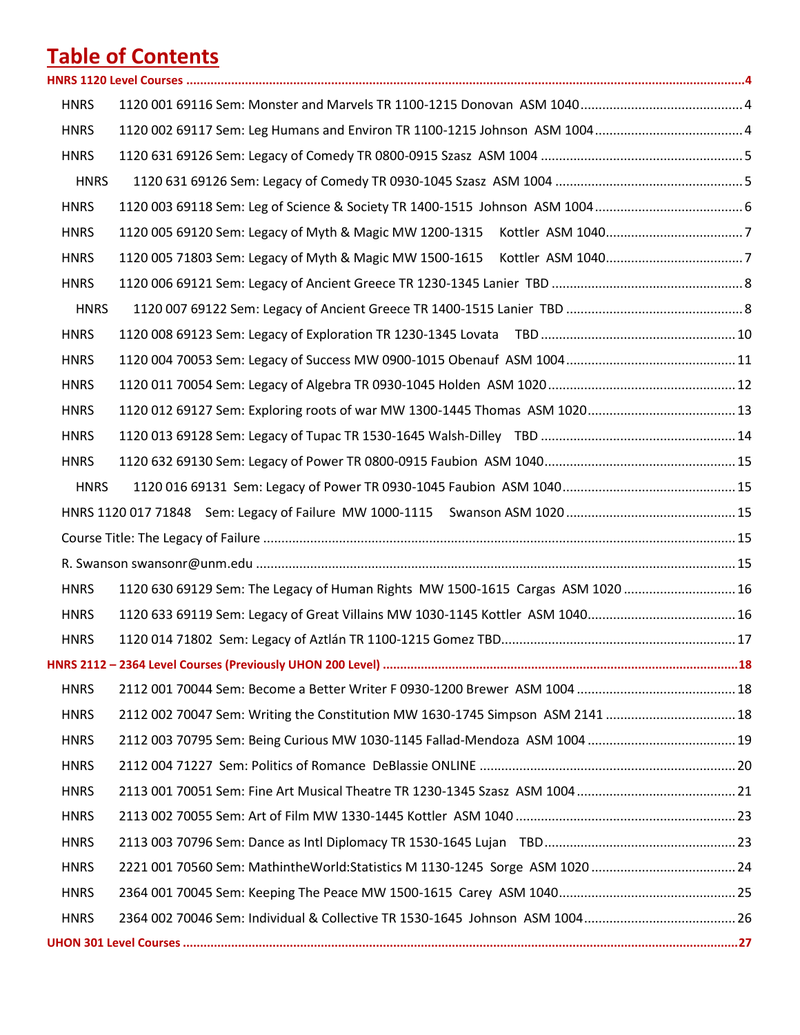# Table of Contents

**HNRS 1120 Level Courses** ........................................ 4

- HNRS 1120 001 69116 Sem: Monster and Marvels TR 1100-1215 Donovan ASM 1040 ........................................ 4
- HNRS 1120 002 69117 Sem: Leg Humans and Environ TR 1100-1215 Johnson ASM 1004 ........................................ 4
- HNRS 1120 631 69126 Sem: Legacy of Comedy TR 0800-0915 Szasz ASM 1004 ........................................ 5
- HNRS 1120 631 69126 Sem: Legacy of Comedy TR 0930-1045 Szasz ASM 1004 ........................................ 5
- HNRS 1120 003 69118 Sem: Leg of Science & Society TR 1400-1515 Johnson ASM 1004 ........................................ 6
- HNRS 1120 005 69120 Sem: Legacy of Myth & Magic MW 1200-1315 Kottler ASM 1040 ........................................ 7
- HNRS 1120 005 71803 Sem: Legacy of Myth & Magic MW 1500-1615 Kottler ASM 1040 ........................................ 7
- HNRS 1120 006 69121 Sem: Legacy of Ancient Greece TR 1230-1345 Lanier TBD ........................................ 8
- HNRS 1120 007 69122 Sem: Legacy of Ancient Greece TR 1400-1515 Lanier TBD ........................................ 8
- HNRS 1120 008 69123 Sem: Legacy of Exploration TR 1230-1345 Lovata TBD ........................................ 10
- HNRS 1120 004 70053 Sem: Legacy of Success MW 0900-1015 Obenauf ASM 1004 ........................................ 11
- HNRS 1120 011 70054 Sem: Legacy of Algebra TR 0930-1045 Holden ASM 1020 ........................................ 12
- HNRS 1120 012 69127 Sem: Exploring roots of war MW 1300-1445 Thomas ASM 1020 ........................................ 13
- HNRS 1120 013 69128 Sem: Legacy of Tupac TR 1530-1645 Walsh-Dilley TBD ........................................ 14
- HNRS 1120 632 69130 Sem: Legacy of Power TR 0800-0915 Faubion ASM 1040 ........................................ 15
- HNRS 1120 016 69131 Sem: Legacy of Power TR 0930-1045 Faubion ASM 1040 ........................................ 15
- HNRS 1120 017 71848 Sem: Legacy of Failure MW 1000-1115 Swanson ASM 1020 ........................................ 15
- Course Title: The Legacy of Failure ........................................ 15
- R. Swanson swansonr@unm.edu ........................................ 15
- HNRS 1120 630 69129 Sem: The Legacy of Human Rights MW 1500-1615 Cargas ASM 1020 ........................................ 16
- HNRS 1120 633 69119 Sem: Legacy of Great Villains MW 1030-1145 Kottler ASM 1040 ........................................ 16
- HNRS 1120 014 71802 Sem: Legacy of Aztlán TR 1100-1215 Gomez TBD ........................................ 17

**HNRS 2112 – 2364 Level Courses (Previously UHON 200 Level)** ........................................ 18

- HNRS 2112 001 70044 Sem: Become a Better Writer F 0930-1200 Brewer ASM 1004 ........................................ 18
- HNRS 2112 002 70047 Sem: Writing the Constitution MW 1630-1745 Simpson ASM 2141 ........................................ 18
- HNRS 2112 003 70795 Sem: Being Curious MW 1030-1145 Fallad-Mendoza ASM 1004 ........................................ 19
- HNRS 2112 004 71227 Sem: Politics of Romance DeBlassie ONLINE ........................................ 20
- HNRS 2113 001 70051 Sem: Fine Art Musical Theatre TR 1230-1345 Szasz ASM 1004 ........................................ 21
- HNRS 2113 002 70055 Sem: Art of Film MW 1330-1445 Kottler ASM 1040 ........................................ 23
- HNRS 2113 003 70796 Sem: Dance as Intl Diplomacy TR 1530-1645 Lujan TBD ........................................ 23
- HNRS 2221 001 70560 Sem: MathintheWorld:Statistics M 1130-1245 Sorge ASM 1020 ........................................ 24
- HNRS 2364 001 70045 Sem: Keeping The Peace MW 1500-1615 Carey ASM 1040 ........................................ 25
- HNRS 2364 002 70046 Sem: Individual & Collective TR 1530-1645 Johnson ASM 1004 ........................................ 26

**UHON 301 Level Courses** ........................................ 27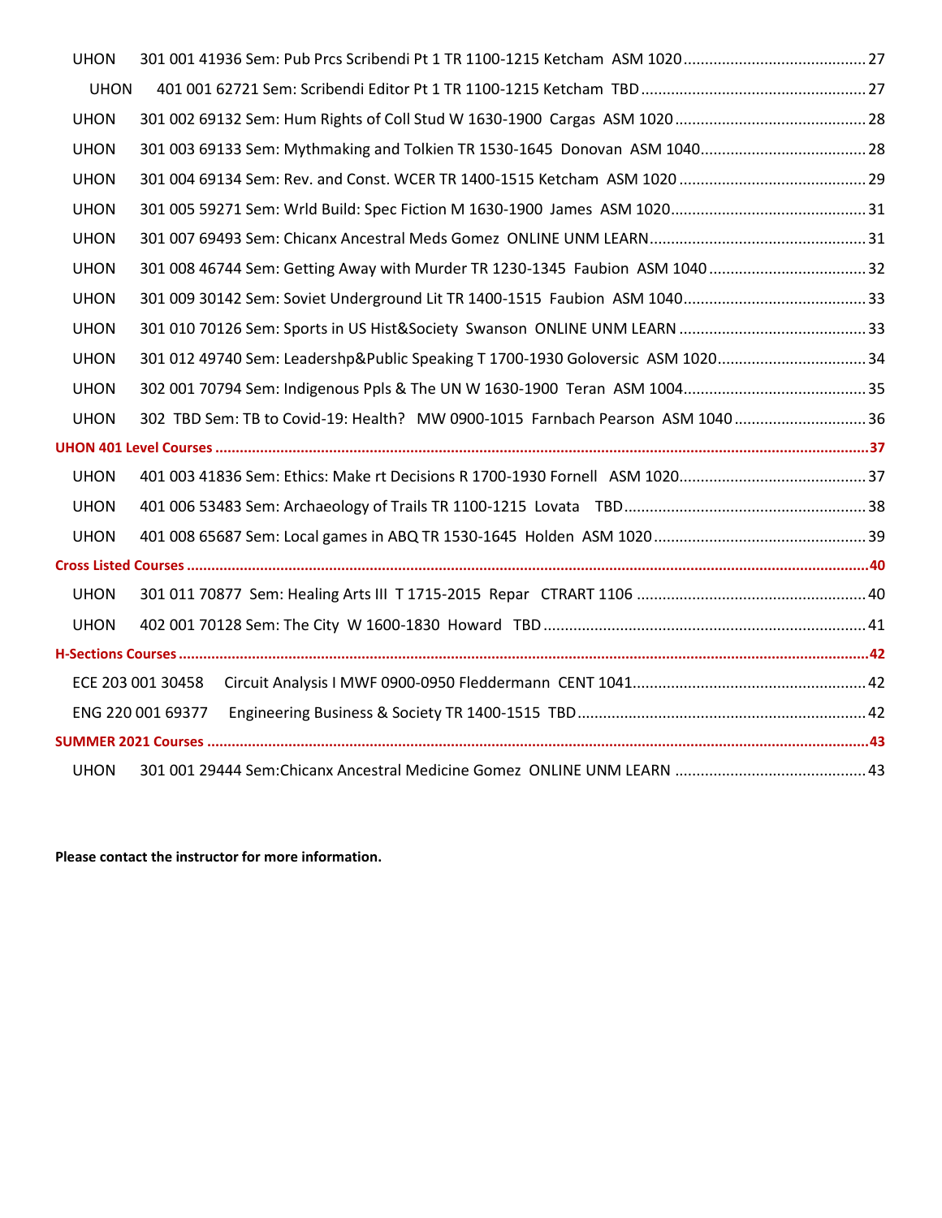UHON 301 001 41936 Sem: Pub Prcs Scribendi Pt 1 TR 1100-1215 Ketcham ASM 1020 ........................................... 27

UHON 401 001 62721 Sem: Scribendi Editor Pt 1 TR 1100-1215 Ketcham TBD ..................................................... 27

UHON 301 002 69132 Sem: Hum Rights of Coll Stud W 1630-1900 Cargas ASM 1020 ............................................. 28

UHON 301 003 69133 Sem: Mythmaking and Tolkien TR 1530-1645 Donovan ASM 1040 ....................................... 28

UHON 301 004 69134 Sem: Rev. and Const. WCER TR 1400-1515 Ketcham ASM 1020 ............................................ 29

UHON 301 005 59271 Sem: Wrld Build: Spec Fiction M 1630-1900 James ASM 1020 ............................................... 31

UHON 301 007 69493 Sem: Chicanx Ancestral Meds Gomez ONLINE UNM LEARN ................................................... 31

UHON 301 008 46744 Sem: Getting Away with Murder TR 1230-1345 Faubion ASM 1040 ..................................... 32

UHON 301 009 30142 Sem: Soviet Underground Lit TR 1400-1515 Faubion ASM 1040 ........................................... 33

UHON 301 010 70126 Sem: Sports in US Hist&Society Swanson ONLINE UNM LEARN ............................................ 33

UHON 301 012 49740 Sem: Leadershp&Public Speaking T 1700-1930 Goloversic ASM 1020 ................................... 34

UHON 302 001 70794 Sem: Indigenous Ppls & The UN W 1630-1900 Teran ASM 1004 ............................................ 35

UHON 302 TBD Sem: TB to Covid-19: Health? MW 0900-1015 Farnbach Pearson ASM 1040 ............................... 36

**UHON 401 Level Courses** ........................................................................................................................................... 37

UHON 401 003 41836 Sem: Ethics: Make rt Decisions R 1700-1930 Fornell ASM 1020 ............................................ 37

UHON 401 006 53483 Sem: Archaeology of Trails TR 1100-1215 Lovata TBD ......................................................... 38

UHON 401 008 65687 Sem: Local games in ABQ TR 1530-1645 Holden ASM 1020 .................................................. 39

**Cross Listed Courses** ................................................................................................................................................... 40

UHON 301 011 70877 Sem: Healing Arts III T 1715-2015 Repar CTRART 1106 ...................................................... 40

UHON 402 001 70128 Sem: The City W 1600-1830 Howard TBD ............................................................................ 41

**H-Sections Courses** ..................................................................................................................................................... 42

ECE 203 001 30458 Circuit Analysis I MWF 0900-0950 Fleddermann CENT 1041 ....................................................... 42

ENG 220 001 69377 Engineering Business & Society TR 1400-1515 TBD .................................................................... 42

**SUMMER 2021 Courses** ............................................................................................................................................... 43

UHON 301 001 29444 Sem:Chicanx Ancestral Medicine Gomez ONLINE UNM LEARN ............................................. 43

**Please contact the instructor for more information.**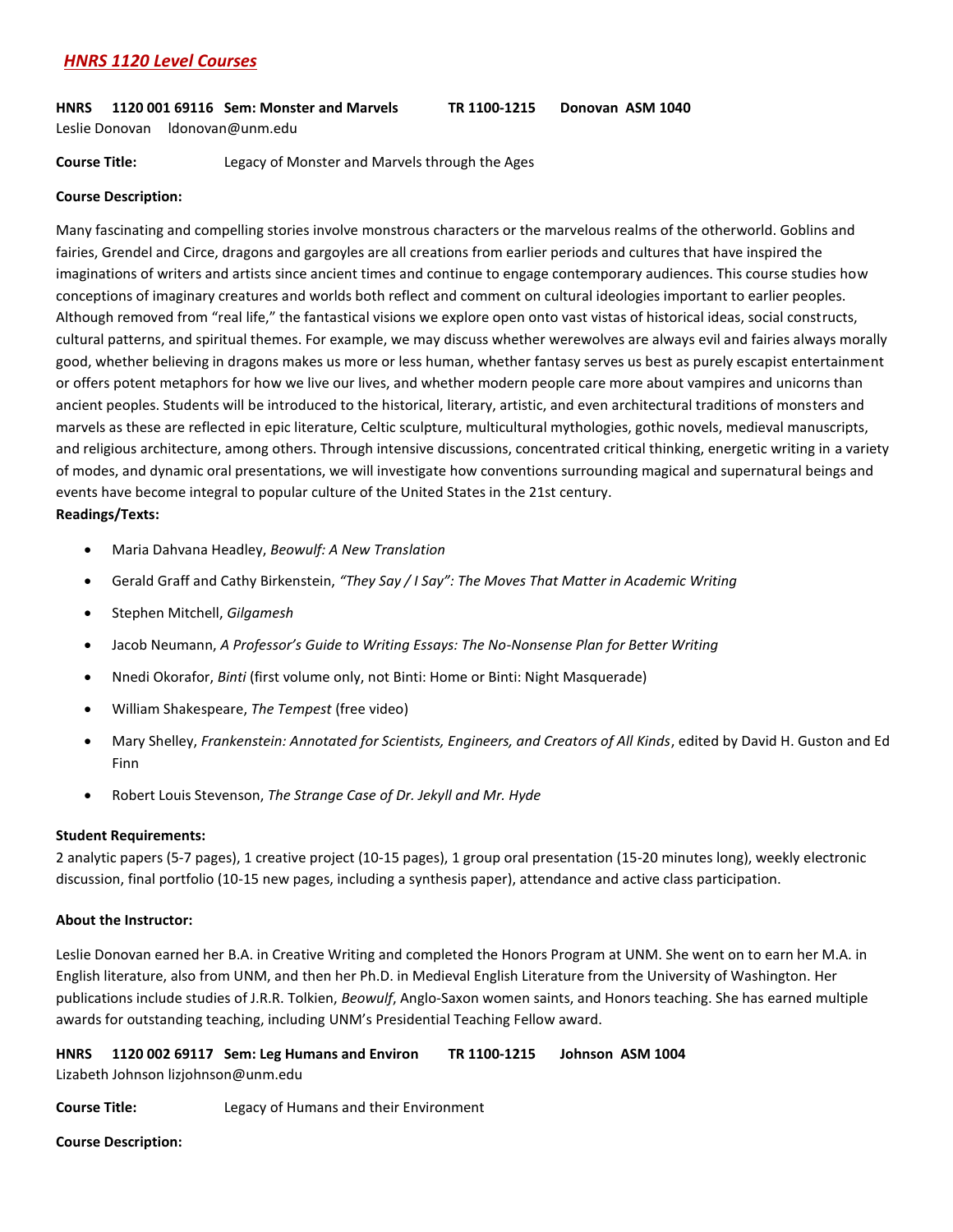## *HNRS 1120 Level Courses*

**HNRS 1120 001 69116 Sem: Monster and Marvels TR 1100-1215 Donovan ASM 1040**
Leslie Donovan ldonovan@unm.edu

**Course Title:** Legacy of Monster and Marvels through the Ages

**Course Description:**

Many fascinating and compelling stories involve monstrous characters or the marvelous realms of the otherworld. Goblins and fairies, Grendel and Circe, dragons and gargoyles are all creations from earlier periods and cultures that have inspired the imaginations of writers and artists since ancient times and continue to engage contemporary audiences. This course studies how conceptions of imaginary creatures and worlds both reflect and comment on cultural ideologies important to earlier peoples. Although removed from "real life," the fantastical visions we explore open onto vast vistas of historical ideas, social constructs, cultural patterns, and spiritual themes. For example, we may discuss whether werewolves are always evil and fairies always morally good, whether believing in dragons makes us more or less human, whether fantasy serves us best as purely escapist entertainment or offers potent metaphors for how we live our lives, and whether modern people care more about vampires and unicorns than ancient peoples. Students will be introduced to the historical, literary, artistic, and even architectural traditions of monsters and marvels as these are reflected in epic literature, Celtic sculpture, multicultural mythologies, gothic novels, medieval manuscripts, and religious architecture, among others. Through intensive discussions, concentrated critical thinking, energetic writing in a variety of modes, and dynamic oral presentations, we will investigate how conventions surrounding magical and supernatural beings and events have become integral to popular culture of the United States in the 21st century.

**Readings/Texts:**

- Maria Dahvana Headley, *Beowulf: A New Translation*
- Gerald Graff and Cathy Birkenstein, *"They Say / I Say": The Moves That Matter in Academic Writing*
- Stephen Mitchell, *Gilgamesh*
- Jacob Neumann, *A Professor's Guide to Writing Essays: The No-Nonsense Plan for Better Writing*
- Nnedi Okorafor, *Binti* (first volume only, not Binti: Home or Binti: Night Masquerade)
- William Shakespeare, *The Tempest* (free video)
- Mary Shelley, *Frankenstein: Annotated for Scientists, Engineers, and Creators of All Kinds*, edited by David H. Guston and Ed Finn
- Robert Louis Stevenson, *The Strange Case of Dr. Jekyll and Mr. Hyde*

**Student Requirements:**

2 analytic papers (5-7 pages), 1 creative project (10-15 pages), 1 group oral presentation (15-20 minutes long), weekly electronic discussion, final portfolio (10-15 new pages, including a synthesis paper), attendance and active class participation.

**About the Instructor:**

Leslie Donovan earned her B.A. in Creative Writing and completed the Honors Program at UNM. She went on to earn her M.A. in English literature, also from UNM, and then her Ph.D. in Medieval English Literature from the University of Washington. Her publications include studies of J.R.R. Tolkien, *Beowulf*, Anglo-Saxon women saints, and Honors teaching. She has earned multiple awards for outstanding teaching, including UNM's Presidential Teaching Fellow award.

**HNRS 1120 002 69117 Sem: Leg Humans and Environ TR 1100-1215 Johnson ASM 1004**
Lizabeth Johnson lizjohnson@unm.edu

**Course Title:** Legacy of Humans and their Environment

**Course Description:**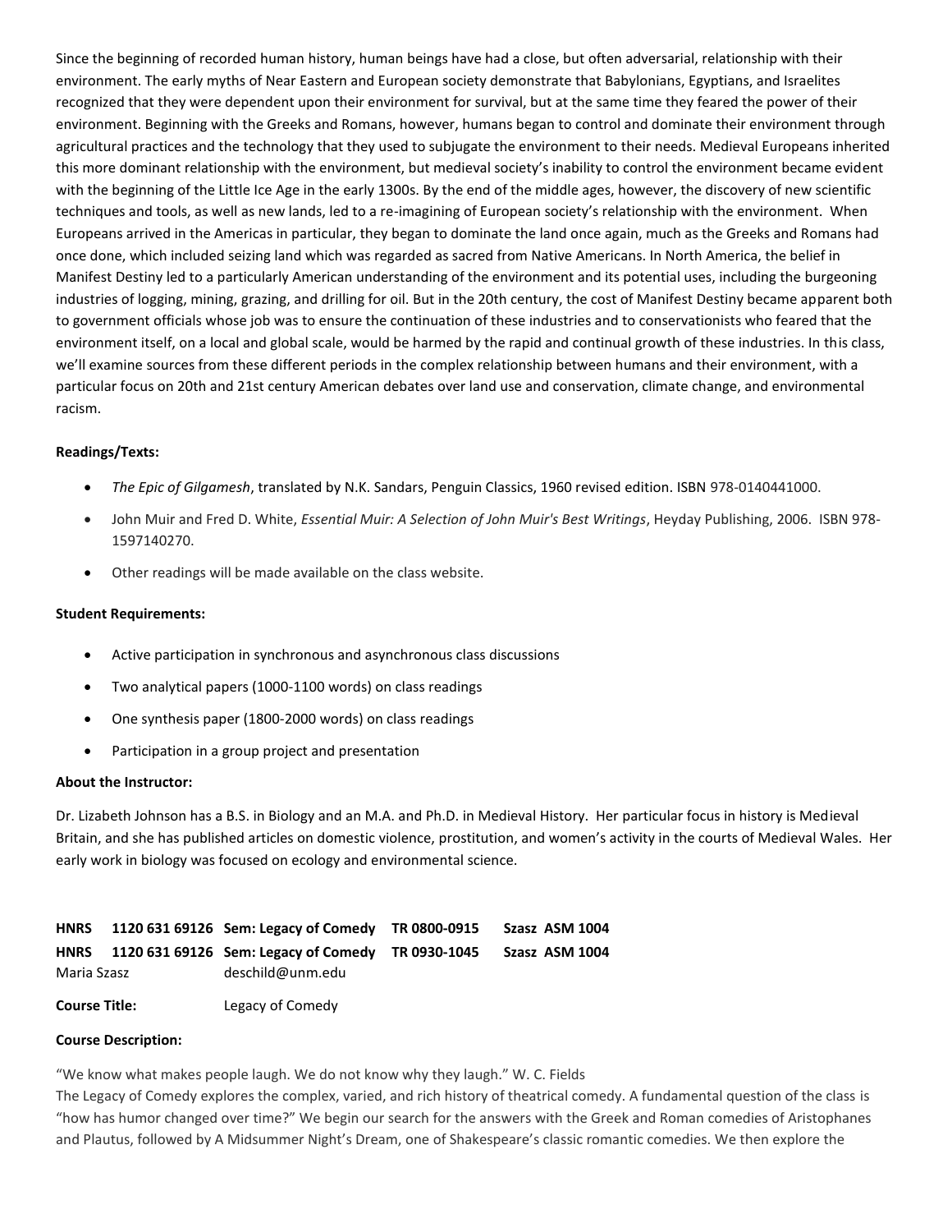Since the beginning of recorded human history, human beings have had a close, but often adversarial, relationship with their environment. The early myths of Near Eastern and European society demonstrate that Babylonians, Egyptians, and Israelites recognized that they were dependent upon their environment for survival, but at the same time they feared the power of their environment. Beginning with the Greeks and Romans, however, humans began to control and dominate their environment through agricultural practices and the technology that they used to subjugate the environment to their needs. Medieval Europeans inherited this more dominant relationship with the environment, but medieval society's inability to control the environment became evident with the beginning of the Little Ice Age in the early 1300s. By the end of the middle ages, however, the discovery of new scientific techniques and tools, as well as new lands, led to a re-imagining of European society's relationship with the environment. When Europeans arrived in the Americas in particular, they began to dominate the land once again, much as the Greeks and Romans had once done, which included seizing land which was regarded as sacred from Native Americans. In North America, the belief in Manifest Destiny led to a particularly American understanding of the environment and its potential uses, including the burgeoning industries of logging, mining, grazing, and drilling for oil. But in the 20th century, the cost of Manifest Destiny became apparent both to government officials whose job was to ensure the continuation of these industries and to conservationists who feared that the environment itself, on a local and global scale, would be harmed by the rapid and continual growth of these industries. In this class, we'll examine sources from these different periods in the complex relationship between humans and their environment, with a particular focus on 20th and 21st century American debates over land use and conservation, climate change, and environmental racism.

**Readings/Texts:**

- *The Epic of Gilgamesh*, translated by N.K. Sandars, Penguin Classics, 1960 revised edition. ISBN 978-0140441000.
- John Muir and Fred D. White, *Essential Muir: A Selection of John Muir's Best Writings*, Heyday Publishing, 2006. ISBN 978-1597140270.
- Other readings will be made available on the class website.

**Student Requirements:**

- Active participation in synchronous and asynchronous class discussions
- Two analytical papers (1000-1100 words) on class readings
- One synthesis paper (1800-2000 words) on class readings
- Participation in a group project and presentation

**About the Instructor:**

Dr. Lizabeth Johnson has a B.S. in Biology and an M.A. and Ph.D. in Medieval History. Her particular focus in history is Medieval Britain, and she has published articles on domestic violence, prostitution, and women's activity in the courts of Medieval Wales. Her early work in biology was focused on ecology and environmental science.

**HNRS 1120 631 69126 Sem: Legacy of Comedy TR 0800-0915 Szasz ASM 1004**

**HNRS 1120 631 69126 Sem: Legacy of Comedy TR 0930-1045 Szasz ASM 1004**

Maria Szasz deschild@unm.edu

**Course Title:** Legacy of Comedy

**Course Description:**

"We know what makes people laugh. We do not know why they laugh." W. C. Fields

The Legacy of Comedy explores the complex, varied, and rich history of theatrical comedy. A fundamental question of the class is "how has humor changed over time?" We begin our search for the answers with the Greek and Roman comedies of Aristophanes and Plautus, followed by A Midsummer Night's Dream, one of Shakespeare's classic romantic comedies. We then explore the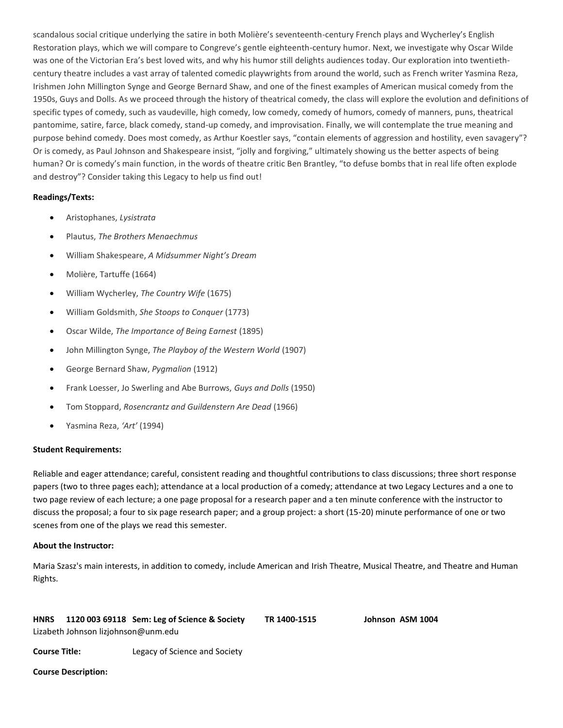scandalous social critique underlying the satire in both Molière's seventeenth-century French plays and Wycherley's English Restoration plays, which we will compare to Congreve's gentle eighteenth-century humor. Next, we investigate why Oscar Wilde was one of the Victorian Era's best loved wits, and why his humor still delights audiences today. Our exploration into twentieth-century theatre includes a vast array of talented comedic playwrights from around the world, such as French writer Yasmina Reza, Irishmen John Millington Synge and George Bernard Shaw, and one of the finest examples of American musical comedy from the 1950s, Guys and Dolls. As we proceed through the history of theatrical comedy, the class will explore the evolution and definitions of specific types of comedy, such as vaudeville, high comedy, low comedy, comedy of humors, comedy of manners, puns, theatrical pantomime, satire, farce, black comedy, stand-up comedy, and improvisation. Finally, we will contemplate the true meaning and purpose behind comedy. Does most comedy, as Arthur Koestler says, "contain elements of aggression and hostility, even savagery"? Or is comedy, as Paul Johnson and Shakespeare insist, "jolly and forgiving," ultimately showing us the better aspects of being human? Or is comedy's main function, in the words of theatre critic Ben Brantley, "to defuse bombs that in real life often explode and destroy"? Consider taking this Legacy to help us find out!

**Readings/Texts:**

- Aristophanes, *Lysistrata*
- Plautus, *The Brothers Menaechmus*
- William Shakespeare, *A Midsummer Night's Dream*
- Molière, Tartuffe (1664)
- William Wycherley, *The Country Wife* (1675)
- William Goldsmith, *She Stoops to Conquer* (1773)
- Oscar Wilde, *The Importance of Being Earnest* (1895)
- John Millington Synge, *The Playboy of the Western World* (1907)
- George Bernard Shaw, *Pygmalion* (1912)
- Frank Loesser, Jo Swerling and Abe Burrows, *Guys and Dolls* (1950)
- Tom Stoppard, *Rosencrantz and Guildenstern Are Dead* (1966)
- Yasmina Reza, *'Art'* (1994)

**Student Requirements:**

Reliable and eager attendance; careful, consistent reading and thoughtful contributions to class discussions; three short response papers (two to three pages each); attendance at a local production of a comedy; attendance at two Legacy Lectures and a one to two page review of each lecture; a one page proposal for a research paper and a ten minute conference with the instructor to discuss the proposal; a four to six page research paper; and a group project: a short (15-20) minute performance of one or two scenes from one of the plays we read this semester.

**About the Instructor:**

Maria Szasz's main interests, in addition to comedy, include American and Irish Theatre, Musical Theatre, and Theatre and Human Rights.

**HNRS 1120 003 69118 Sem: Leg of Science & Society TR 1400-1515 Johnson ASM 1004**
Lizabeth Johnson lizjohnson@unm.edu

**Course Title:** Legacy of Science and Society

**Course Description:**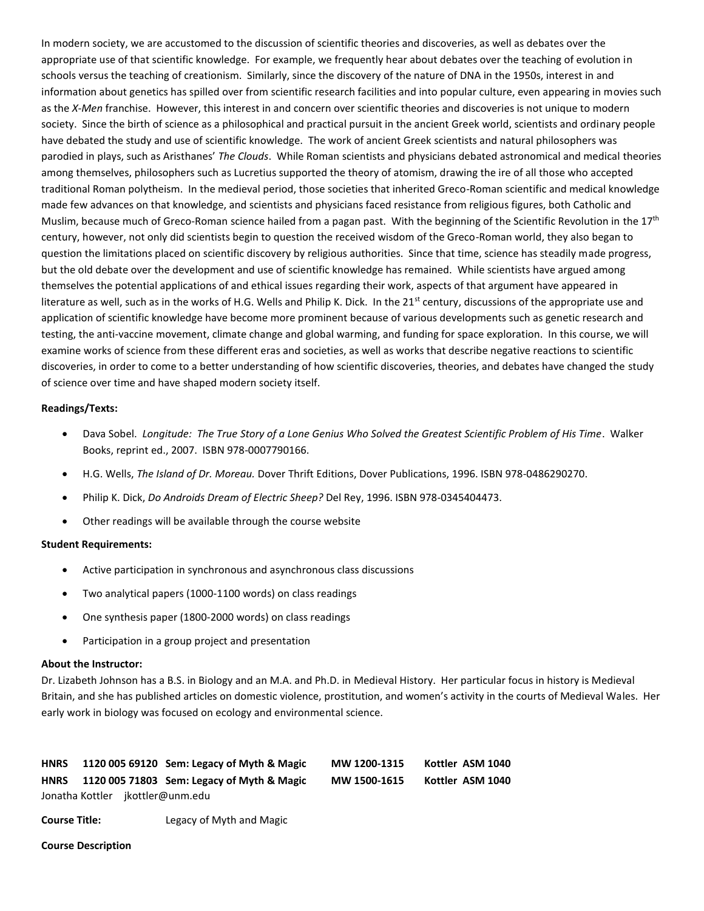In modern society, we are accustomed to the discussion of scientific theories and discoveries, as well as debates over the appropriate use of that scientific knowledge. For example, we frequently hear about debates over the teaching of evolution in schools versus the teaching of creationism. Similarly, since the discovery of the nature of DNA in the 1950s, interest in and information about genetics has spilled over from scientific research facilities and into popular culture, even appearing in movies such as the *X-Men* franchise. However, this interest in and concern over scientific theories and discoveries is not unique to modern society. Since the birth of science as a philosophical and practical pursuit in the ancient Greek world, scientists and ordinary people have debated the study and use of scientific knowledge. The work of ancient Greek scientists and natural philosophers was parodied in plays, such as Aristhanes' *The Clouds*. While Roman scientists and physicians debated astronomical and medical theories among themselves, philosophers such as Lucretius supported the theory of atomism, drawing the ire of all those who accepted traditional Roman polytheism. In the medieval period, those societies that inherited Greco-Roman scientific and medical knowledge made few advances on that knowledge, and scientists and physicians faced resistance from religious figures, both Catholic and Muslim, because much of Greco-Roman science hailed from a pagan past. With the beginning of the Scientific Revolution in the 17th century, however, not only did scientists begin to question the received wisdom of the Greco-Roman world, they also began to question the limitations placed on scientific discovery by religious authorities. Since that time, science has steadily made progress, but the old debate over the development and use of scientific knowledge has remained. While scientists have argued among themselves the potential applications of and ethical issues regarding their work, aspects of that argument have appeared in literature as well, such as in the works of H.G. Wells and Philip K. Dick. In the 21st century, discussions of the appropriate use and application of scientific knowledge have become more prominent because of various developments such as genetic research and testing, the anti-vaccine movement, climate change and global warming, and funding for space exploration. In this course, we will examine works of science from these different eras and societies, as well as works that describe negative reactions to scientific discoveries, in order to come to a better understanding of how scientific discoveries, theories, and debates have changed the study of science over time and have shaped modern society itself.

**Readings/Texts:**

- Dava Sobel. *Longitude: The True Story of a Lone Genius Who Solved the Greatest Scientific Problem of His Time*. Walker Books, reprint ed., 2007. ISBN 978-0007790166.
- H.G. Wells, *The Island of Dr. Moreau.* Dover Thrift Editions, Dover Publications, 1996. ISBN 978-0486290270.
- Philip K. Dick, *Do Androids Dream of Electric Sheep?* Del Rey, 1996. ISBN 978-0345404473.
- Other readings will be available through the course website

**Student Requirements:**

- Active participation in synchronous and asynchronous class discussions
- Two analytical papers (1000-1100 words) on class readings
- One synthesis paper (1800-2000 words) on class readings
- Participation in a group project and presentation

**About the Instructor:**

Dr. Lizabeth Johnson has a B.S. in Biology and an M.A. and Ph.D. in Medieval History. Her particular focus in history is Medieval Britain, and she has published articles on domestic violence, prostitution, and women's activity in the courts of Medieval Wales. Her early work in biology was focused on ecology and environmental science.

**HNRS 1120 005 69120 Sem: Legacy of Myth & Magic MW 1200-1315 Kottler ASM 1040**
**HNRS 1120 005 71803 Sem: Legacy of Myth & Magic MW 1500-1615 Kottler ASM 1040**
Jonatha Kottler jkottler@unm.edu

**Course Title:** Legacy of Myth and Magic

**Course Description**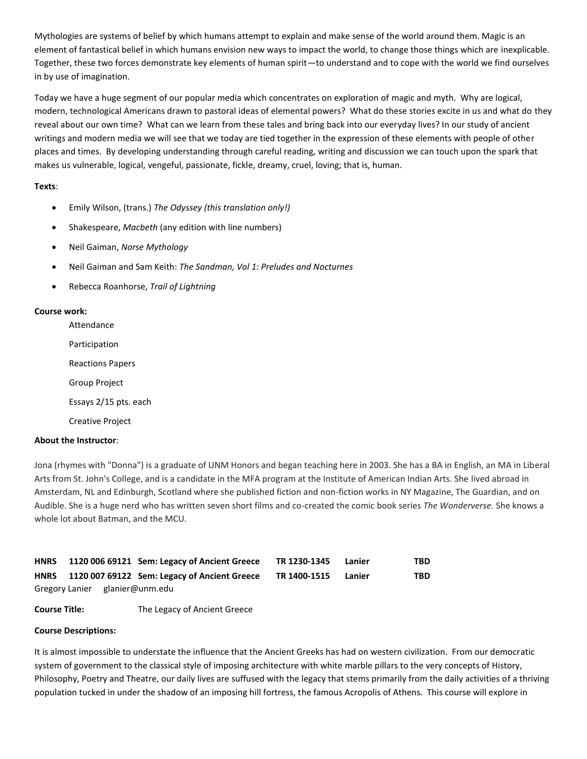Mythologies are systems of belief by which humans attempt to explain and make sense of the world around them. Magic is an element of fantastical belief in which humans envision new ways to impact the world, to change those things which are inexplicable. Together, these two forces demonstrate key elements of human spirit—to understand and to cope with the world we find ourselves in by use of imagination.

Today we have a huge segment of our popular media which concentrates on exploration of magic and myth. Why are logical, modern, technological Americans drawn to pastoral ideas of elemental powers? What do these stories excite in us and what do they reveal about our own time? What can we learn from these tales and bring back into our everyday lives? In our study of ancient writings and modern media we will see that we today are tied together in the expression of these elements with people of other places and times. By developing understanding through careful reading, writing and discussion we can touch upon the spark that makes us vulnerable, logical, vengeful, passionate, fickle, dreamy, cruel, loving; that is, human.

**Texts**:

- Emily Wilson, (trans.) *The Odyssey (this translation only!)*
- Shakespeare, *Macbeth* (any edition with line numbers)
- Neil Gaiman, *Norse Mythology*
- Neil Gaiman and Sam Keith: *The Sandman, Vol 1: Preludes and Nocturnes*
- Rebecca Roanhorse, *Trail of Lightning*

**Course work:**

Attendance

Participation

Reactions Papers

Group Project

Essays 2/15 pts. each

Creative Project

**About the Instructor**:

Jona (rhymes with "Donna") is a graduate of UNM Honors and began teaching here in 2003. She has a BA in English, an MA in Liberal Arts from St. John's College, and is a candidate in the MFA program at the Institute of American Indian Arts. She lived abroad in Amsterdam, NL and Edinburgh, Scotland where she published fiction and non-fiction works in NY Magazine, The Guardian, and on Audible. She is a huge nerd who has written seven short films and co-created the comic book series *The Wonderverse.* She knows a whole lot about Batman, and the MCU.

| | | | | | |
|---|---|---|---|---|---|
| **HNRS** | **1120 006 69121** | **Sem: Legacy of Ancient Greece** | **TR 1230-1345** | **Lanier** | **TBD** |
| **HNRS** | **1120 007 69122** | **Sem: Legacy of Ancient Greece** | **TR 1400-1515** | **Lanier** | **TBD** |

Gregory Lanier glanier@unm.edu

**Course Title:** The Legacy of Ancient Greece

**Course Descriptions:**

It is almost impossible to understate the influence that the Ancient Greeks has had on western civilization. From our democratic system of government to the classical style of imposing architecture with white marble pillars to the very concepts of History, Philosophy, Poetry and Theatre, our daily lives are suffused with the legacy that stems primarily from the daily activities of a thriving population tucked in under the shadow of an imposing hill fortress, the famous Acropolis of Athens. This course will explore in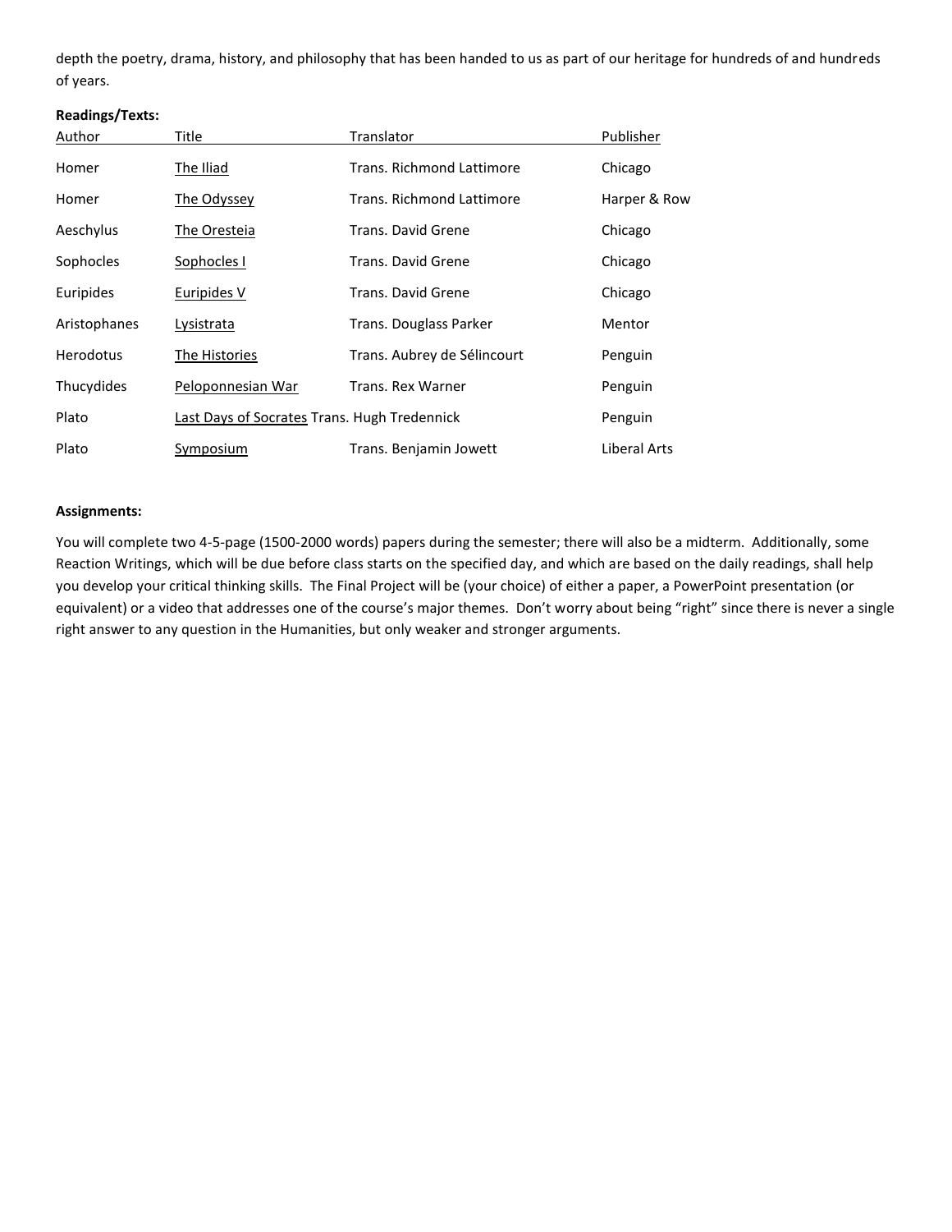depth the poetry, drama, history, and philosophy that has been handed to us as part of our heritage for hundreds of and hundreds of years.

**Readings/Texts:**

| Author | Title | Translator | Publisher |
|---|---|---|---|
| Homer | The Iliad | Trans. Richmond Lattimore | Chicago |
| Homer | The Odyssey | Trans. Richmond Lattimore | Harper & Row |
| Aeschylus | The Oresteia | Trans. David Grene | Chicago |
| Sophocles | Sophocles I | Trans. David Grene | Chicago |
| Euripides | Euripides V | Trans. David Grene | Chicago |
| Aristophanes | Lysistrata | Trans. Douglass Parker | Mentor |
| Herodotus | The Histories | Trans. Aubrey de Sélincourt | Penguin |
| Thucydides | Peloponnesian War | Trans. Rex Warner | Penguin |
| Plato | Last Days of Socrates | Trans. Hugh Tredennick | Penguin |
| Plato | Symposium | Trans. Benjamin Jowett | Liberal Arts |

**Assignments:**

You will complete two 4-5-page (1500-2000 words) papers during the semester; there will also be a midterm. Additionally, some Reaction Writings, which will be due before class starts on the specified day, and which are based on the daily readings, shall help you develop your critical thinking skills. The Final Project will be (your choice) of either a paper, a PowerPoint presentation (or equivalent) or a video that addresses one of the course's major themes. Don't worry about being "right" since there is never a single right answer to any question in the Humanities, but only weaker and stronger arguments.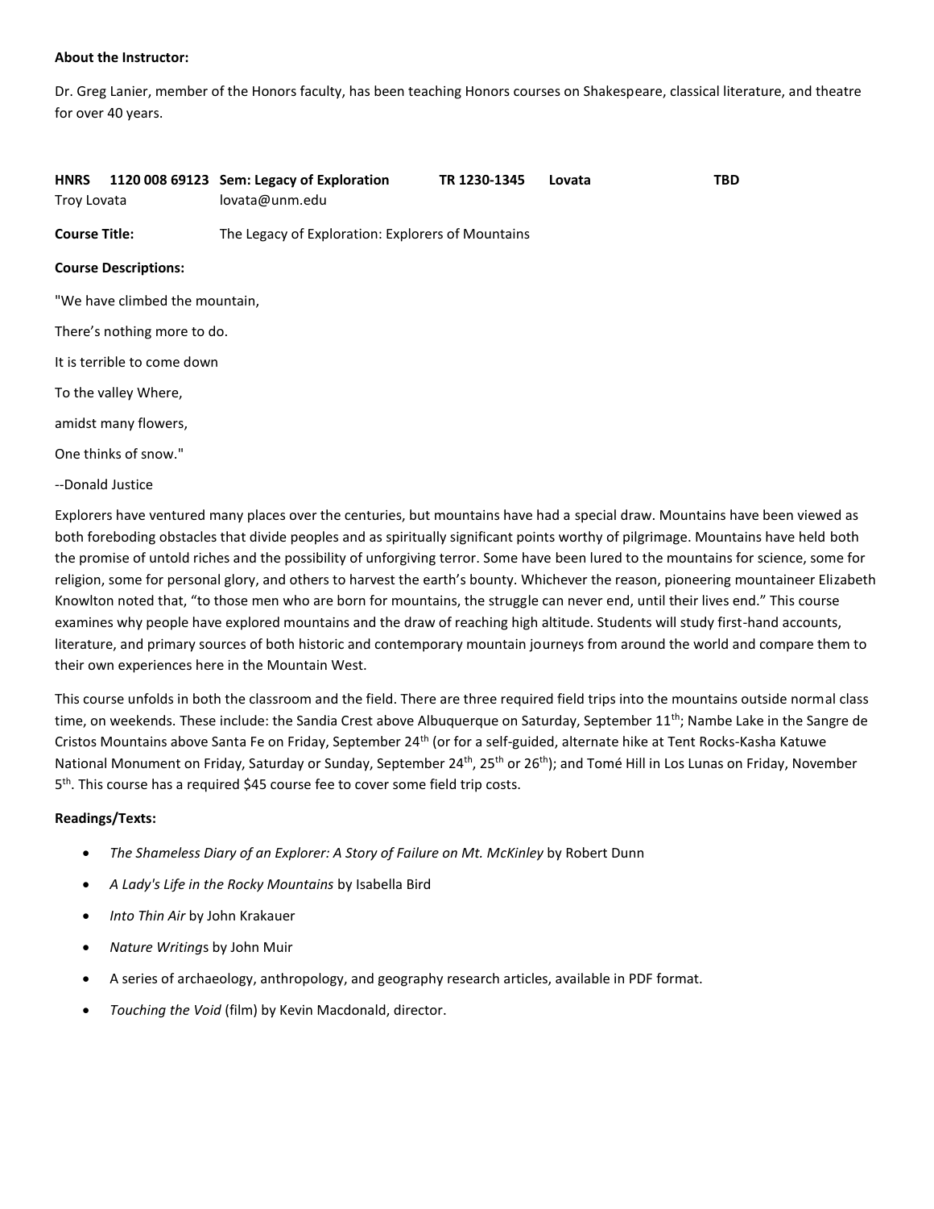**About the Instructor:**

Dr. Greg Lanier, member of the Honors faculty, has been teaching Honors courses on Shakespeare, classical literature, and theatre for over 40 years.

**HNRS 1120 008 69123 Sem: Legacy of Exploration TR 1230-1345 Lovata TBD**
Troy Lovata lovata@unm.edu

**Course Title:** The Legacy of Exploration: Explorers of Mountains

**Course Descriptions:**

"We have climbed the mountain,

There's nothing more to do.

It is terrible to come down

To the valley Where,

amidst many flowers,

One thinks of snow."

--Donald Justice

Explorers have ventured many places over the centuries, but mountains have had a special draw. Mountains have been viewed as both foreboding obstacles that divide peoples and as spiritually significant points worthy of pilgrimage. Mountains have held both the promise of untold riches and the possibility of unforgiving terror. Some have been lured to the mountains for science, some for religion, some for personal glory, and others to harvest the earth's bounty. Whichever the reason, pioneering mountaineer Elizabeth Knowlton noted that, "to those men who are born for mountains, the struggle can never end, until their lives end." This course examines why people have explored mountains and the draw of reaching high altitude. Students will study first-hand accounts, literature, and primary sources of both historic and contemporary mountain journeys from around the world and compare them to their own experiences here in the Mountain West.

This course unfolds in both the classroom and the field. There are three required field trips into the mountains outside normal class time, on weekends. These include: the Sandia Crest above Albuquerque on Saturday, September 11th; Nambe Lake in the Sangre de Cristos Mountains above Santa Fe on Friday, September 24th (or for a self-guided, alternate hike at Tent Rocks-Kasha Katuwe National Monument on Friday, Saturday or Sunday, September 24th, 25th or 26th); and Tomé Hill in Los Lunas on Friday, November 5th. This course has a required $45 course fee to cover some field trip costs.

**Readings/Texts:**

- *The Shameless Diary of an Explorer: A Story of Failure on Mt. McKinley* by Robert Dunn
- *A Lady's Life in the Rocky Mountains* by Isabella Bird
- *Into Thin Air* by John Krakauer
- *Nature Writings* by John Muir
- A series of archaeology, anthropology, and geography research articles, available in PDF format.
- *Touching the Void* (film) by Kevin Macdonald, director.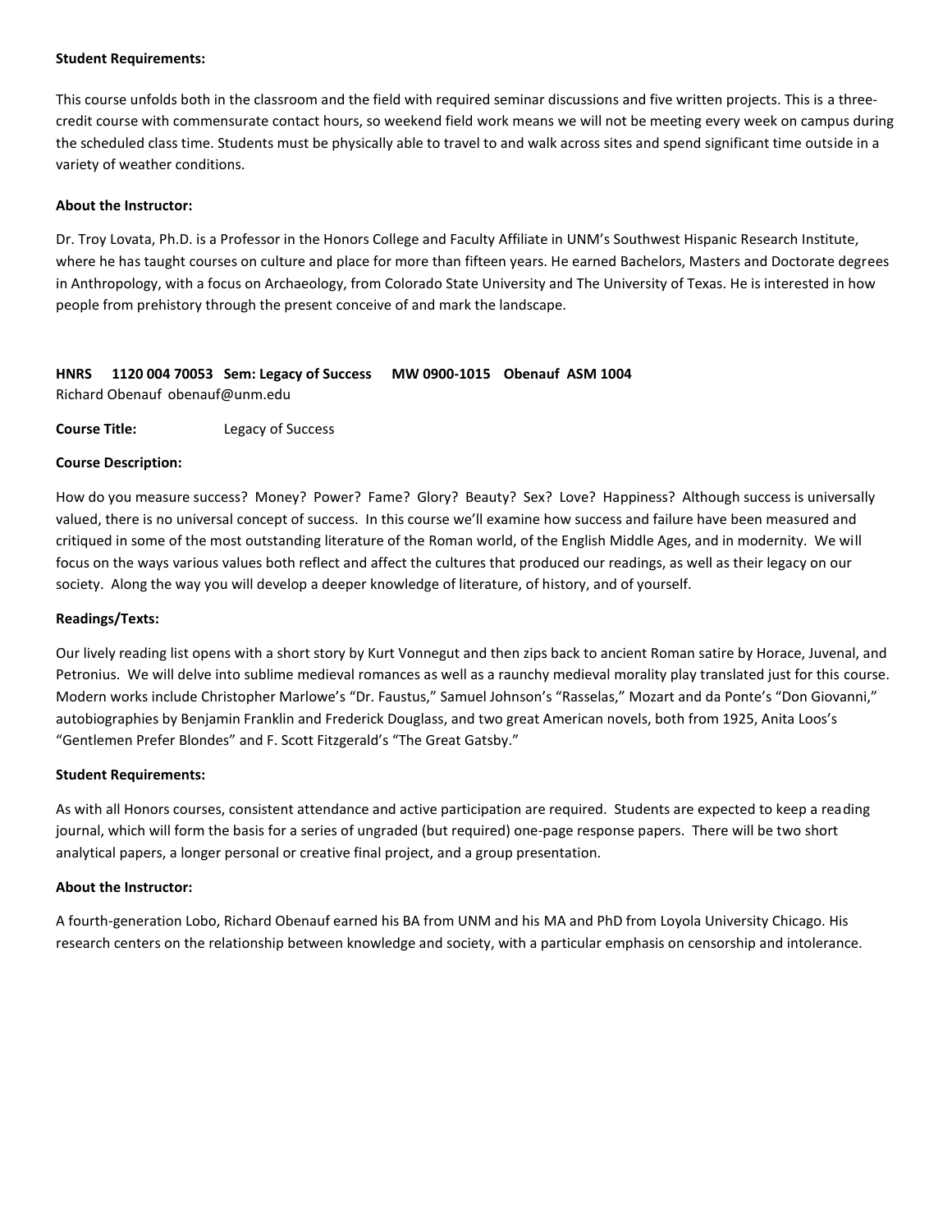**Student Requirements:**

This course unfolds both in the classroom and the field with required seminar discussions and five written projects. This is a three-credit course with commensurate contact hours, so weekend field work means we will not be meeting every week on campus during the scheduled class time. Students must be physically able to travel to and walk across sites and spend significant time outside in a variety of weather conditions.

**About the Instructor:**

Dr. Troy Lovata, Ph.D. is a Professor in the Honors College and Faculty Affiliate in UNM's Southwest Hispanic Research Institute, where he has taught courses on culture and place for more than fifteen years. He earned Bachelors, Masters and Doctorate degrees in Anthropology, with a focus on Archaeology, from Colorado State University and The University of Texas. He is interested in how people from prehistory through the present conceive of and mark the landscape.

**HNRS 1120 004 70053 Sem: Legacy of Success MW 0900-1015 Obenauf ASM 1004**
Richard Obenauf obenauf@unm.edu

**Course Title:** Legacy of Success

**Course Description:**

How do you measure success? Money? Power? Fame? Glory? Beauty? Sex? Love? Happiness? Although success is universally valued, there is no universal concept of success. In this course we'll examine how success and failure have been measured and critiqued in some of the most outstanding literature of the Roman world, of the English Middle Ages, and in modernity. We will focus on the ways various values both reflect and affect the cultures that produced our readings, as well as their legacy on our society. Along the way you will develop a deeper knowledge of literature, of history, and of yourself.

**Readings/Texts:**

Our lively reading list opens with a short story by Kurt Vonnegut and then zips back to ancient Roman satire by Horace, Juvenal, and Petronius. We will delve into sublime medieval romances as well as a raunchy medieval morality play translated just for this course. Modern works include Christopher Marlowe's "Dr. Faustus," Samuel Johnson's "Rasselas," Mozart and da Ponte's "Don Giovanni," autobiographies by Benjamin Franklin and Frederick Douglass, and two great American novels, both from 1925, Anita Loos's "Gentlemen Prefer Blondes" and F. Scott Fitzgerald's "The Great Gatsby."

**Student Requirements:**

As with all Honors courses, consistent attendance and active participation are required. Students are expected to keep a reading journal, which will form the basis for a series of ungraded (but required) one-page response papers. There will be two short analytical papers, a longer personal or creative final project, and a group presentation.

**About the Instructor:**

A fourth-generation Lobo, Richard Obenauf earned his BA from UNM and his MA and PhD from Loyola University Chicago. His research centers on the relationship between knowledge and society, with a particular emphasis on censorship and intolerance.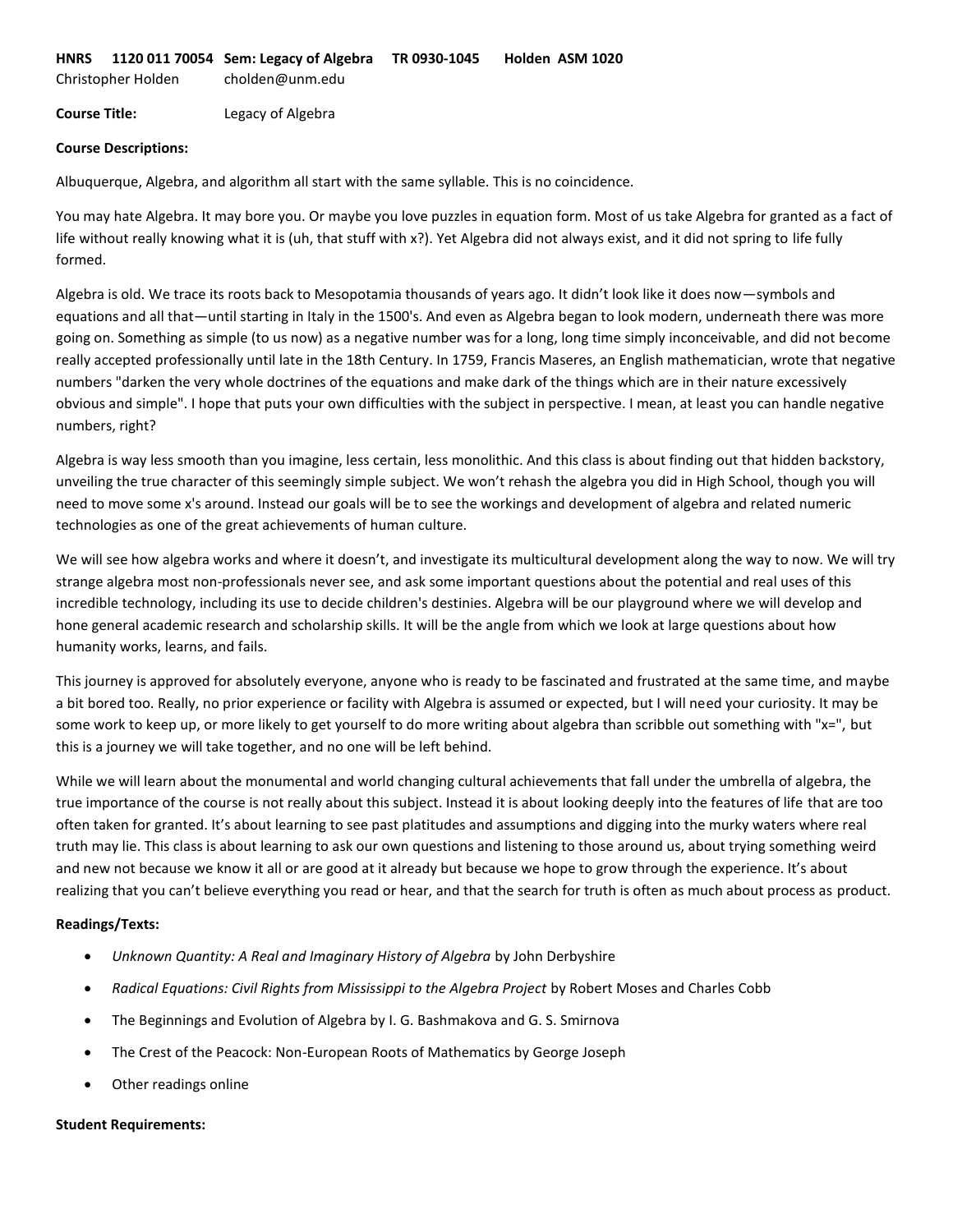**HNRS 1120 011 70054 Sem: Legacy of Algebra TR 0930-1045 Holden ASM 1020**

Christopher Holden cholden@unm.edu

**Course Title:** Legacy of Algebra

**Course Descriptions:**

Albuquerque, Algebra, and algorithm all start with the same syllable. This is no coincidence.

You may hate Algebra. It may bore you. Or maybe you love puzzles in equation form. Most of us take Algebra for granted as a fact of life without really knowing what it is (uh, that stuff with x?). Yet Algebra did not always exist, and it did not spring to life fully formed.

Algebra is old. We trace its roots back to Mesopotamia thousands of years ago. It didn't look like it does now—symbols and equations and all that—until starting in Italy in the 1500's. And even as Algebra began to look modern, underneath there was more going on. Something as simple (to us now) as a negative number was for a long, long time simply inconceivable, and did not become really accepted professionally until late in the 18th Century. In 1759, Francis Maseres, an English mathematician, wrote that negative numbers "darken the very whole doctrines of the equations and make dark of the things which are in their nature excessively obvious and simple". I hope that puts your own difficulties with the subject in perspective. I mean, at least you can handle negative numbers, right?

Algebra is way less smooth than you imagine, less certain, less monolithic. And this class is about finding out that hidden backstory, unveiling the true character of this seemingly simple subject. We won't rehash the algebra you did in High School, though you will need to move some x's around. Instead our goals will be to see the workings and development of algebra and related numeric technologies as one of the great achievements of human culture.

We will see how algebra works and where it doesn't, and investigate its multicultural development along the way to now. We will try strange algebra most non-professionals never see, and ask some important questions about the potential and real uses of this incredible technology, including its use to decide children's destinies. Algebra will be our playground where we will develop and hone general academic research and scholarship skills. It will be the angle from which we look at large questions about how humanity works, learns, and fails.

This journey is approved for absolutely everyone, anyone who is ready to be fascinated and frustrated at the same time, and maybe a bit bored too. Really, no prior experience or facility with Algebra is assumed or expected, but I will need your curiosity. It may be some work to keep up, or more likely to get yourself to do more writing about algebra than scribble out something with "x=", but this is a journey we will take together, and no one will be left behind.

While we will learn about the monumental and world changing cultural achievements that fall under the umbrella of algebra, the true importance of the course is not really about this subject. Instead it is about looking deeply into the features of life that are too often taken for granted. It's about learning to see past platitudes and assumptions and digging into the murky waters where real truth may lie. This class is about learning to ask our own questions and listening to those around us, about trying something weird and new not because we know it all or are good at it already but because we hope to grow through the experience. It's about realizing that you can't believe everything you read or hear, and that the search for truth is often as much about process as product.

**Readings/Texts:**

- *Unknown Quantity: A Real and Imaginary History of Algebra* by John Derbyshire
- *Radical Equations: Civil Rights from Mississippi to the Algebra Project* by Robert Moses and Charles Cobb
- The Beginnings and Evolution of Algebra by I. G. Bashmakova and G. S. Smirnova
- The Crest of the Peacock: Non-European Roots of Mathematics by George Joseph
- Other readings online

**Student Requirements:**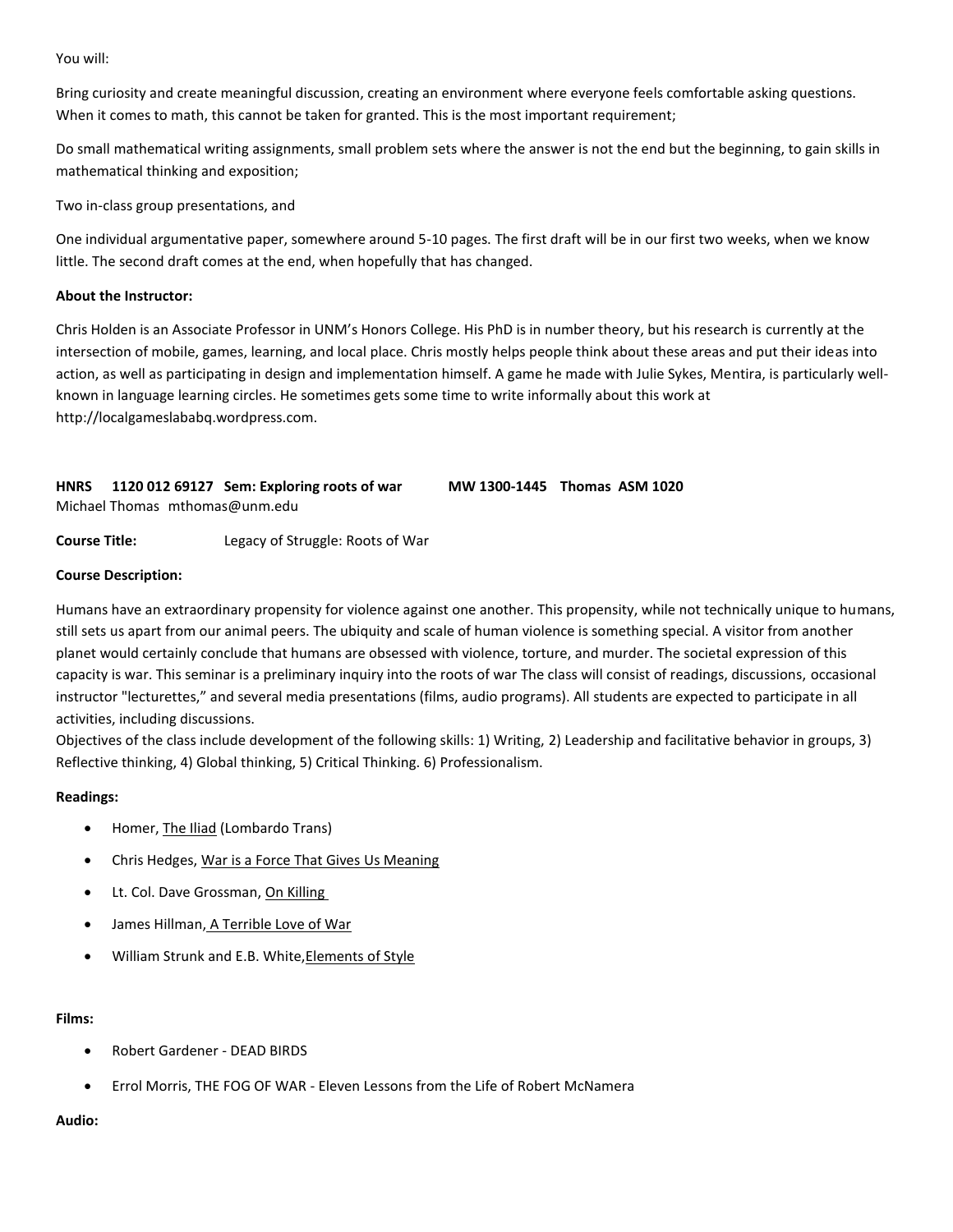You will:

Bring curiosity and create meaningful discussion, creating an environment where everyone feels comfortable asking questions. When it comes to math, this cannot be taken for granted. This is the most important requirement;

Do small mathematical writing assignments, small problem sets where the answer is not the end but the beginning, to gain skills in mathematical thinking and exposition;

Two in-class group presentations, and

One individual argumentative paper, somewhere around 5-10 pages. The first draft will be in our first two weeks, when we know little. The second draft comes at the end, when hopefully that has changed.

**About the Instructor:**

Chris Holden is an Associate Professor in UNM's Honors College. His PhD is in number theory, but his research is currently at the intersection of mobile, games, learning, and local place. Chris mostly helps people think about these areas and put their ideas into action, as well as participating in design and implementation himself. A game he made with Julie Sykes, Mentira, is particularly well-known in language learning circles. He sometimes gets some time to write informally about this work at http://localgameslababq.wordpress.com.

**HNRS 1120 012 69127 Sem: Exploring roots of war MW 1300-1445 Thomas ASM 1020**
Michael Thomas mthomas@unm.edu

**Course Title:** Legacy of Struggle: Roots of War

**Course Description:**

Humans have an extraordinary propensity for violence against one another. This propensity, while not technically unique to humans, still sets us apart from our animal peers. The ubiquity and scale of human violence is something special. A visitor from another planet would certainly conclude that humans are obsessed with violence, torture, and murder. The societal expression of this capacity is war. This seminar is a preliminary inquiry into the roots of war The class will consist of readings, discussions, occasional instructor "lecturettes," and several media presentations (films, audio programs). All students are expected to participate in all activities, including discussions.
Objectives of the class include development of the following skills: 1) Writing, 2) Leadership and facilitative behavior in groups, 3) Reflective thinking, 4) Global thinking, 5) Critical Thinking. 6) Professionalism.

**Readings:**

- Homer, The Iliad (Lombardo Trans)
- Chris Hedges, War is a Force That Gives Us Meaning
- Lt. Col. Dave Grossman, On Killing
- James Hillman, A Terrible Love of War
- William Strunk and E.B. White, Elements of Style

**Films:**

- Robert Gardener - DEAD BIRDS
- Errol Morris, THE FOG OF WAR - Eleven Lessons from the Life of Robert McNamera

**Audio:**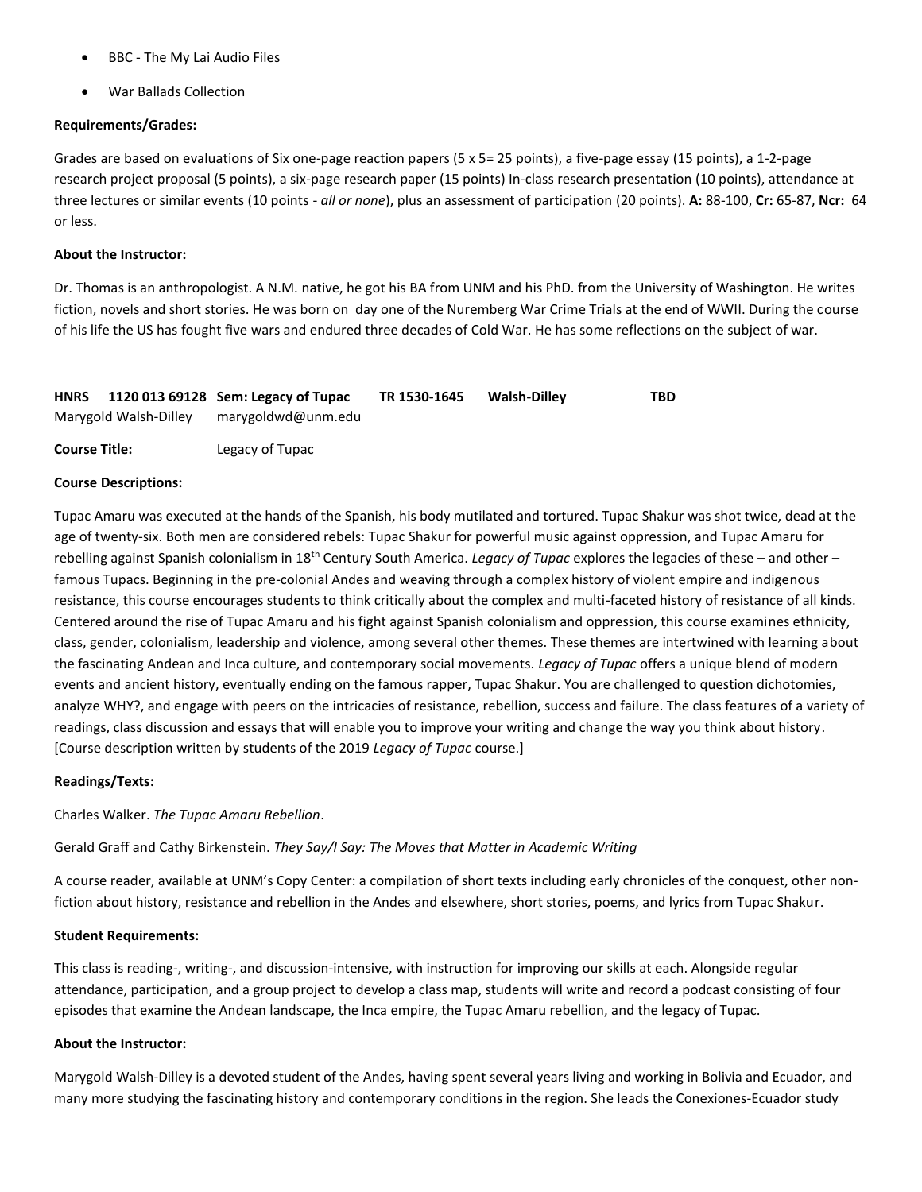- BBC - The My Lai Audio Files
- War Ballads Collection

**Requirements/Grades:**

Grades are based on evaluations of Six one-page reaction papers (5 x 5= 25 points), a five-page essay (15 points), a 1-2-page research project proposal (5 points), a six-page research paper (15 points) In-class research presentation (10 points), attendance at three lectures or similar events (10 points - *all or none*), plus an assessment of participation (20 points). **A:** 88-100, **Cr:** 65-87, **Ncr:** 64 or less.

**About the Instructor:**

Dr. Thomas is an anthropologist. A N.M. native, he got his BA from UNM and his PhD. from the University of Washington. He writes fiction, novels and short stories. He was born on day one of the Nuremberg War Crime Trials at the end of WWII. During the course of his life the US has fought five wars and endured three decades of Cold War. He has some reflections on the subject of war.

**HNRS 1120 013 69128 Sem: Legacy of Tupac TR 1530-1645 Walsh-Dilley TBD**

Marygold Walsh-Dilley marygoldwd@unm.edu

**Course Title:** Legacy of Tupac

**Course Descriptions:**

Tupac Amaru was executed at the hands of the Spanish, his body mutilated and tortured. Tupac Shakur was shot twice, dead at the age of twenty-six. Both men are considered rebels: Tupac Shakur for powerful music against oppression, and Tupac Amaru for rebelling against Spanish colonialism in 18th Century South America. *Legacy of Tupac* explores the legacies of these – and other – famous Tupacs. Beginning in the pre-colonial Andes and weaving through a complex history of violent empire and indigenous resistance, this course encourages students to think critically about the complex and multi-faceted history of resistance of all kinds. Centered around the rise of Tupac Amaru and his fight against Spanish colonialism and oppression, this course examines ethnicity, class, gender, colonialism, leadership and violence, among several other themes. These themes are intertwined with learning about the fascinating Andean and Inca culture, and contemporary social movements. *Legacy of Tupac* offers a unique blend of modern events and ancient history, eventually ending on the famous rapper, Tupac Shakur. You are challenged to question dichotomies, analyze WHY?, and engage with peers on the intricacies of resistance, rebellion, success and failure. The class features of a variety of readings, class discussion and essays that will enable you to improve your writing and change the way you think about history. [Course description written by students of the 2019 *Legacy of Tupac* course.]

**Readings/Texts:**

Charles Walker. *The Tupac Amaru Rebellion*.

Gerald Graff and Cathy Birkenstein. *They Say/I Say: The Moves that Matter in Academic Writing*

A course reader, available at UNM's Copy Center: a compilation of short texts including early chronicles of the conquest, other non-fiction about history, resistance and rebellion in the Andes and elsewhere, short stories, poems, and lyrics from Tupac Shakur.

**Student Requirements:**

This class is reading-, writing-, and discussion-intensive, with instruction for improving our skills at each. Alongside regular attendance, participation, and a group project to develop a class map, students will write and record a podcast consisting of four episodes that examine the Andean landscape, the Inca empire, the Tupac Amaru rebellion, and the legacy of Tupac.

**About the Instructor:**

Marygold Walsh-Dilley is a devoted student of the Andes, having spent several years living and working in Bolivia and Ecuador, and many more studying the fascinating history and contemporary conditions in the region. She leads the Conexiones-Ecuador study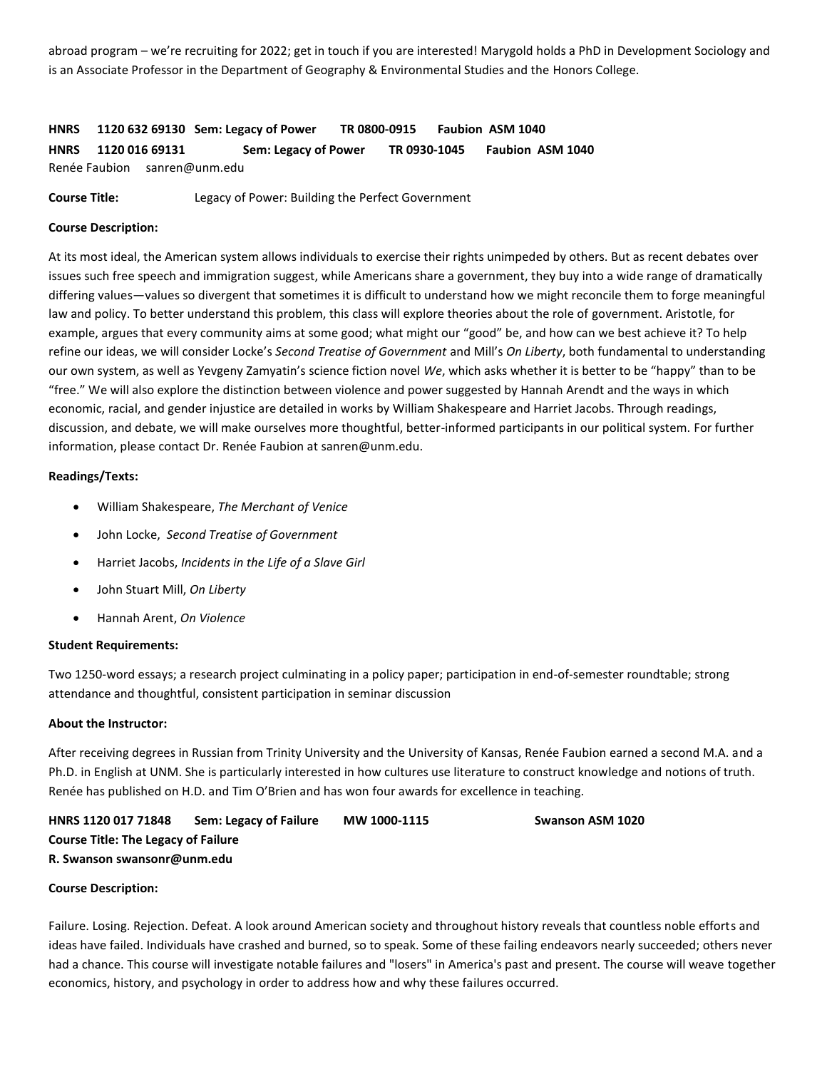abroad program – we're recruiting for 2022; get in touch if you are interested! Marygold holds a PhD in Development Sociology and is an Associate Professor in the Department of Geography & Environmental Studies and the Honors College.

**HNRS 1120 632 69130 Sem: Legacy of Power TR 0800-0915 Faubion ASM 1040**
**HNRS 1120 016 69131 Sem: Legacy of Power TR 0930-1045 Faubion ASM 1040**
Renée Faubion sanren@unm.edu

**Course Title:** Legacy of Power: Building the Perfect Government

**Course Description:**

At its most ideal, the American system allows individuals to exercise their rights unimpeded by others. But as recent debates over issues such free speech and immigration suggest, while Americans share a government, they buy into a wide range of dramatically differing values—values so divergent that sometimes it is difficult to understand how we might reconcile them to forge meaningful law and policy. To better understand this problem, this class will explore theories about the role of government. Aristotle, for example, argues that every community aims at some good; what might our "good" be, and how can we best achieve it? To help refine our ideas, we will consider Locke's *Second Treatise of Government* and Mill's *On Liberty*, both fundamental to understanding our own system, as well as Yevgeny Zamyatin's science fiction novel *We*, which asks whether it is better to be "happy" than to be "free." We will also explore the distinction between violence and power suggested by Hannah Arendt and the ways in which economic, racial, and gender injustice are detailed in works by William Shakespeare and Harriet Jacobs. Through readings, discussion, and debate, we will make ourselves more thoughtful, better-informed participants in our political system. For further information, please contact Dr. Renée Faubion at sanren@unm.edu.

**Readings/Texts:**

- William Shakespeare, *The Merchant of Venice*
- John Locke, *Second Treatise of Government*
- Harriet Jacobs, *Incidents in the Life of a Slave Girl*
- John Stuart Mill, *On Liberty*
- Hannah Arent, *On Violence*

**Student Requirements:**

Two 1250-word essays; a research project culminating in a policy paper; participation in end-of-semester roundtable; strong attendance and thoughtful, consistent participation in seminar discussion

**About the Instructor:**

After receiving degrees in Russian from Trinity University and the University of Kansas, Renée Faubion earned a second M.A. and a Ph.D. in English at UNM. She is particularly interested in how cultures use literature to construct knowledge and notions of truth. Renée has published on H.D. and Tim O'Brien and has won four awards for excellence in teaching.

**HNRS 1120 017 71848 Sem: Legacy of Failure MW 1000-1115 Swanson ASM 1020**
**Course Title: The Legacy of Failure**
**R. Swanson swansonr@unm.edu**

**Course Description:**

Failure. Losing. Rejection. Defeat. A look around American society and throughout history reveals that countless noble efforts and ideas have failed. Individuals have crashed and burned, so to speak. Some of these failing endeavors nearly succeeded; others never had a chance. This course will investigate notable failures and "losers" in America's past and present. The course will weave together economics, history, and psychology in order to address how and why these failures occurred.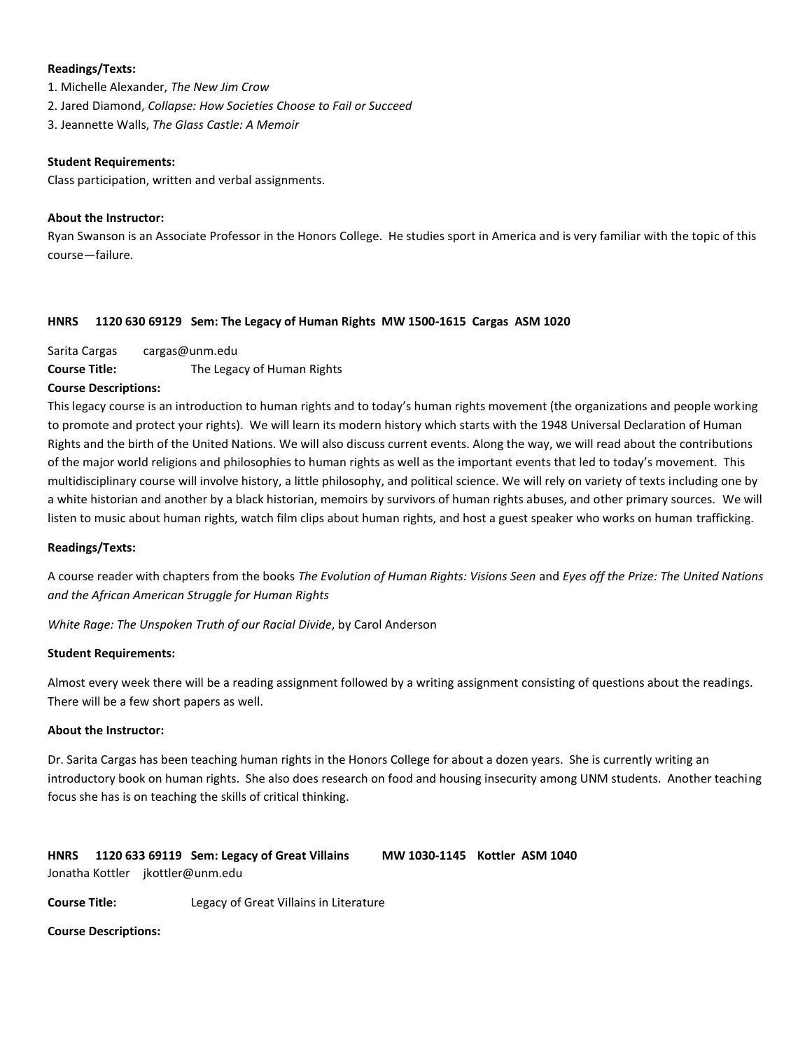**Readings/Texts:**

1. Michelle Alexander, *The New Jim Crow*
2. Jared Diamond, *Collapse: How Societies Choose to Fail or Succeed*
3. Jeannette Walls, *The Glass Castle: A Memoir*

**Student Requirements:**

Class participation, written and verbal assignments.

**About the Instructor:**

Ryan Swanson is an Associate Professor in the Honors College. He studies sport in America and is very familiar with the topic of this course—failure.

**HNRS 1120 630 69129 Sem: The Legacy of Human Rights MW 1500-1615 Cargas ASM 1020**

Sarita Cargas cargas@unm.edu

**Course Title:** The Legacy of Human Rights

**Course Descriptions:**

This legacy course is an introduction to human rights and to today's human rights movement (the organizations and people working to promote and protect your rights). We will learn its modern history which starts with the 1948 Universal Declaration of Human Rights and the birth of the United Nations. We will also discuss current events. Along the way, we will read about the contributions of the major world religions and philosophies to human rights as well as the important events that led to today's movement. This multidisciplinary course will involve history, a little philosophy, and political science. We will rely on variety of texts including one by a white historian and another by a black historian, memoirs by survivors of human rights abuses, and other primary sources. We will listen to music about human rights, watch film clips about human rights, and host a guest speaker who works on human trafficking.

**Readings/Texts:**

A course reader with chapters from the books *The Evolution of Human Rights: Visions Seen* and *Eyes off the Prize: The United Nations and the African American Struggle for Human Rights*

*White Rage: The Unspoken Truth of our Racial Divide*, by Carol Anderson

**Student Requirements:**

Almost every week there will be a reading assignment followed by a writing assignment consisting of questions about the readings. There will be a few short papers as well.

**About the Instructor:**

Dr. Sarita Cargas has been teaching human rights in the Honors College for about a dozen years. She is currently writing an introductory book on human rights. She also does research on food and housing insecurity among UNM students. Another teaching focus she has is on teaching the skills of critical thinking.

**HNRS 1120 633 69119 Sem: Legacy of Great Villains MW 1030-1145 Kottler ASM 1040**

Jonatha Kottler jkottler@unm.edu

**Course Title:** Legacy of Great Villains in Literature

**Course Descriptions:**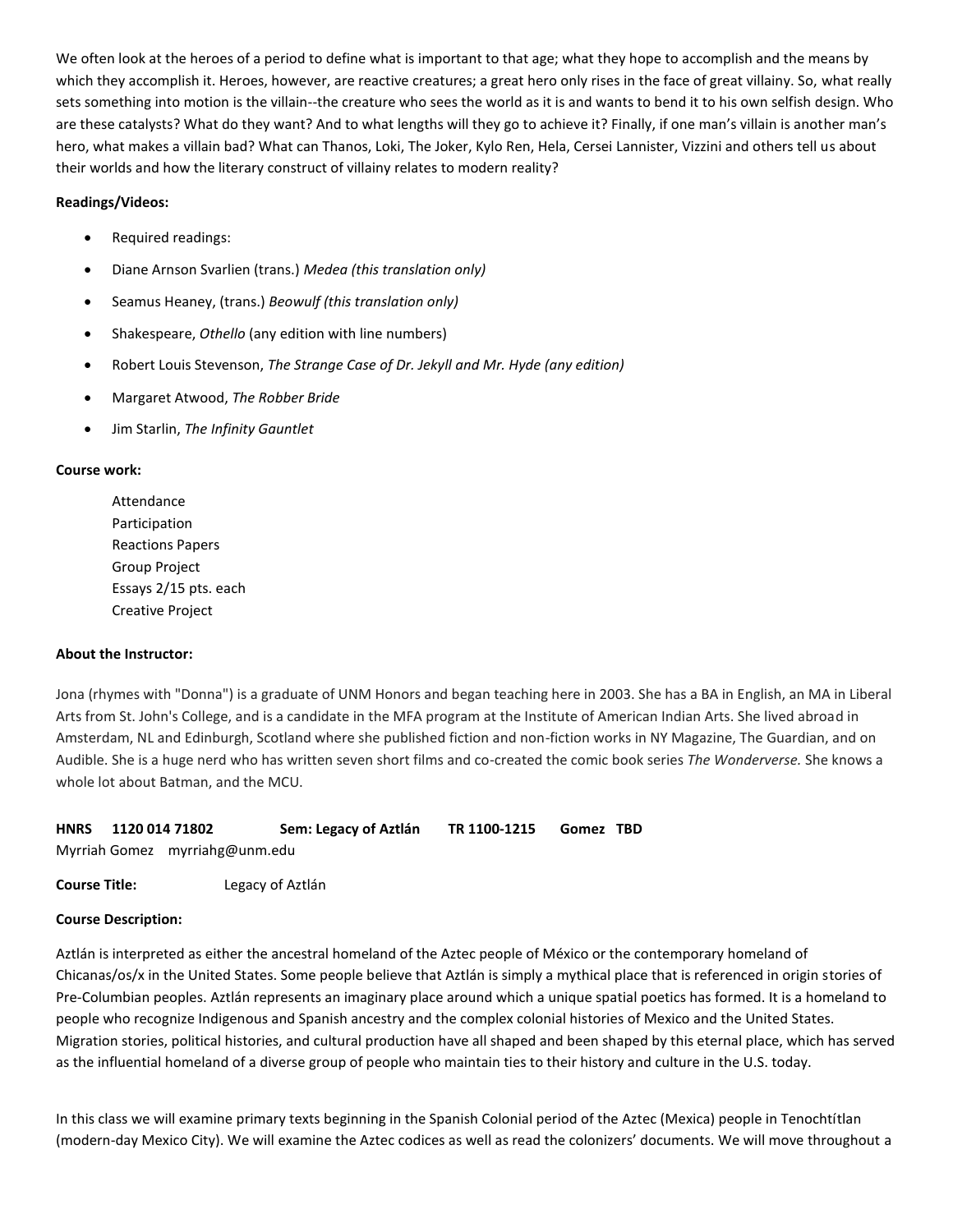We often look at the heroes of a period to define what is important to that age; what they hope to accomplish and the means by which they accomplish it. Heroes, however, are reactive creatures; a great hero only rises in the face of great villainy. So, what really sets something into motion is the villain--the creature who sees the world as it is and wants to bend it to his own selfish design. Who are these catalysts? What do they want? And to what lengths will they go to achieve it? Finally, if one man's villain is another man's hero, what makes a villain bad? What can Thanos, Loki, The Joker, Kylo Ren, Hela, Cersei Lannister, Vizzini and others tell us about their worlds and how the literary construct of villainy relates to modern reality?

**Readings/Videos:**

- Required readings:
- Diane Arnson Svarlien (trans.) *Medea (this translation only)*
- Seamus Heaney, (trans.) *Beowulf (this translation only)*
- Shakespeare, *Othello* (any edition with line numbers)
- Robert Louis Stevenson, *The Strange Case of Dr. Jekyll and Mr. Hyde (any edition)*
- Margaret Atwood, *The Robber Bride*
- Jim Starlin, *The Infinity Gauntlet*

**Course work:**

Attendance
Participation
Reactions Papers
Group Project
Essays 2/15 pts. each
Creative Project

**About the Instructor:**

Jona (rhymes with "Donna") is a graduate of UNM Honors and began teaching here in 2003. She has a BA in English, an MA in Liberal Arts from St. John's College, and is a candidate in the MFA program at the Institute of American Indian Arts. She lived abroad in Amsterdam, NL and Edinburgh, Scotland where she published fiction and non-fiction works in NY Magazine, The Guardian, and on Audible. She is a huge nerd who has written seven short films and co-created the comic book series *The Wonderverse.* She knows a whole lot about Batman, and the MCU.

**HNRS 1120 014 71802 Sem: Legacy of Aztlán TR 1100-1215 Gomez TBD**

Myrriah Gomez myrriahg@unm.edu

**Course Title:** Legacy of Aztlán

**Course Description:**

Aztlán is interpreted as either the ancestral homeland of the Aztec people of México or the contemporary homeland of Chicanas/os/x in the United States. Some people believe that Aztlán is simply a mythical place that is referenced in origin stories of Pre-Columbian peoples. Aztlán represents an imaginary place around which a unique spatial poetics has formed. It is a homeland to people who recognize Indigenous and Spanish ancestry and the complex colonial histories of Mexico and the United States. Migration stories, political histories, and cultural production have all shaped and been shaped by this eternal place, which has served as the influential homeland of a diverse group of people who maintain ties to their history and culture in the U.S. today.

In this class we will examine primary texts beginning in the Spanish Colonial period of the Aztec (Mexica) people in Tenochtítlan (modern-day Mexico City). We will examine the Aztec codices as well as read the colonizers' documents. We will move throughout a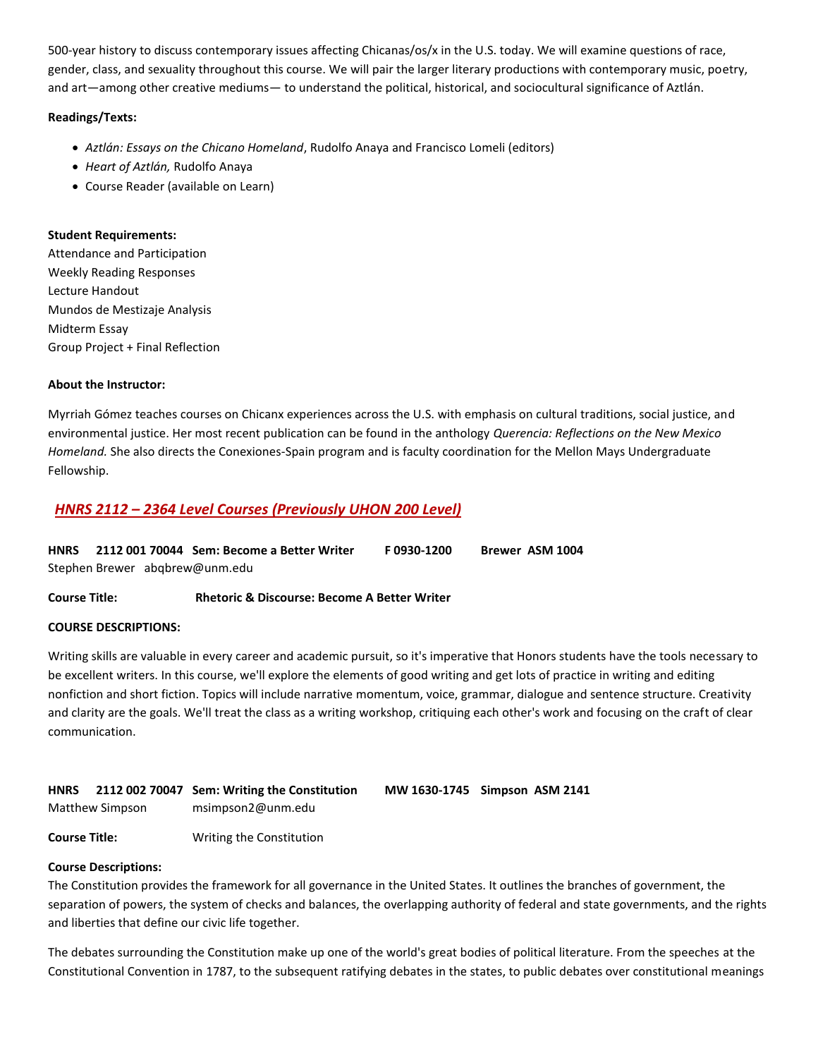500-year history to discuss contemporary issues affecting Chicanas/os/x in the U.S. today. We will examine questions of race, gender, class, and sexuality throughout this course. We will pair the larger literary productions with contemporary music, poetry, and art—among other creative mediums— to understand the political, historical, and sociocultural significance of Aztlán.

**Readings/Texts:**

- *Aztlán: Essays on the Chicano Homeland*, Rudolfo Anaya and Francisco Lomeli (editors)
- *Heart of Aztlán,* Rudolfo Anaya
- Course Reader (available on Learn)

**Student Requirements:**
Attendance and Participation
Weekly Reading Responses
Lecture Handout
Mundos de Mestizaje Analysis
Midterm Essay
Group Project + Final Reflection

**About the Instructor:**

Myrriah Gómez teaches courses on Chicanx experiences across the U.S. with emphasis on cultural traditions, social justice, and environmental justice. Her most recent publication can be found in the anthology *Querencia: Reflections on the New Mexico Homeland.* She also directs the Conexiones-Spain program and is faculty coordination for the Mellon Mays Undergraduate Fellowship.

## *HNRS 2112 – 2364 Level Courses (Previously UHON 200 Level)*

**HNRS 2112 001 70044 Sem: Become a Better Writer F 0930-1200 Brewer ASM 1004**
Stephen Brewer abqbrew@unm.edu

**Course Title: Rhetoric & Discourse: Become A Better Writer**

**COURSE DESCRIPTIONS:**

Writing skills are valuable in every career and academic pursuit, so it's imperative that Honors students have the tools necessary to be excellent writers. In this course, we'll explore the elements of good writing and get lots of practice in writing and editing nonfiction and short fiction. Topics will include narrative momentum, voice, grammar, dialogue and sentence structure. Creativity and clarity are the goals. We'll treat the class as a writing workshop, critiquing each other's work and focusing on the craft of clear communication.

**HNRS 2112 002 70047 Sem: Writing the Constitution MW 1630-1745 Simpson ASM 2141**
Matthew Simpson msimpson2@unm.edu

**Course Title:** Writing the Constitution

**Course Descriptions:**
The Constitution provides the framework for all governance in the United States. It outlines the branches of government, the separation of powers, the system of checks and balances, the overlapping authority of federal and state governments, and the rights and liberties that define our civic life together.

The debates surrounding the Constitution make up one of the world's great bodies of political literature. From the speeches at the Constitutional Convention in 1787, to the subsequent ratifying debates in the states, to public debates over constitutional meanings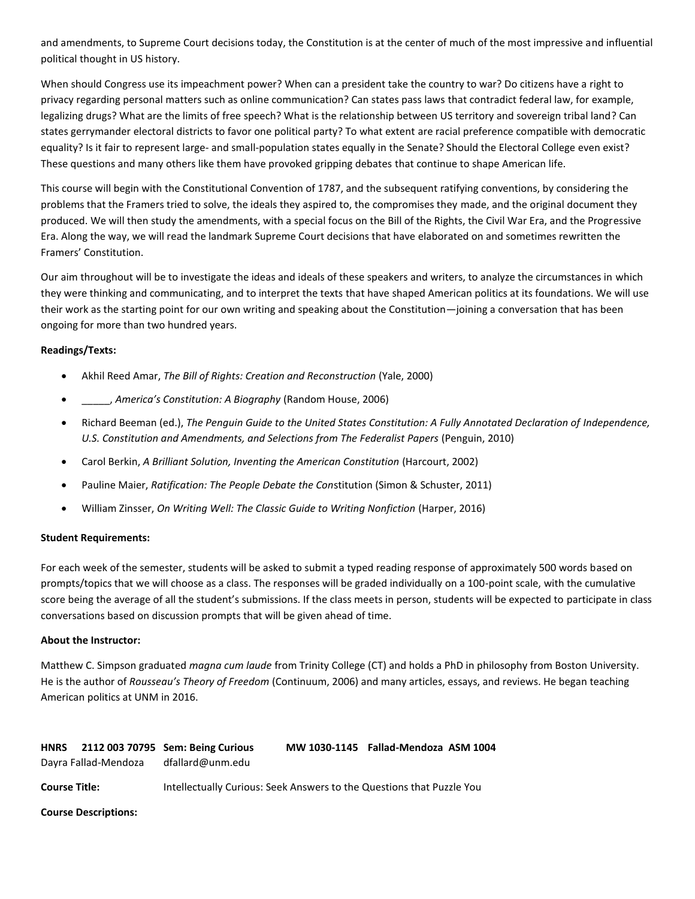and amendments, to Supreme Court decisions today, the Constitution is at the center of much of the most impressive and influential political thought in US history.

When should Congress use its impeachment power? When can a president take the country to war? Do citizens have a right to privacy regarding personal matters such as online communication? Can states pass laws that contradict federal law, for example, legalizing drugs? What are the limits of free speech? What is the relationship between US territory and sovereign tribal land? Can states gerrymander electoral districts to favor one political party? To what extent are racial preference compatible with democratic equality? Is it fair to represent large- and small-population states equally in the Senate? Should the Electoral College even exist? These questions and many others like them have provoked gripping debates that continue to shape American life.

This course will begin with the Constitutional Convention of 1787, and the subsequent ratifying conventions, by considering the problems that the Framers tried to solve, the ideals they aspired to, the compromises they made, and the original document they produced. We will then study the amendments, with a special focus on the Bill of the Rights, the Civil War Era, and the Progressive Era. Along the way, we will read the landmark Supreme Court decisions that have elaborated on and sometimes rewritten the Framers' Constitution.

Our aim throughout will be to investigate the ideas and ideals of these speakers and writers, to analyze the circumstances in which they were thinking and communicating, and to interpret the texts that have shaped American politics at its foundations. We will use their work as the starting point for our own writing and speaking about the Constitution—joining a conversation that has been ongoing for more than two hundred years.

**Readings/Texts:**

- Akhil Reed Amar, *The Bill of Rights: Creation and Reconstruction* (Yale, 2000)
- _____, *America's Constitution: A Biography* (Random House, 2006)
- Richard Beeman (ed.), *The Penguin Guide to the United States Constitution: A Fully Annotated Declaration of Independence, U.S. Constitution and Amendments, and Selections from The Federalist Papers* (Penguin, 2010)
- Carol Berkin, *A Brilliant Solution, Inventing the American Constitution* (Harcourt, 2002)
- Pauline Maier, *Ratification: The People Debate the Constitution* (Simon & Schuster, 2011)
- William Zinsser, *On Writing Well: The Classic Guide to Writing Nonfiction* (Harper, 2016)

**Student Requirements:**

For each week of the semester, students will be asked to submit a typed reading response of approximately 500 words based on prompts/topics that we will choose as a class. The responses will be graded individually on a 100-point scale, with the cumulative score being the average of all the student's submissions. If the class meets in person, students will be expected to participate in class conversations based on discussion prompts that will be given ahead of time.

**About the Instructor:**

Matthew C. Simpson graduated *magna cum laude* from Trinity College (CT) and holds a PhD in philosophy from Boston University. He is the author of *Rousseau's Theory of Freedom* (Continuum, 2006) and many articles, essays, and reviews. He began teaching American politics at UNM in 2016.

**HNRS 2112 003 70795 Sem: Being Curious MW 1030-1145 Fallad-Mendoza ASM 1004**
Dayra Fallad-Mendoza dfallard@unm.edu

**Course Title:** Intellectually Curious: Seek Answers to the Questions that Puzzle You

**Course Descriptions:**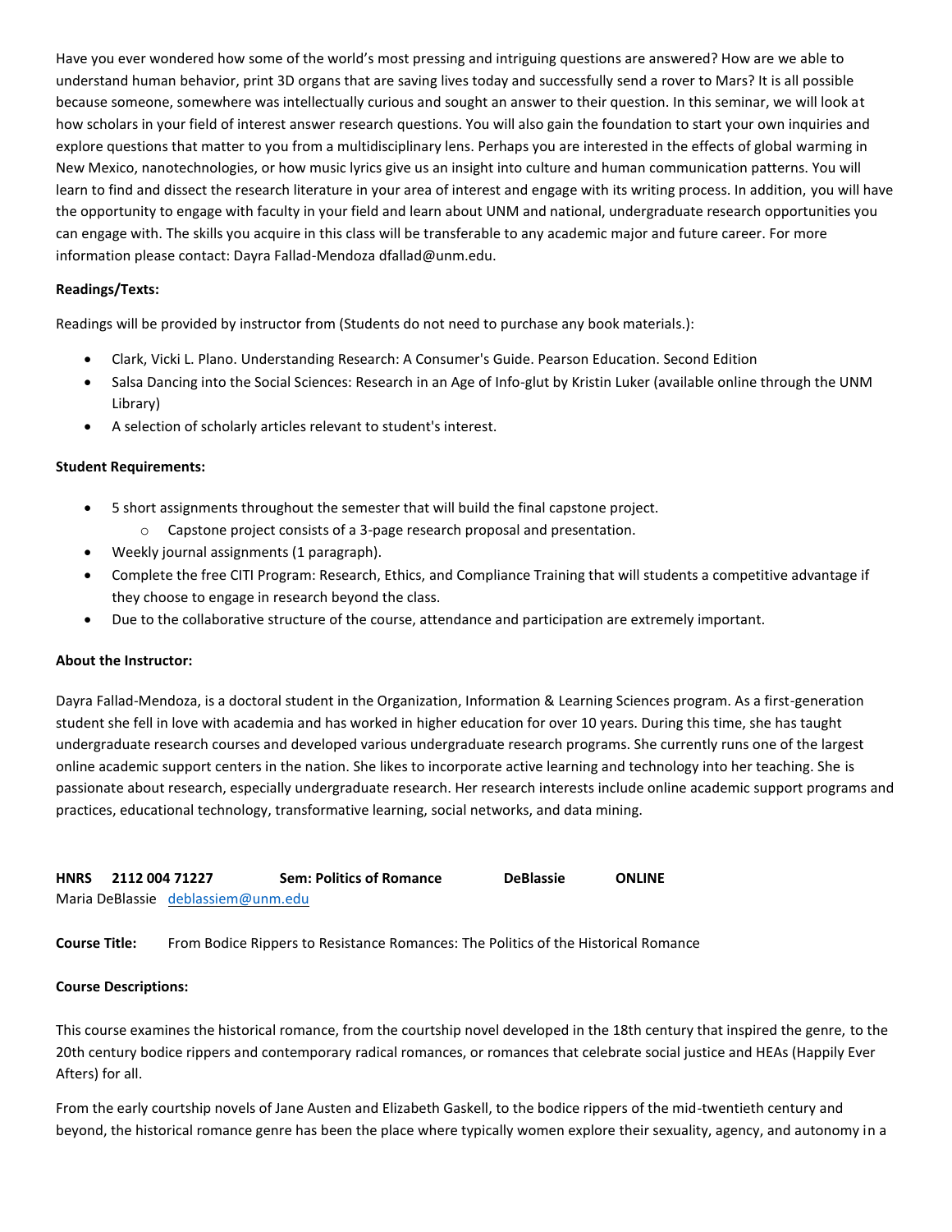Have you ever wondered how some of the world's most pressing and intriguing questions are answered? How are we able to understand human behavior, print 3D organs that are saving lives today and successfully send a rover to Mars? It is all possible because someone, somewhere was intellectually curious and sought an answer to their question. In this seminar, we will look at how scholars in your field of interest answer research questions. You will also gain the foundation to start your own inquiries and explore questions that matter to you from a multidisciplinary lens. Perhaps you are interested in the effects of global warming in New Mexico, nanotechnologies, or how music lyrics give us an insight into culture and human communication patterns. You will learn to find and dissect the research literature in your area of interest and engage with its writing process. In addition, you will have the opportunity to engage with faculty in your field and learn about UNM and national, undergraduate research opportunities you can engage with. The skills you acquire in this class will be transferable to any academic major and future career. For more information please contact: Dayra Fallad-Mendoza dfallad@unm.edu.

**Readings/Texts:**

Readings will be provided by instructor from (Students do not need to purchase any book materials.):

- Clark, Vicki L. Plano. Understanding Research: A Consumer's Guide. Pearson Education. Second Edition
- Salsa Dancing into the Social Sciences: Research in an Age of Info-glut by Kristin Luker (available online through the UNM Library)
- A selection of scholarly articles relevant to student's interest.

**Student Requirements:**

- 5 short assignments throughout the semester that will build the final capstone project.
  - Capstone project consists of a 3-page research proposal and presentation.
- Weekly journal assignments (1 paragraph).
- Complete the free CITI Program: Research, Ethics, and Compliance Training that will students a competitive advantage if they choose to engage in research beyond the class.
- Due to the collaborative structure of the course, attendance and participation are extremely important.

**About the Instructor:**

Dayra Fallad-Mendoza, is a doctoral student in the Organization, Information & Learning Sciences program. As a first-generation student she fell in love with academia and has worked in higher education for over 10 years. During this time, she has taught undergraduate research courses and developed various undergraduate research programs. She currently runs one of the largest online academic support centers in the nation. She likes to incorporate active learning and technology into her teaching. She is passionate about research, especially undergraduate research. Her research interests include online academic support programs and practices, educational technology, transformative learning, social networks, and data mining.

**HNRS 2112 004 71227 Sem: Politics of Romance DeBlassie ONLINE**

Maria DeBlassie deblassiem@unm.edu

**Course Title:** From Bodice Rippers to Resistance Romances: The Politics of the Historical Romance

**Course Descriptions:**

This course examines the historical romance, from the courtship novel developed in the 18th century that inspired the genre, to the 20th century bodice rippers and contemporary radical romances, or romances that celebrate social justice and HEAs (Happily Ever Afters) for all.

From the early courtship novels of Jane Austen and Elizabeth Gaskell, to the bodice rippers of the mid-twentieth century and beyond, the historical romance genre has been the place where typically women explore their sexuality, agency, and autonomy in a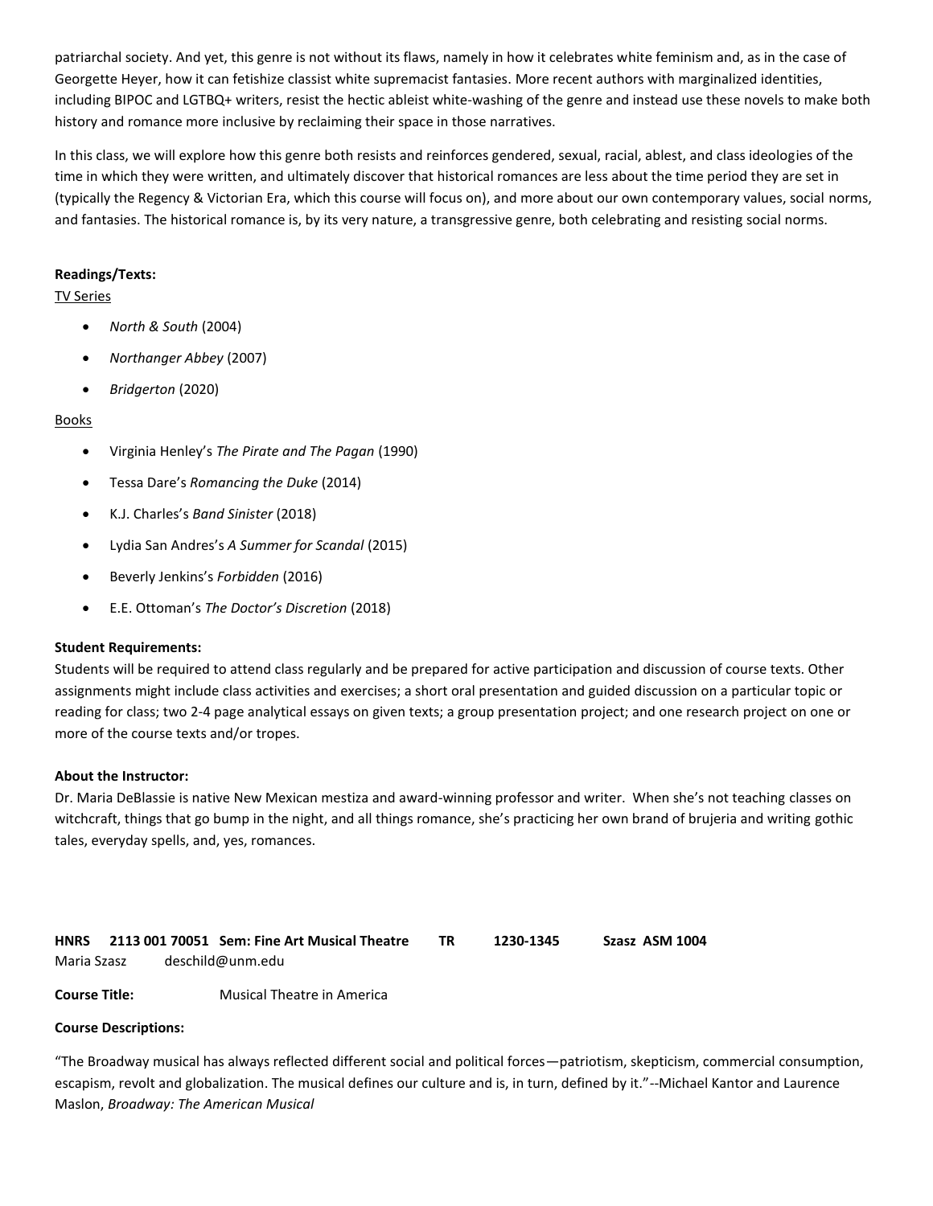patriarchal society. And yet, this genre is not without its flaws, namely in how it celebrates white feminism and, as in the case of Georgette Heyer, how it can fetishize classist white supremacist fantasies. More recent authors with marginalized identities, including BIPOC and LGTBQ+ writers, resist the hectic ableist white-washing of the genre and instead use these novels to make both history and romance more inclusive by reclaiming their space in those narratives.

In this class, we will explore how this genre both resists and reinforces gendered, sexual, racial, ablest, and class ideologies of the time in which they were written, and ultimately discover that historical romances are less about the time period they are set in (typically the Regency & Victorian Era, which this course will focus on), and more about our own contemporary values, social norms, and fantasies. The historical romance is, by its very nature, a transgressive genre, both celebrating and resisting social norms.

**Readings/Texts:**

TV Series

- *North & South* (2004)
- *Northanger Abbey* (2007)
- *Bridgerton* (2020)

Books

- Virginia Henley's *The Pirate and The Pagan* (1990)
- Tessa Dare's *Romancing the Duke* (2014)
- K.J. Charles's *Band Sinister* (2018)
- Lydia San Andres's *A Summer for Scandal* (2015)
- Beverly Jenkins's *Forbidden* (2016)
- E.E. Ottoman's *The Doctor's Discretion* (2018)

**Student Requirements:**

Students will be required to attend class regularly and be prepared for active participation and discussion of course texts. Other assignments might include class activities and exercises; a short oral presentation and guided discussion on a particular topic or reading for class; two 2-4 page analytical essays on given texts; a group presentation project; and one research project on one or more of the course texts and/or tropes.

**About the Instructor:**

Dr. Maria DeBlassie is native New Mexican mestiza and award-winning professor and writer. When she's not teaching classes on witchcraft, things that go bump in the night, and all things romance, she's practicing her own brand of brujeria and writing gothic tales, everyday spells, and, yes, romances.

**HNRS 2113 001 70051 Sem: Fine Art Musical Theatre TR 1230-1345 Szasz ASM 1004**

Maria Szasz deschild@unm.edu

**Course Title:** Musical Theatre in America

**Course Descriptions:**

"The Broadway musical has always reflected different social and political forces—patriotism, skepticism, commercial consumption, escapism, revolt and globalization. The musical defines our culture and is, in turn, defined by it."--Michael Kantor and Laurence Maslon, *Broadway: The American Musical*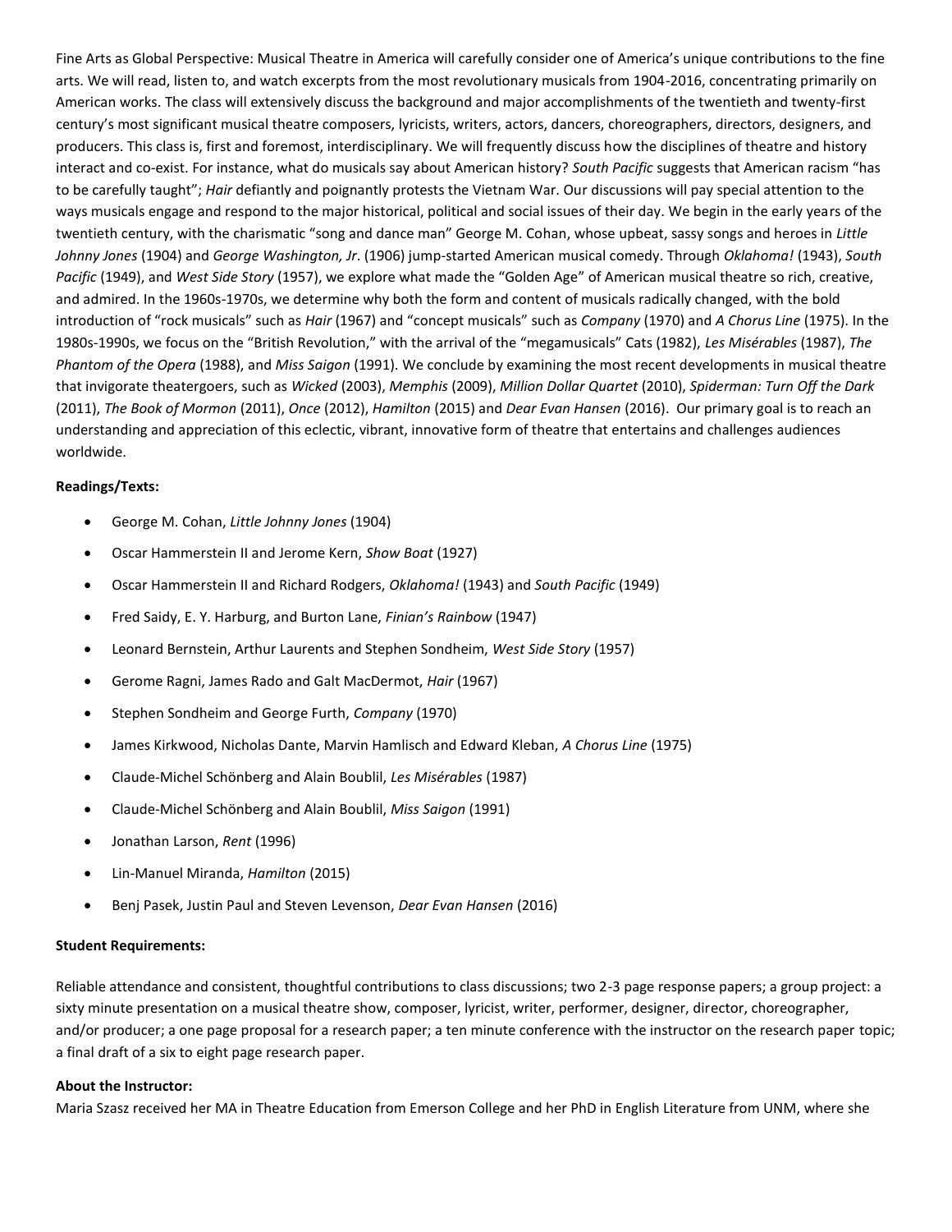Fine Arts as Global Perspective: Musical Theatre in America will carefully consider one of America's unique contributions to the fine arts. We will read, listen to, and watch excerpts from the most revolutionary musicals from 1904-2016, concentrating primarily on American works. The class will extensively discuss the background and major accomplishments of the twentieth and twenty-first century's most significant musical theatre composers, lyricists, writers, actors, dancers, choreographers, directors, designers, and producers. This class is, first and foremost, interdisciplinary. We will frequently discuss how the disciplines of theatre and history interact and co-exist. For instance, what do musicals say about American history? *South Pacific* suggests that American racism "has to be carefully taught"; *Hair* defiantly and poignantly protests the Vietnam War. Our discussions will pay special attention to the ways musicals engage and respond to the major historical, political and social issues of their day. We begin in the early years of the twentieth century, with the charismatic "song and dance man" George M. Cohan, whose upbeat, sassy songs and heroes in *Little Johnny Jones* (1904) and *George Washington, Jr*. (1906) jump-started American musical comedy. Through *Oklahoma!* (1943), *South Pacific* (1949), and *West Side Story* (1957), we explore what made the "Golden Age" of American musical theatre so rich, creative, and admired. In the 1960s-1970s, we determine why both the form and content of musicals radically changed, with the bold introduction of "rock musicals" such as *Hair* (1967) and "concept musicals" such as *Company* (1970) and *A Chorus Line* (1975). In the 1980s-1990s, we focus on the "British Revolution," with the arrival of the "megamusicals" Cats (1982), *Les Misérables* (1987), *The Phantom of the Opera* (1988), and *Miss Saigon* (1991). We conclude by examining the most recent developments in musical theatre that invigorate theatergoers, such as *Wicked* (2003), *Memphis* (2009), *Million Dollar Quartet* (2010), *Spiderman: Turn Off the Dark* (2011), *The Book of Mormon* (2011), *Once* (2012), *Hamilton* (2015) and *Dear Evan Hansen* (2016). Our primary goal is to reach an understanding and appreciation of this eclectic, vibrant, innovative form of theatre that entertains and challenges audiences worldwide.

**Readings/Texts:**

- George M. Cohan, *Little Johnny Jones* (1904)
- Oscar Hammerstein II and Jerome Kern, *Show Boat* (1927)
- Oscar Hammerstein II and Richard Rodgers, *Oklahoma!* (1943) and *South Pacific* (1949)
- Fred Saidy, E. Y. Harburg, and Burton Lane, *Finian's Rainbow* (1947)
- Leonard Bernstein, Arthur Laurents and Stephen Sondheim, *West Side Story* (1957)
- Gerome Ragni, James Rado and Galt MacDermot, *Hair* (1967)
- Stephen Sondheim and George Furth, *Company* (1970)
- James Kirkwood, Nicholas Dante, Marvin Hamlisch and Edward Kleban, *A Chorus Line* (1975)
- Claude-Michel Schönberg and Alain Boublil, *Les Misérables* (1987)
- Claude-Michel Schönberg and Alain Boublil, *Miss Saigon* (1991)
- Jonathan Larson, *Rent* (1996)
- Lin-Manuel Miranda, *Hamilton* (2015)
- Benj Pasek, Justin Paul and Steven Levenson, *Dear Evan Hansen* (2016)

**Student Requirements:**

Reliable attendance and consistent, thoughtful contributions to class discussions; two 2-3 page response papers; a group project: a sixty minute presentation on a musical theatre show, composer, lyricist, writer, performer, designer, director, choreographer, and/or producer; a one page proposal for a research paper; a ten minute conference with the instructor on the research paper topic; a final draft of a six to eight page research paper.

**About the Instructor:**

Maria Szasz received her MA in Theatre Education from Emerson College and her PhD in English Literature from UNM, where she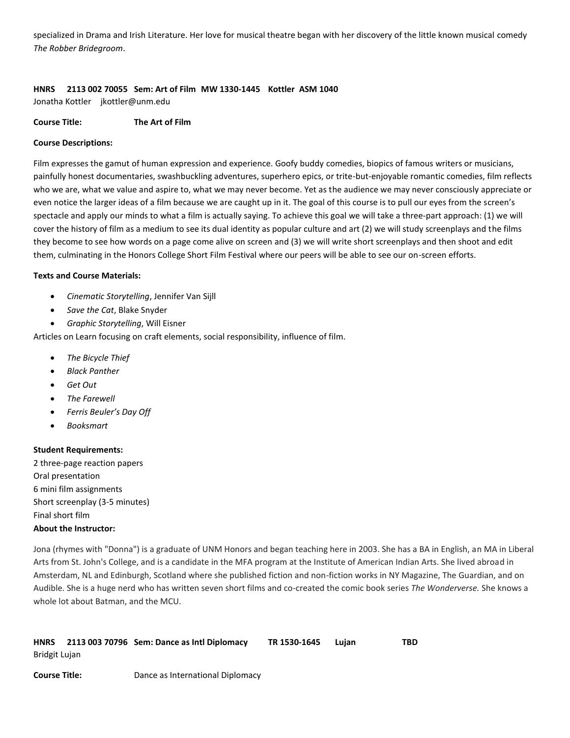specialized in Drama and Irish Literature. Her love for musical theatre began with her discovery of the little known musical comedy *The Robber Bridegroom*.

**HNRS 2113 002 70055 Sem: Art of Film MW 1330-1445 Kottler ASM 1040**
Jonatha Kottler jkottler@unm.edu

**Course Title:** **The Art of Film**

**Course Descriptions:**

Film expresses the gamut of human expression and experience. Goofy buddy comedies, biopics of famous writers or musicians, painfully honest documentaries, swashbuckling adventures, superhero epics, or trite-but-enjoyable romantic comedies, film reflects who we are, what we value and aspire to, what we may never become. Yet as the audience we may never consciously appreciate or even notice the larger ideas of a film because we are caught up in it. The goal of this course is to pull our eyes from the screen's spectacle and apply our minds to what a film is actually saying. To achieve this goal we will take a three-part approach: (1) we will cover the history of film as a medium to see its dual identity as popular culture and art (2) we will study screenplays and the films they become to see how words on a page come alive on screen and (3) we will write short screenplays and then shoot and edit them, culminating in the Honors College Short Film Festival where our peers will be able to see our on-screen efforts.

**Texts and Course Materials:**

- *Cinematic Storytelling*, Jennifer Van Sijll
- *Save the Cat*, Blake Snyder
- *Graphic Storytelling*, Will Eisner

Articles on Learn focusing on craft elements, social responsibility, influence of film.

- *The Bicycle Thief*
- *Black Panther*
- *Get Out*
- *The Farewell*
- *Ferris Beuler's Day Off*
- *Booksmart*

**Student Requirements:**

2 three-page reaction papers
Oral presentation
6 mini film assignments
Short screenplay (3-5 minutes)
Final short film

**About the Instructor:**

Jona (rhymes with "Donna") is a graduate of UNM Honors and began teaching here in 2003. She has a BA in English, an MA in Liberal Arts from St. John's College, and is a candidate in the MFA program at the Institute of American Indian Arts. She lived abroad in Amsterdam, NL and Edinburgh, Scotland where she published fiction and non-fiction works in NY Magazine, The Guardian, and on Audible. She is a huge nerd who has written seven short films and co-created the comic book series *The Wonderverse.* She knows a whole lot about Batman, and the MCU.

**HNRS 2113 003 70796 Sem: Dance as Intl Diplomacy TR 1530-1645 Lujan TBD**
Bridgit Lujan

**Course Title:** Dance as International Diplomacy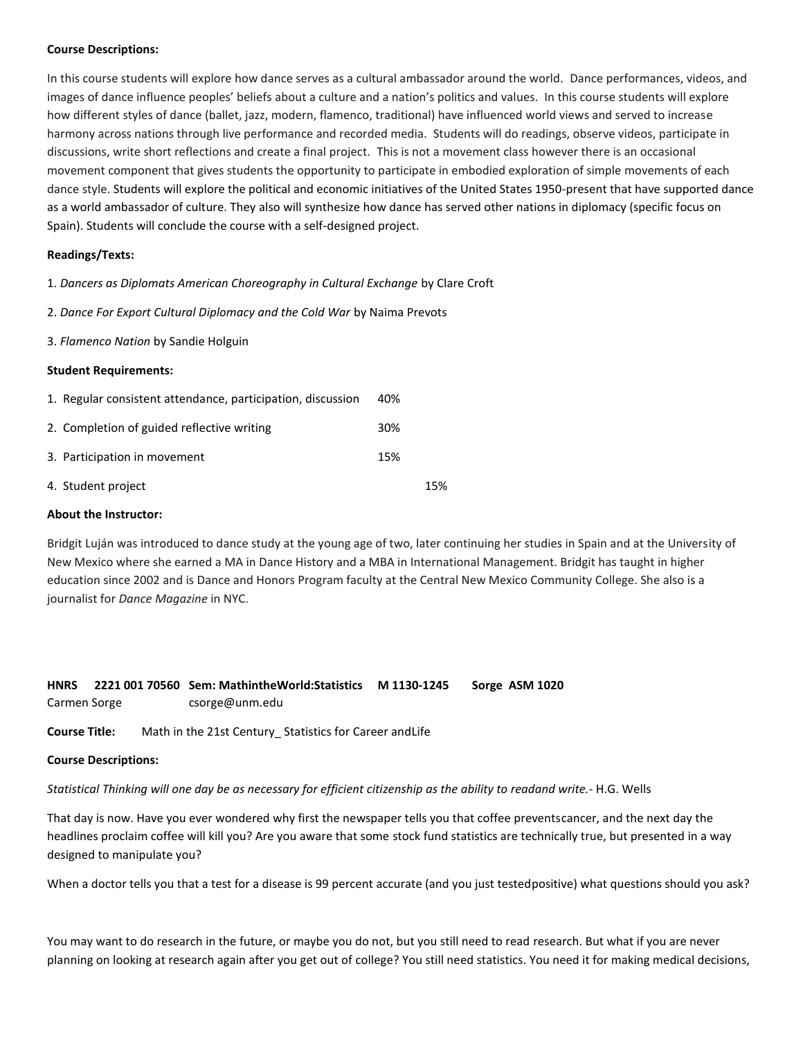**Course Descriptions:**

In this course students will explore how dance serves as a cultural ambassador around the world. Dance performances, videos, and images of dance influence peoples' beliefs about a culture and a nation's politics and values. In this course students will explore how different styles of dance (ballet, jazz, modern, flamenco, traditional) have influenced world views and served to increase harmony across nations through live performance and recorded media. Students will do readings, observe videos, participate in discussions, write short reflections and create a final project. This is not a movement class however there is an occasional movement component that gives students the opportunity to participate in embodied exploration of simple movements of each dance style. Students will explore the political and economic initiatives of the United States 1950-present that have supported dance as a world ambassador of culture. They also will synthesize how dance has served other nations in diplomacy (specific focus on Spain). Students will conclude the course with a self-designed project.

**Readings/Texts:**

1. *Dancers as Diplomats American Choreography in Cultural Exchange* by Clare Croft
2. *Dance For Export Cultural Diplomacy and the Cold War* by Naima Prevots
3. *Flamenco Nation* by Sandie Holguin

**Student Requirements:**

| | |
|---|---|
| 1. Regular consistent attendance, participation, discussion | 40% |
| 2. Completion of guided reflective writing | 30% |
| 3. Participation in movement | 15% |
| 4. Student project | 15% |

**About the Instructor:**

Bridgit Luján was introduced to dance study at the young age of two, later continuing her studies in Spain and at the University of New Mexico where she earned a MA in Dance History and a MBA in International Management. Bridgit has taught in higher education since 2002 and is Dance and Honors Program faculty at the Central New Mexico Community College. She also is a journalist for *Dance Magazine* in NYC.

**HNRS 2221 001 70560 Sem: MathintheWorld:Statistics M 1130-1245 Sorge ASM 1020**
Carmen Sorge csorge@unm.edu

**Course Title:** Math in the 21st Century_ Statistics for Career andLife

**Course Descriptions:**

*Statistical Thinking will one day be as necessary for efficient citizenship as the ability to readand write.*- H.G. Wells

That day is now. Have you ever wondered why first the newspaper tells you that coffee preventscancer, and the next day the headlines proclaim coffee will kill you? Are you aware that some stock fund statistics are technically true, but presented in a way designed to manipulate you?

When a doctor tells you that a test for a disease is 99 percent accurate (and you just testedpositive) what questions should you ask?

You may want to do research in the future, or maybe you do not, but you still need to read research. But what if you are never planning on looking at research again after you get out of college? You still need statistics. You need it for making medical decisions,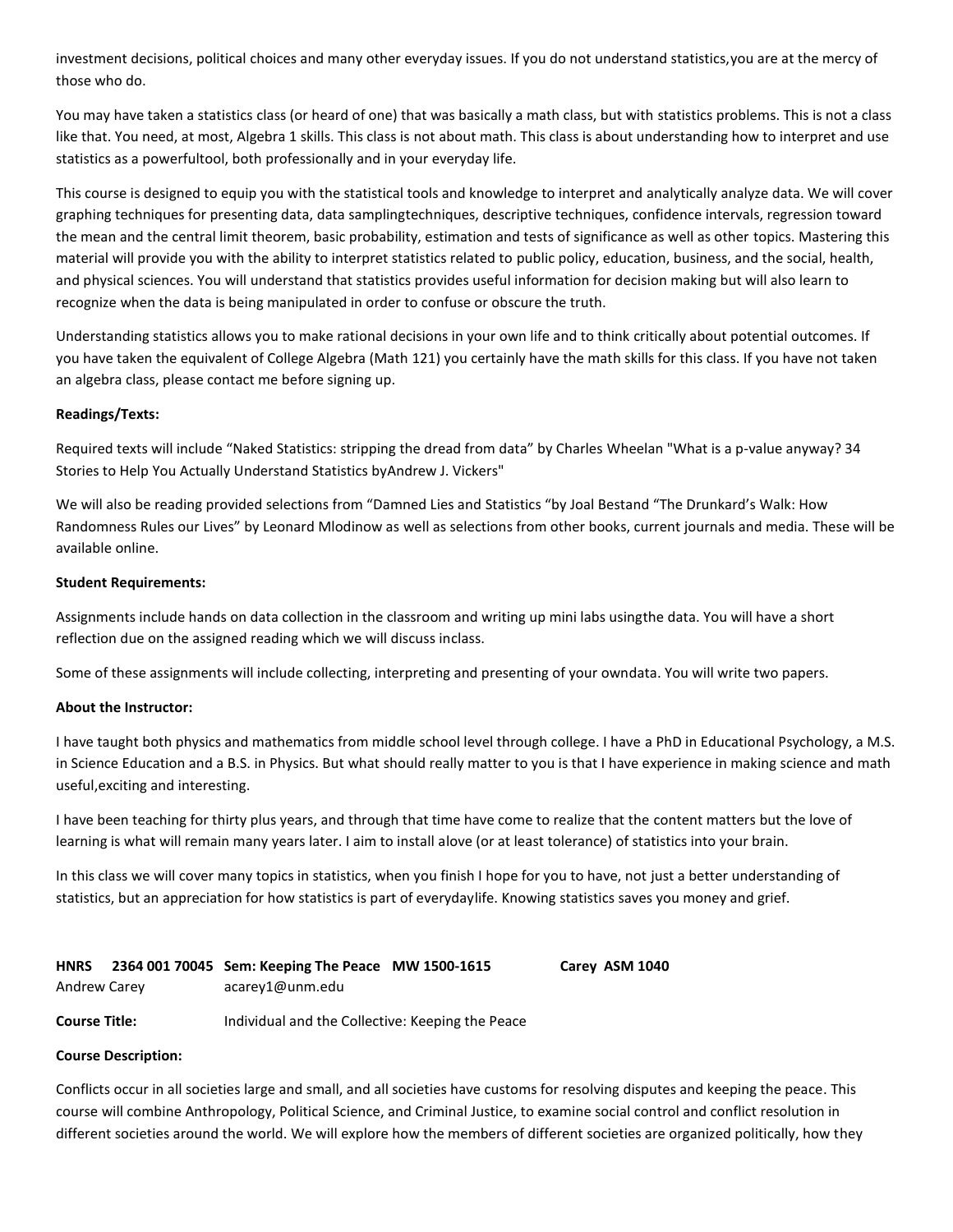investment decisions, political choices and many other everyday issues. If you do not understand statistics,you are at the mercy of those who do.

You may have taken a statistics class (or heard of one) that was basically a math class, but with statistics problems. This is not a class like that. You need, at most, Algebra 1 skills. This class is not about math. This class is about understanding how to interpret and use statistics as a powerfultool, both professionally and in your everyday life.

This course is designed to equip you with the statistical tools and knowledge to interpret and analytically analyze data. We will cover graphing techniques for presenting data, data samplingtechniques, descriptive techniques, confidence intervals, regression toward the mean and the central limit theorem, basic probability, estimation and tests of significance as well as other topics. Mastering this material will provide you with the ability to interpret statistics related to public policy, education, business, and the social, health, and physical sciences. You will understand that statistics provides useful information for decision making but will also learn to recognize when the data is being manipulated in order to confuse or obscure the truth.

Understanding statistics allows you to make rational decisions in your own life and to think critically about potential outcomes. If you have taken the equivalent of College Algebra (Math 121) you certainly have the math skills for this class. If you have not taken an algebra class, please contact me before signing up.

**Readings/Texts:**

Required texts will include “Naked Statistics: stripping the dread from data” by Charles Wheelan "What is a p-value anyway? 34 Stories to Help You Actually Understand Statistics byAndrew J. Vickers"

We will also be reading provided selections from “Damned Lies and Statistics “by Joal Bestand “The Drunkard’s Walk: How Randomness Rules our Lives” by Leonard Mlodinow as well as selections from other books, current journals and media. These will be available online.

**Student Requirements:**

Assignments include hands on data collection in the classroom and writing up mini labs usingthe data. You will have a short reflection due on the assigned reading which we will discuss inclass.

Some of these assignments will include collecting, interpreting and presenting of your owndata. You will write two papers.

**About the Instructor:**

I have taught both physics and mathematics from middle school level through college. I have a PhD in Educational Psychology, a M.S. in Science Education and a B.S. in Physics. But what should really matter to you is that I have experience in making science and math useful,exciting and interesting.

I have been teaching for thirty plus years, and through that time have come to realize that the content matters but the love of learning is what will remain many years later. I aim to install alove (or at least tolerance) of statistics into your brain.

In this class we will cover many topics in statistics, when you finish I hope for you to have, not just a better understanding of statistics, but an appreciation for how statistics is part of everydaylife. Knowing statistics saves you money and grief.

**HNRS 2364 001 70045 Sem: Keeping The Peace MW 1500-1615 Carey ASM 1040**

Andrew Carey acarey1@unm.edu

**Course Title:** Individual and the Collective: Keeping the Peace

**Course Description:**

Conflicts occur in all societies large and small, and all societies have customs for resolving disputes and keeping the peace. This course will combine Anthropology, Political Science, and Criminal Justice, to examine social control and conflict resolution in different societies around the world. We will explore how the members of different societies are organized politically, how they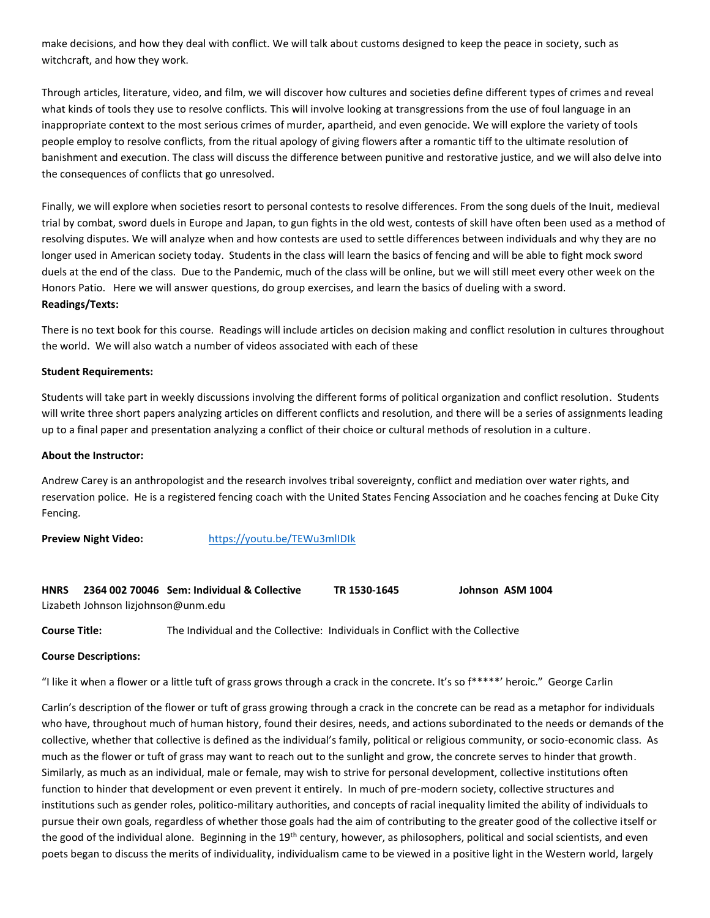make decisions, and how they deal with conflict. We will talk about customs designed to keep the peace in society, such as witchcraft, and how they work.

Through articles, literature, video, and film, we will discover how cultures and societies define different types of crimes and reveal what kinds of tools they use to resolve conflicts. This will involve looking at transgressions from the use of foul language in an inappropriate context to the most serious crimes of murder, apartheid, and even genocide. We will explore the variety of tools people employ to resolve conflicts, from the ritual apology of giving flowers after a romantic tiff to the ultimate resolution of banishment and execution. The class will discuss the difference between punitive and restorative justice, and we will also delve into the consequences of conflicts that go unresolved.

Finally, we will explore when societies resort to personal contests to resolve differences. From the song duels of the Inuit, medieval trial by combat, sword duels in Europe and Japan, to gun fights in the old west, contests of skill have often been used as a method of resolving disputes. We will analyze when and how contests are used to settle differences between individuals and why they are no longer used in American society today. Students in the class will learn the basics of fencing and will be able to fight mock sword duels at the end of the class. Due to the Pandemic, much of the class will be online, but we will still meet every other week on the Honors Patio. Here we will answer questions, do group exercises, and learn the basics of dueling with a sword.

**Readings/Texts:**

There is no text book for this course. Readings will include articles on decision making and conflict resolution in cultures throughout the world. We will also watch a number of videos associated with each of these

**Student Requirements:**

Students will take part in weekly discussions involving the different forms of political organization and conflict resolution. Students will write three short papers analyzing articles on different conflicts and resolution, and there will be a series of assignments leading up to a final paper and presentation analyzing a conflict of their choice or cultural methods of resolution in a culture.

**About the Instructor:**

Andrew Carey is an anthropologist and the research involves tribal sovereignty, conflict and mediation over water rights, and reservation police. He is a registered fencing coach with the United States Fencing Association and he coaches fencing at Duke City Fencing.

**Preview Night Video:** https://youtu.be/TEWu3mlIDIk

**HNRS 2364 002 70046 Sem: Individual & Collective TR 1530-1645 Johnson ASM 1004**
Lizabeth Johnson lizjohnson@unm.edu

**Course Title:** The Individual and the Collective: Individuals in Conflict with the Collective

**Course Descriptions:**

"I like it when a flower or a little tuft of grass grows through a crack in the concrete. It's so f*****' heroic." George Carlin

Carlin's description of the flower or tuft of grass growing through a crack in the concrete can be read as a metaphor for individuals who have, throughout much of human history, found their desires, needs, and actions subordinated to the needs or demands of the collective, whether that collective is defined as the individual's family, political or religious community, or socio-economic class. As much as the flower or tuft of grass may want to reach out to the sunlight and grow, the concrete serves to hinder that growth. Similarly, as much as an individual, male or female, may wish to strive for personal development, collective institutions often function to hinder that development or even prevent it entirely. In much of pre-modern society, collective structures and institutions such as gender roles, politico-military authorities, and concepts of racial inequality limited the ability of individuals to pursue their own goals, regardless of whether those goals had the aim of contributing to the greater good of the collective itself or the good of the individual alone. Beginning in the 19th century, however, as philosophers, political and social scientists, and even poets began to discuss the merits of individuality, individualism came to be viewed in a positive light in the Western world, largely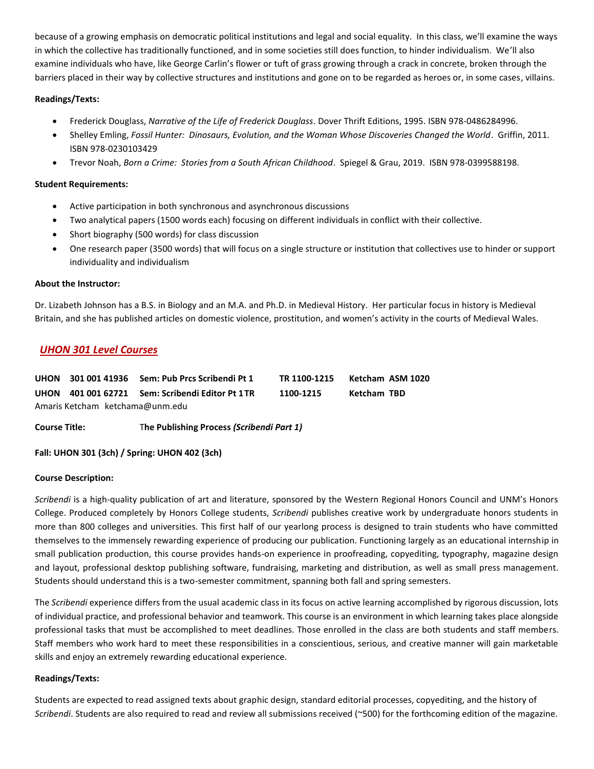because of a growing emphasis on democratic political institutions and legal and social equality. In this class, we'll examine the ways in which the collective has traditionally functioned, and in some societies still does function, to hinder individualism. We'll also examine individuals who have, like George Carlin's flower or tuft of grass growing through a crack in concrete, broken through the barriers placed in their way by collective structures and institutions and gone on to be regarded as heroes or, in some cases, villains.

**Readings/Texts:**

- Frederick Douglass, *Narrative of the Life of Frederick Douglass*. Dover Thrift Editions, 1995. ISBN 978-0486284996.
- Shelley Emling, *Fossil Hunter: Dinosaurs, Evolution, and the Woman Whose Discoveries Changed the World*. Griffin, 2011. ISBN 978-0230103429
- Trevor Noah, *Born a Crime: Stories from a South African Childhood*. Spiegel & Grau, 2019. ISBN 978-0399588198.

**Student Requirements:**

- Active participation in both synchronous and asynchronous discussions
- Two analytical papers (1500 words each) focusing on different individuals in conflict with their collective.
- Short biography (500 words) for class discussion
- One research paper (3500 words) that will focus on a single structure or institution that collectives use to hinder or support individuality and individualism

**About the Instructor:**

Dr. Lizabeth Johnson has a B.S. in Biology and an M.A. and Ph.D. in Medieval History. Her particular focus in history is Medieval Britain, and she has published articles on domestic violence, prostitution, and women's activity in the courts of Medieval Wales.

## *UHON 301 Level Courses*

**UHON 301 001 41936 Sem: Pub Prcs Scribendi Pt 1 TR 1100-1215 Ketcham ASM 1020**
**UHON 401 001 62721 Sem: Scribendi Editor Pt 1 TR 1100-1215 Ketcham TBD**
Amaris Ketcham ketchama@unm.edu

**Course Title:** **The Publishing Process *(Scribendi Part 1)***

**Fall: UHON 301 (3ch) / Spring: UHON 402 (3ch)**

**Course Description:**

*Scribendi* is a high-quality publication of art and literature, sponsored by the Western Regional Honors Council and UNM's Honors College. Produced completely by Honors College students, *Scribendi* publishes creative work by undergraduate honors students in more than 800 colleges and universities. This first half of our yearlong process is designed to train students who have committed themselves to the immensely rewarding experience of producing our publication. Functioning largely as an educational internship in small publication production, this course provides hands-on experience in proofreading, copyediting, typography, magazine design and layout, professional desktop publishing software, fundraising, marketing and distribution, as well as small press management. Students should understand this is a two-semester commitment, spanning both fall and spring semesters.

The *Scribendi* experience differs from the usual academic class in its focus on active learning accomplished by rigorous discussion, lots of individual practice, and professional behavior and teamwork. This course is an environment in which learning takes place alongside professional tasks that must be accomplished to meet deadlines. Those enrolled in the class are both students and staff members. Staff members who work hard to meet these responsibilities in a conscientious, serious, and creative manner will gain marketable skills and enjoy an extremely rewarding educational experience.

**Readings/Texts:**

Students are expected to read assigned texts about graphic design, standard editorial processes, copyediting, and the history of *Scribendi*. Students are also required to read and review all submissions received (~500) for the forthcoming edition of the magazine.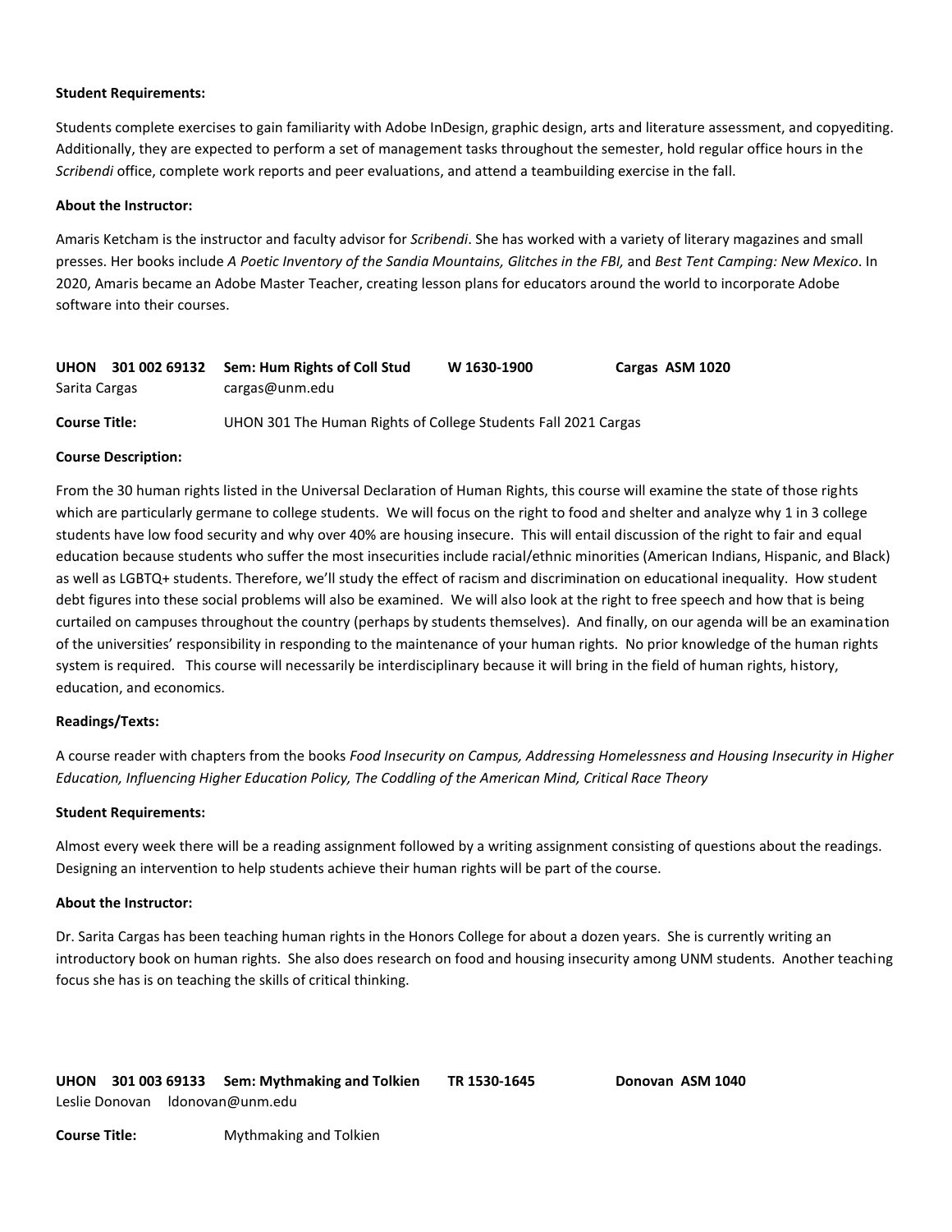**Student Requirements:**

Students complete exercises to gain familiarity with Adobe InDesign, graphic design, arts and literature assessment, and copyediting. Additionally, they are expected to perform a set of management tasks throughout the semester, hold regular office hours in the *Scribendi* office, complete work reports and peer evaluations, and attend a teambuilding exercise in the fall.

**About the Instructor:**

Amaris Ketcham is the instructor and faculty advisor for *Scribendi*. She has worked with a variety of literary magazines and small presses. Her books include *A Poetic Inventory of the Sandia Mountains, Glitches in the FBI,* and *Best Tent Camping: New Mexico*. In 2020, Amaris became an Adobe Master Teacher, creating lesson plans for educators around the world to incorporate Adobe software into their courses.

**UHON 301 002 69132 Sem: Hum Rights of Coll Stud W 1630-1900 Cargas ASM 1020**
Sarita Cargas cargas@unm.edu

**Course Title:** UHON 301 The Human Rights of College Students Fall 2021 Cargas

**Course Description:**

From the 30 human rights listed in the Universal Declaration of Human Rights, this course will examine the state of those rights which are particularly germane to college students. We will focus on the right to food and shelter and analyze why 1 in 3 college students have low food security and why over 40% are housing insecure. This will entail discussion of the right to fair and equal education because students who suffer the most insecurities include racial/ethnic minorities (American Indians, Hispanic, and Black) as well as LGBTQ+ students. Therefore, we'll study the effect of racism and discrimination on educational inequality. How student debt figures into these social problems will also be examined. We will also look at the right to free speech and how that is being curtailed on campuses throughout the country (perhaps by students themselves). And finally, on our agenda will be an examination of the universities' responsibility in responding to the maintenance of your human rights. No prior knowledge of the human rights system is required. This course will necessarily be interdisciplinary because it will bring in the field of human rights, history, education, and economics.

**Readings/Texts:**

A course reader with chapters from the books *Food Insecurity on Campus, Addressing Homelessness and Housing Insecurity in Higher Education, Influencing Higher Education Policy, The Coddling of the American Mind, Critical Race Theory*

**Student Requirements:**

Almost every week there will be a reading assignment followed by a writing assignment consisting of questions about the readings. Designing an intervention to help students achieve their human rights will be part of the course.

**About the Instructor:**

Dr. Sarita Cargas has been teaching human rights in the Honors College for about a dozen years. She is currently writing an introductory book on human rights. She also does research on food and housing insecurity among UNM students. Another teaching focus she has is on teaching the skills of critical thinking.

**UHON 301 003 69133 Sem: Mythmaking and Tolkien TR 1530-1645 Donovan ASM 1040**
Leslie Donovan ldonovan@unm.edu

**Course Title:** Mythmaking and Tolkien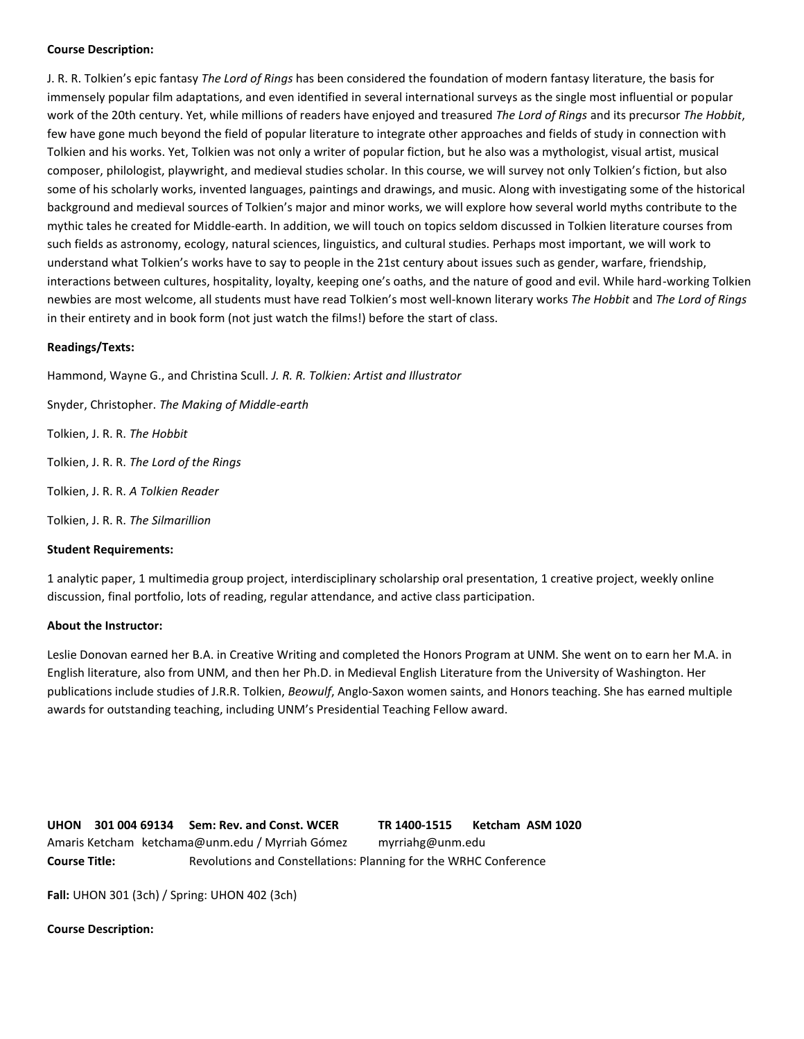**Course Description:**

J. R. R. Tolkien's epic fantasy *The Lord of Rings* has been considered the foundation of modern fantasy literature, the basis for immensely popular film adaptations, and even identified in several international surveys as the single most influential or popular work of the 20th century. Yet, while millions of readers have enjoyed and treasured *The Lord of Rings* and its precursor *The Hobbit*, few have gone much beyond the field of popular literature to integrate other approaches and fields of study in connection with Tolkien and his works. Yet, Tolkien was not only a writer of popular fiction, but he also was a mythologist, visual artist, musical composer, philologist, playwright, and medieval studies scholar. In this course, we will survey not only Tolkien's fiction, but also some of his scholarly works, invented languages, paintings and drawings, and music. Along with investigating some of the historical background and medieval sources of Tolkien's major and minor works, we will explore how several world myths contribute to the mythic tales he created for Middle-earth. In addition, we will touch on topics seldom discussed in Tolkien literature courses from such fields as astronomy, ecology, natural sciences, linguistics, and cultural studies. Perhaps most important, we will work to understand what Tolkien's works have to say to people in the 21st century about issues such as gender, warfare, friendship, interactions between cultures, hospitality, loyalty, keeping one's oaths, and the nature of good and evil. While hard-working Tolkien newbies are most welcome, all students must have read Tolkien's most well-known literary works *The Hobbit* and *The Lord of Rings* in their entirety and in book form (not just watch the films!) before the start of class.

**Readings/Texts:**

Hammond, Wayne G., and Christina Scull. *J. R. R. Tolkien: Artist and Illustrator*

Snyder, Christopher. *The Making of Middle-earth*

Tolkien, J. R. R. *The Hobbit*

Tolkien, J. R. R. *The Lord of the Rings*

Tolkien, J. R. R. *A Tolkien Reader*

Tolkien, J. R. R. *The Silmarillion*

**Student Requirements:**

1 analytic paper, 1 multimedia group project, interdisciplinary scholarship oral presentation, 1 creative project, weekly online discussion, final portfolio, lots of reading, regular attendance, and active class participation.

**About the Instructor:**

Leslie Donovan earned her B.A. in Creative Writing and completed the Honors Program at UNM. She went on to earn her M.A. in English literature, also from UNM, and then her Ph.D. in Medieval English Literature from the University of Washington. Her publications include studies of J.R.R. Tolkien, *Beowulf*, Anglo-Saxon women saints, and Honors teaching. She has earned multiple awards for outstanding teaching, including UNM's Presidential Teaching Fellow award.

**UHON 301 004 69134 Sem: Rev. and Const. WCER TR 1400-1515 Ketcham ASM 1020**

Amaris Ketcham ketchama@unm.edu / Myrriah Gómez myrriahg@unm.edu

**Course Title:** Revolutions and Constellations: Planning for the WRHC Conference

**Fall:** UHON 301 (3ch) / Spring: UHON 402 (3ch)

**Course Description:**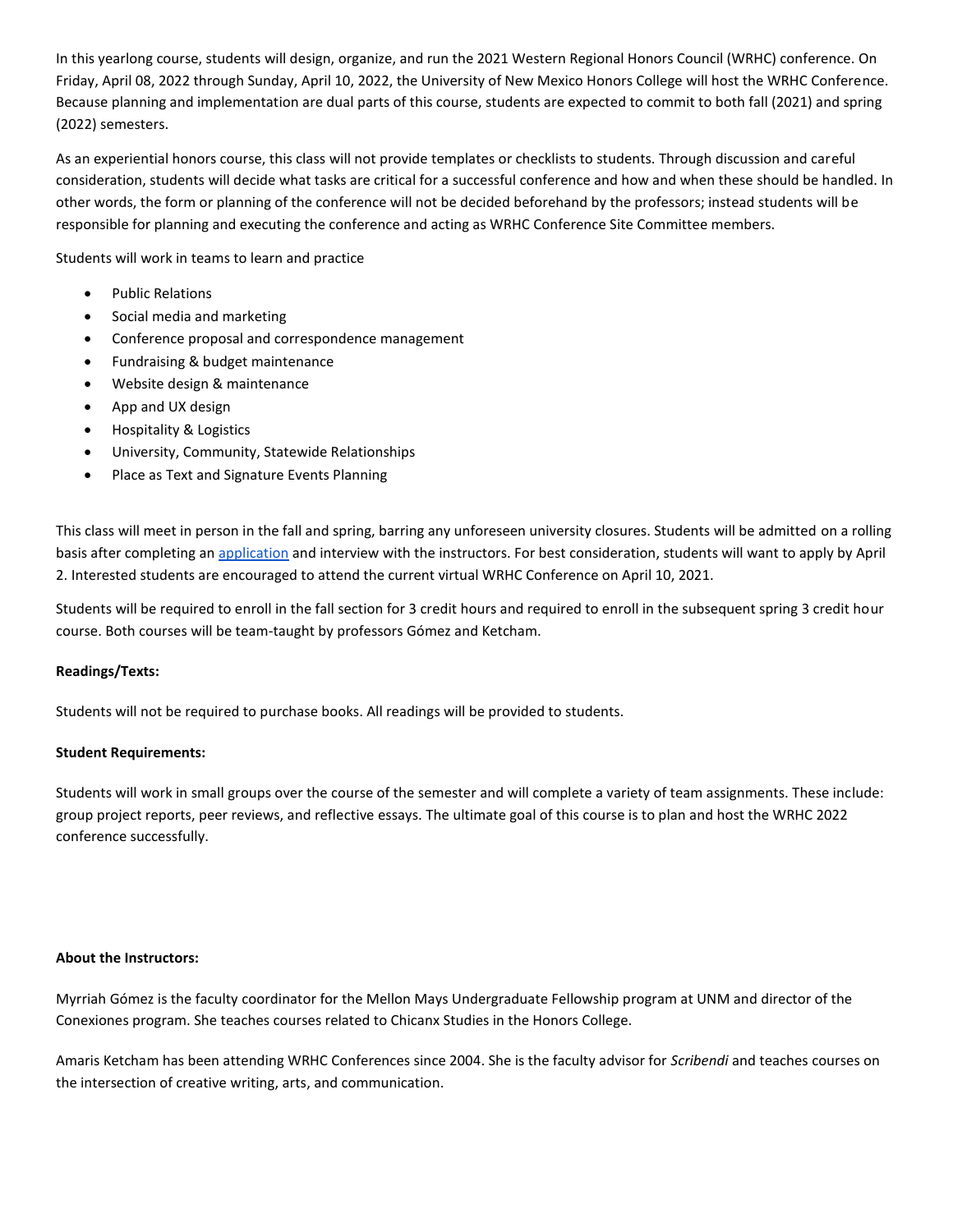In this yearlong course, students will design, organize, and run the 2021 Western Regional Honors Council (WRHC) conference. On Friday, April 08, 2022 through Sunday, April 10, 2022, the University of New Mexico Honors College will host the WRHC Conference. Because planning and implementation are dual parts of this course, students are expected to commit to both fall (2021) and spring (2022) semesters.

As an experiential honors course, this class will not provide templates or checklists to students. Through discussion and careful consideration, students will decide what tasks are critical for a successful conference and how and when these should be handled. In other words, the form or planning of the conference will not be decided beforehand by the professors; instead students will be responsible for planning and executing the conference and acting as WRHC Conference Site Committee members.

Students will work in teams to learn and practice

- Public Relations
- Social media and marketing
- Conference proposal and correspondence management
- Fundraising & budget maintenance
- Website design & maintenance
- App and UX design
- Hospitality & Logistics
- University, Community, Statewide Relationships
- Place as Text and Signature Events Planning

This class will meet in person in the fall and spring, barring any unforeseen university closures. Students will be admitted on a rolling basis after completing an application and interview with the instructors. For best consideration, students will want to apply by April 2. Interested students are encouraged to attend the current virtual WRHC Conference on April 10, 2021.

Students will be required to enroll in the fall section for 3 credit hours and required to enroll in the subsequent spring 3 credit hour course. Both courses will be team-taught by professors Gómez and Ketcham.

**Readings/Texts:**

Students will not be required to purchase books. All readings will be provided to students.

**Student Requirements:**

Students will work in small groups over the course of the semester and will complete a variety of team assignments. These include: group project reports, peer reviews, and reflective essays. The ultimate goal of this course is to plan and host the WRHC 2022 conference successfully.

**About the Instructors:**

Myrriah Gómez is the faculty coordinator for the Mellon Mays Undergraduate Fellowship program at UNM and director of the Conexiones program. She teaches courses related to Chicanx Studies in the Honors College.

Amaris Ketcham has been attending WRHC Conferences since 2004. She is the faculty advisor for *Scribendi* and teaches courses on the intersection of creative writing, arts, and communication.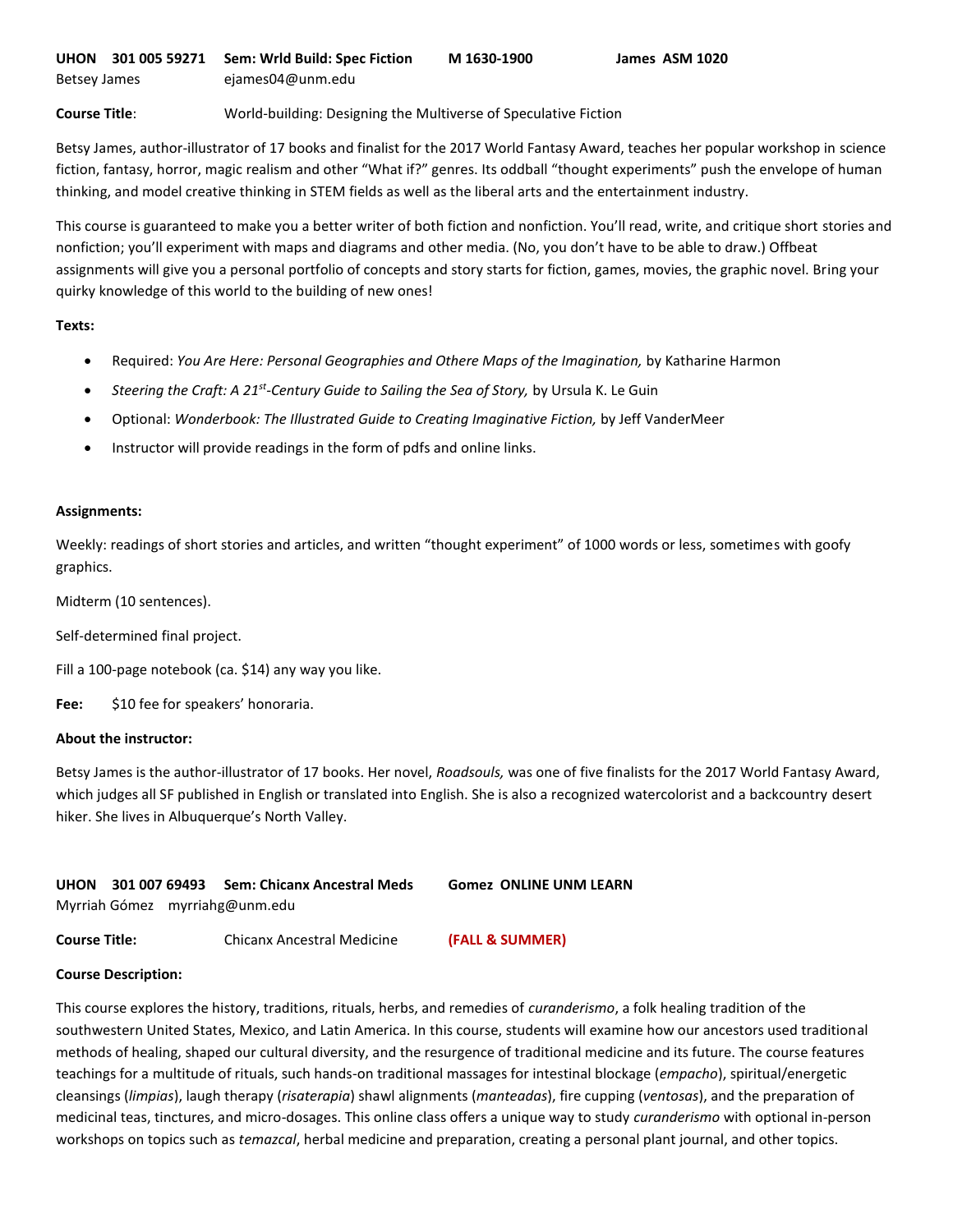**UHON 301 005 59271 Sem: Wrld Build: Spec Fiction M 1630-1900 James ASM 1020**

Betsey James ejames04@unm.edu

**Course Title**: World-building: Designing the Multiverse of Speculative Fiction

Betsy James, author-illustrator of 17 books and finalist for the 2017 World Fantasy Award, teaches her popular workshop in science fiction, fantasy, horror, magic realism and other "What if?" genres. Its oddball "thought experiments" push the envelope of human thinking, and model creative thinking in STEM fields as well as the liberal arts and the entertainment industry.

This course is guaranteed to make you a better writer of both fiction and nonfiction. You'll read, write, and critique short stories and nonfiction; you'll experiment with maps and diagrams and other media. (No, you don't have to be able to draw.) Offbeat assignments will give you a personal portfolio of concepts and story starts for fiction, games, movies, the graphic novel. Bring your quirky knowledge of this world to the building of new ones!

**Texts:**

- Required: *You Are Here: Personal Geographies and Othere Maps of the Imagination,* by Katharine Harmon
- *Steering the Craft: A 21st-Century Guide to Sailing the Sea of Story,* by Ursula K. Le Guin
- Optional: *Wonderbook: The Illustrated Guide to Creating Imaginative Fiction,* by Jeff VanderMeer
- Instructor will provide readings in the form of pdfs and online links.

**Assignments:**

Weekly: readings of short stories and articles, and written "thought experiment" of 1000 words or less, sometimes with goofy graphics.

Midterm (10 sentences).

Self-determined final project.

Fill a 100-page notebook (ca. $14) any way you like.

**Fee:** $10 fee for speakers' honoraria.

**About the instructor:**

Betsy James is the author-illustrator of 17 books. Her novel, *Roadsouls,* was one of five finalists for the 2017 World Fantasy Award, which judges all SF published in English or translated into English. She is also a recognized watercolorist and a backcountry desert hiker. She lives in Albuquerque's North Valley.

**UHON 301 007 69493 Sem: Chicanx Ancestral Meds Gomez ONLINE UNM LEARN**

Myrriah Gómez myrriahg@unm.edu

**Course Title:** Chicanx Ancestral Medicine **(FALL & SUMMER)**

**Course Description:**

This course explores the history, traditions, rituals, herbs, and remedies of *curanderismo*, a folk healing tradition of the southwestern United States, Mexico, and Latin America. In this course, students will examine how our ancestors used traditional methods of healing, shaped our cultural diversity, and the resurgence of traditional medicine and its future. The course features teachings for a multitude of rituals, such hands-on traditional massages for intestinal blockage (*empacho*), spiritual/energetic cleansings (*limpias*), laugh therapy (*risaterapia*) shawl alignments (*manteadas*), fire cupping (*ventosas*), and the preparation of medicinal teas, tinctures, and micro-dosages. This online class offers a unique way to study *curanderismo* with optional in-person workshops on topics such as *temazcal*, herbal medicine and preparation, creating a personal plant journal, and other topics.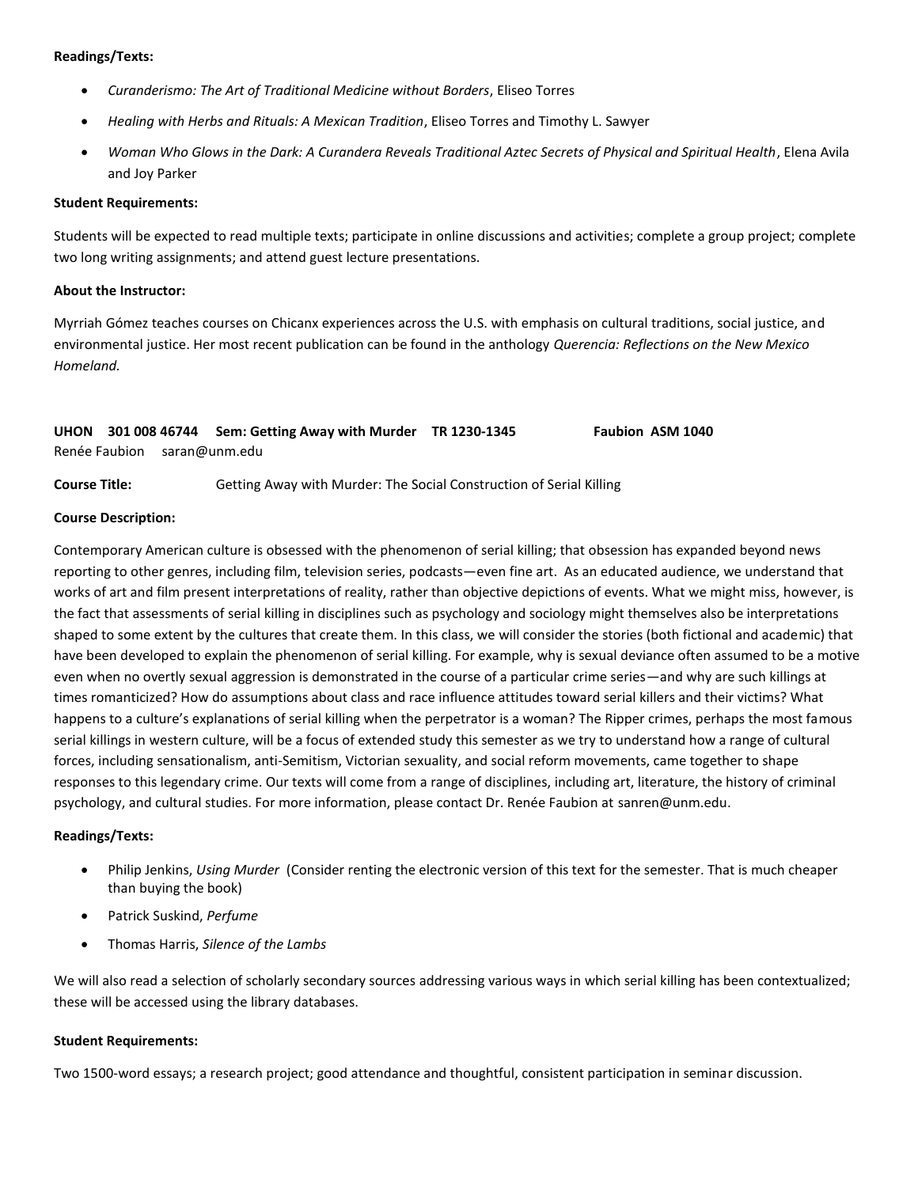**Readings/Texts:**

- *Curanderismo: The Art of Traditional Medicine without Borders*, Eliseo Torres
- *Healing with Herbs and Rituals: A Mexican Tradition*, Eliseo Torres and Timothy L. Sawyer
- *Woman Who Glows in the Dark: A Curandera Reveals Traditional Aztec Secrets of Physical and Spiritual Health*, Elena Avila and Joy Parker

**Student Requirements:**

Students will be expected to read multiple texts; participate in online discussions and activities; complete a group project; complete two long writing assignments; and attend guest lecture presentations.

**About the Instructor:**

Myrriah Gómez teaches courses on Chicanx experiences across the U.S. with emphasis on cultural traditions, social justice, and environmental justice. Her most recent publication can be found in the anthology *Querencia: Reflections on the New Mexico Homeland.*

**UHON 301 008 46744 Sem: Getting Away with Murder TR 1230-1345 Faubion ASM 1040**
Renée Faubion saran@unm.edu

**Course Title:** Getting Away with Murder: The Social Construction of Serial Killing

**Course Description:**

Contemporary American culture is obsessed with the phenomenon of serial killing; that obsession has expanded beyond news reporting to other genres, including film, television series, podcasts—even fine art. As an educated audience, we understand that works of art and film present interpretations of reality, rather than objective depictions of events. What we might miss, however, is the fact that assessments of serial killing in disciplines such as psychology and sociology might themselves also be interpretations shaped to some extent by the cultures that create them. In this class, we will consider the stories (both fictional and academic) that have been developed to explain the phenomenon of serial killing. For example, why is sexual deviance often assumed to be a motive even when no overtly sexual aggression is demonstrated in the course of a particular crime series—and why are such killings at times romanticized? How do assumptions about class and race influence attitudes toward serial killers and their victims? What happens to a culture's explanations of serial killing when the perpetrator is a woman? The Ripper crimes, perhaps the most famous serial killings in western culture, will be a focus of extended study this semester as we try to understand how a range of cultural forces, including sensationalism, anti-Semitism, Victorian sexuality, and social reform movements, came together to shape responses to this legendary crime. Our texts will come from a range of disciplines, including art, literature, the history of criminal psychology, and cultural studies. For more information, please contact Dr. Renée Faubion at sanren@unm.edu.

**Readings/Texts:**

- Philip Jenkins, *Using Murder* (Consider renting the electronic version of this text for the semester. That is much cheaper than buying the book)
- Patrick Suskind, *Perfume*
- Thomas Harris, *Silence of the Lambs*

We will also read a selection of scholarly secondary sources addressing various ways in which serial killing has been contextualized; these will be accessed using the library databases.

**Student Requirements:**

Two 1500-word essays; a research project; good attendance and thoughtful, consistent participation in seminar discussion.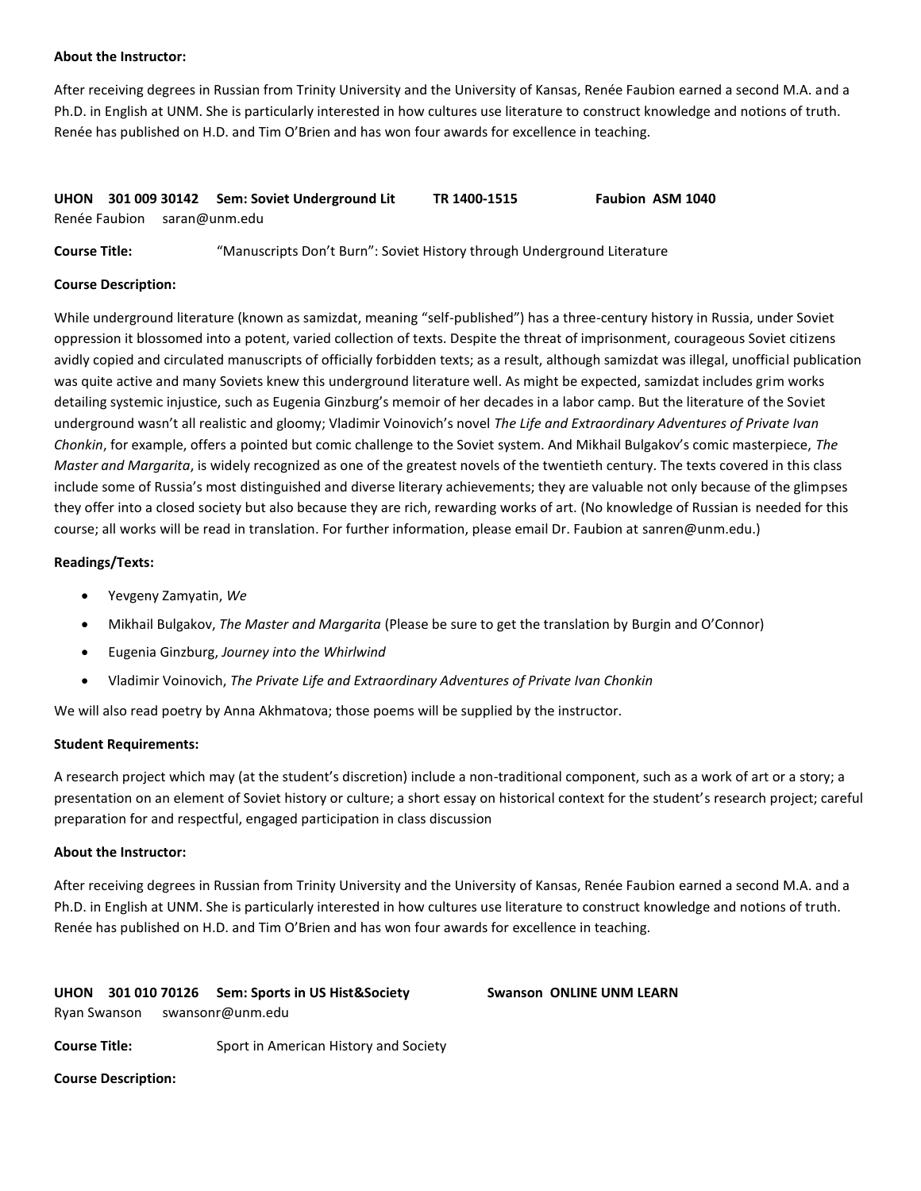**About the Instructor:**

After receiving degrees in Russian from Trinity University and the University of Kansas, Renée Faubion earned a second M.A. and a Ph.D. in English at UNM. She is particularly interested in how cultures use literature to construct knowledge and notions of truth. Renée has published on H.D. and Tim O'Brien and has won four awards for excellence in teaching.

**UHON 301 009 30142 Sem: Soviet Underground Lit TR 1400-1515 Faubion ASM 1040**
Renée Faubion saran@unm.edu

**Course Title:** "Manuscripts Don't Burn": Soviet History through Underground Literature

**Course Description:**

While underground literature (known as samizdat, meaning "self-published") has a three-century history in Russia, under Soviet oppression it blossomed into a potent, varied collection of texts. Despite the threat of imprisonment, courageous Soviet citizens avidly copied and circulated manuscripts of officially forbidden texts; as a result, although samizdat was illegal, unofficial publication was quite active and many Soviets knew this underground literature well. As might be expected, samizdat includes grim works detailing systemic injustice, such as Eugenia Ginzburg's memoir of her decades in a labor camp. But the literature of the Soviet underground wasn't all realistic and gloomy; Vladimir Voinovich's novel *The Life and Extraordinary Adventures of Private Ivan Chonkin*, for example, offers a pointed but comic challenge to the Soviet system. And Mikhail Bulgakov's comic masterpiece, *The Master and Margarita*, is widely recognized as one of the greatest novels of the twentieth century. The texts covered in this class include some of Russia's most distinguished and diverse literary achievements; they are valuable not only because of the glimpses they offer into a closed society but also because they are rich, rewarding works of art. (No knowledge of Russian is needed for this course; all works will be read in translation. For further information, please email Dr. Faubion at sanren@unm.edu.)

**Readings/Texts:**

- Yevgeny Zamyatin, *We*
- Mikhail Bulgakov, *The Master and Margarita* (Please be sure to get the translation by Burgin and O'Connor)
- Eugenia Ginzburg, *Journey into the Whirlwind*
- Vladimir Voinovich, *The Private Life and Extraordinary Adventures of Private Ivan Chonkin*

We will also read poetry by Anna Akhmatova; those poems will be supplied by the instructor.

**Student Requirements:**

A research project which may (at the student's discretion) include a non-traditional component, such as a work of art or a story; a presentation on an element of Soviet history or culture; a short essay on historical context for the student's research project; careful preparation for and respectful, engaged participation in class discussion

**About the Instructor:**

After receiving degrees in Russian from Trinity University and the University of Kansas, Renée Faubion earned a second M.A. and a Ph.D. in English at UNM. She is particularly interested in how cultures use literature to construct knowledge and notions of truth. Renée has published on H.D. and Tim O'Brien and has won four awards for excellence in teaching.

**UHON 301 010 70126 Sem: Sports in US Hist&Society Swanson ONLINE UNM LEARN**
Ryan Swanson swansonr@unm.edu

**Course Title:** Sport in American History and Society

**Course Description:**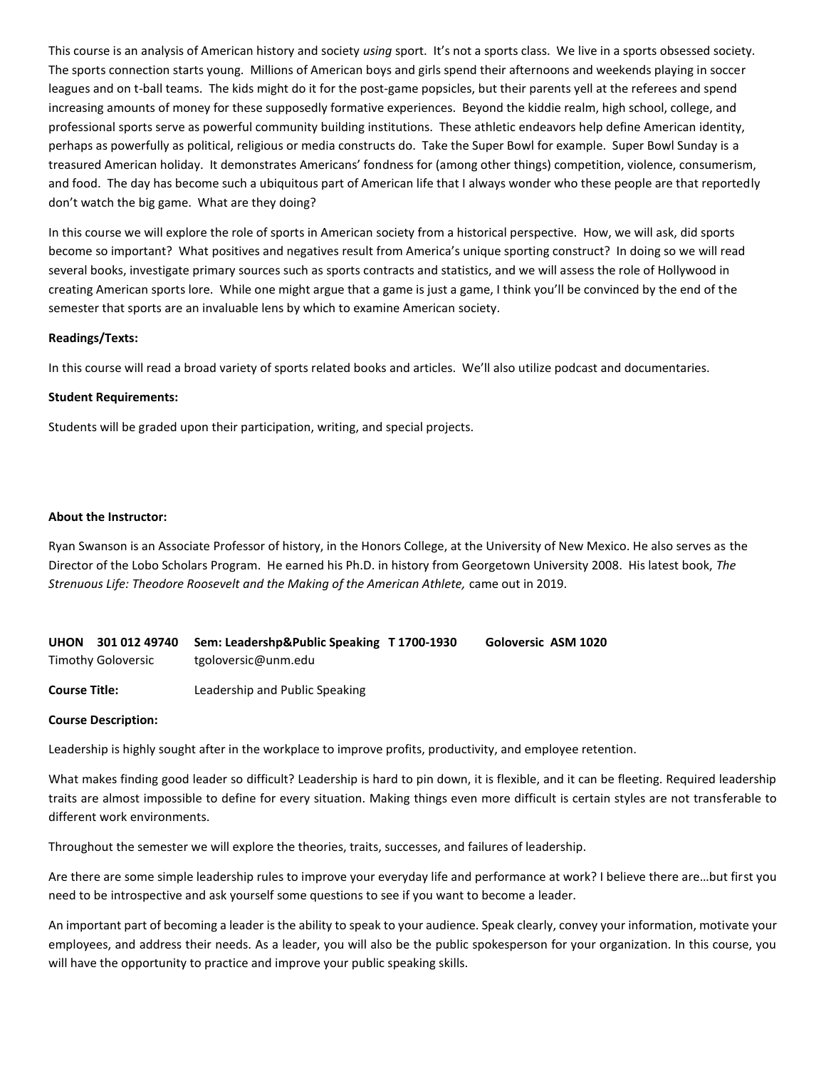This course is an analysis of American history and society *using* sport. It's not a sports class. We live in a sports obsessed society. The sports connection starts young. Millions of American boys and girls spend their afternoons and weekends playing in soccer leagues and on t-ball teams. The kids might do it for the post-game popsicle, but their parents yell at the referees and spend increasing amounts of money for these supposedly formative experiences. Beyond the kiddie realm, high school, college, and professional sports serve as powerful community building institutions. These athletic endeavors help define American identity, perhaps as powerfully as political, religious or media constructs do. Take the Super Bowl for example. Super Bowl Sunday is a treasured American holiday. It demonstrates Americans' fondness for (among other things) competition, violence, consumerism, and food. The day has become such a ubiquitous part of American life that I always wonder who these people are that reportedly don't watch the big game. What are they doing?

In this course we will explore the role of sports in American society from a historical perspective. How, we will ask, did sports become so important? What positives and negatives result from America's unique sporting construct? In doing so we will read several books, investigate primary sources such as sports contracts and statistics, and we will assess the role of Hollywood in creating American sports lore. While one might argue that a game is just a game, I think you'll be convinced by the end of the semester that sports are an invaluable lens by which to examine American society.

**Readings/Texts:**

In this course will read a broad variety of sports related books and articles. We'll also utilize podcast and documentaries.

**Student Requirements:**

Students will be graded upon their participation, writing, and special projects.

**About the Instructor:**

Ryan Swanson is an Associate Professor of history, in the Honors College, at the University of New Mexico. He also serves as the Director of the Lobo Scholars Program. He earned his Ph.D. in history from Georgetown University 2008. His latest book, *The Strenuous Life: Theodore Roosevelt and the Making of the American Athlete,* came out in 2019.

**UHON 301 012 49740 Sem: Leadershp&Public Speaking T 1700-1930 Goloversic ASM 1020**
Timothy Goloversic tgoloversic@unm.edu

**Course Title:** Leadership and Public Speaking

**Course Description:**

Leadership is highly sought after in the workplace to improve profits, productivity, and employee retention.

What makes finding good leader so difficult? Leadership is hard to pin down, it is flexible, and it can be fleeting. Required leadership traits are almost impossible to define for every situation. Making things even more difficult is certain styles are not transferable to different work environments.

Throughout the semester we will explore the theories, traits, successes, and failures of leadership.

Are there are some simple leadership rules to improve your everyday life and performance at work? I believe there are…but first you need to be introspective and ask yourself some questions to see if you want to become a leader.

An important part of becoming a leader is the ability to speak to your audience. Speak clearly, convey your information, motivate your employees, and address their needs. As a leader, you will also be the public spokesperson for your organization. In this course, you will have the opportunity to practice and improve your public speaking skills.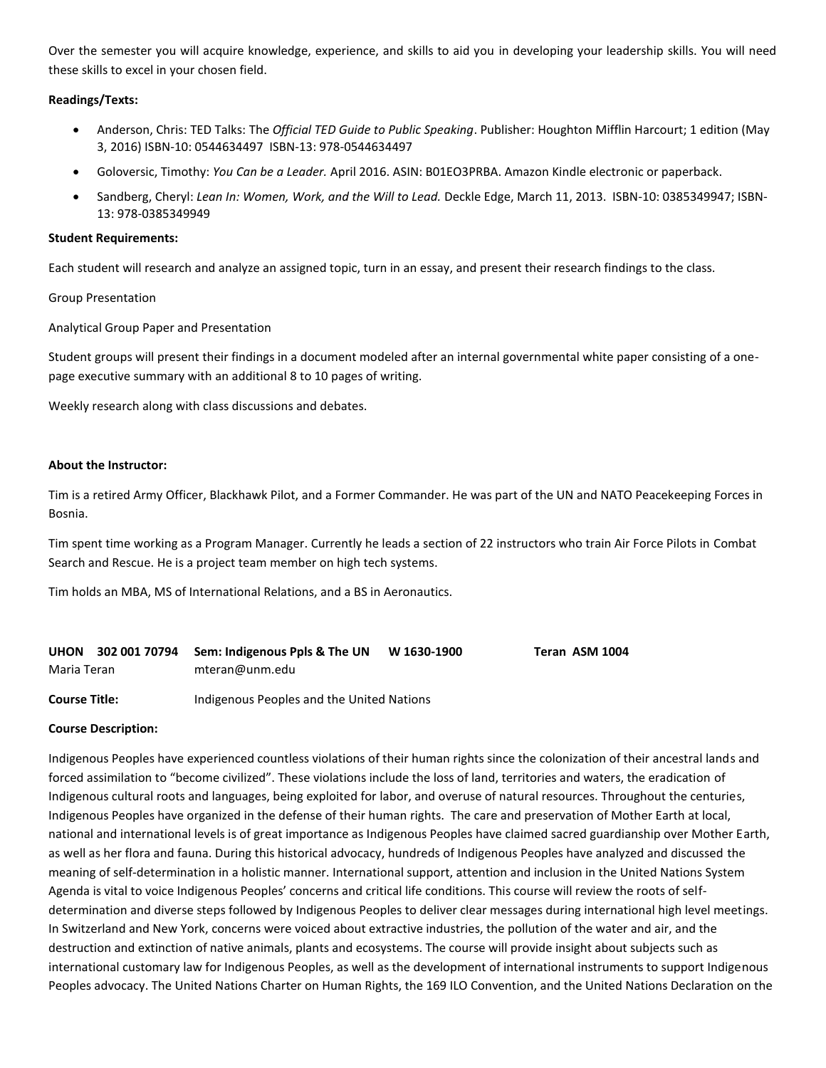Over the semester you will acquire knowledge, experience, and skills to aid you in developing your leadership skills. You will need these skills to excel in your chosen field.

**Readings/Texts:**

- Anderson, Chris: TED Talks: The *Official TED Guide to Public Speaking*. Publisher: Houghton Mifflin Harcourt; 1 edition (May 3, 2016) ISBN-10: 0544634497 ISBN-13: 978-0544634497
- Goloversic, Timothy: *You Can be a Leader.* April 2016. ASIN: B01EO3PRBA. Amazon Kindle electronic or paperback.
- Sandberg, Cheryl: *Lean In: Women, Work, and the Will to Lead.* Deckle Edge, March 11, 2013. ISBN-10: 0385349947; ISBN-13: 978-0385349949

**Student Requirements:**

Each student will research and analyze an assigned topic, turn in an essay, and present their research findings to the class.

Group Presentation

Analytical Group Paper and Presentation

Student groups will present their findings in a document modeled after an internal governmental white paper consisting of a one-page executive summary with an additional 8 to 10 pages of writing.

Weekly research along with class discussions and debates.

**About the Instructor:**

Tim is a retired Army Officer, Blackhawk Pilot, and a Former Commander. He was part of the UN and NATO Peacekeeping Forces in Bosnia.

Tim spent time working as a Program Manager. Currently he leads a section of 22 instructors who train Air Force Pilots in Combat Search and Rescue. He is a project team member on high tech systems.

Tim holds an MBA, MS of International Relations, and a BS in Aeronautics.

**UHON 302 001 70794 Sem: Indigenous Ppls & The UN W 1630-1900 Teran ASM 1004**

Maria Teran mteran@unm.edu

**Course Title:** Indigenous Peoples and the United Nations

**Course Description:**

Indigenous Peoples have experienced countless violations of their human rights since the colonization of their ancestral lands and forced assimilation to "become civilized". These violations include the loss of land, territories and waters, the eradication of Indigenous cultural roots and languages, being exploited for labor, and overuse of natural resources. Throughout the centuries, Indigenous Peoples have organized in the defense of their human rights. The care and preservation of Mother Earth at local, national and international levels is of great importance as Indigenous Peoples have claimed sacred guardianship over Mother Earth, as well as her flora and fauna. During this historical advocacy, hundreds of Indigenous Peoples have analyzed and discussed the meaning of self-determination in a holistic manner. International support, attention and inclusion in the United Nations System Agenda is vital to voice Indigenous Peoples' concerns and critical life conditions. This course will review the roots of self-determination and diverse steps followed by Indigenous Peoples to deliver clear messages during international high level meetings. In Switzerland and New York, concerns were voiced about extractive industries, the pollution of the water and air, and the destruction and extinction of native animals, plants and ecosystems. The course will provide insight about subjects such as international customary law for Indigenous Peoples, as well as the development of international instruments to support Indigenous Peoples advocacy. The United Nations Charter on Human Rights, the 169 ILO Convention, and the United Nations Declaration on the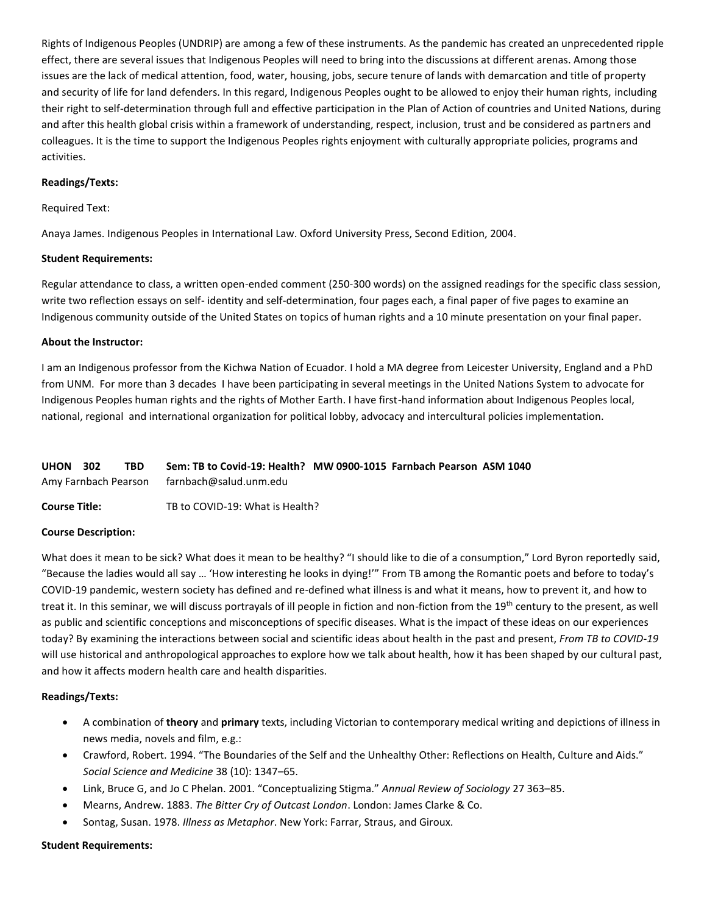Rights of Indigenous Peoples (UNDRIP) are among a few of these instruments. As the pandemic has created an unprecedented ripple effect, there are several issues that Indigenous Peoples will need to bring into the discussions at different arenas. Among those issues are the lack of medical attention, food, water, housing, jobs, secure tenure of lands with demarcation and title of property and security of life for land defenders. In this regard, Indigenous Peoples ought to be allowed to enjoy their human rights, including their right to self-determination through full and effective participation in the Plan of Action of countries and United Nations, during and after this health global crisis within a framework of understanding, respect, inclusion, trust and be considered as partners and colleagues. It is the time to support the Indigenous Peoples rights enjoyment with culturally appropriate policies, programs and activities.

**Readings/Texts:**

Required Text:

Anaya James. Indigenous Peoples in International Law. Oxford University Press, Second Edition, 2004.

**Student Requirements:**

Regular attendance to class, a written open-ended comment (250-300 words) on the assigned readings for the specific class session, write two reflection essays on self- identity and self-determination, four pages each, a final paper of five pages to examine an Indigenous community outside of the United States on topics of human rights and a 10 minute presentation on your final paper.

**About the Instructor:**

I am an Indigenous professor from the Kichwa Nation of Ecuador. I hold a MA degree from Leicester University, England and a PhD from UNM. For more than 3 decades I have been participating in several meetings in the United Nations System to advocate for Indigenous Peoples human rights and the rights of Mother Earth. I have first-hand information about Indigenous Peoples local, national, regional and international organization for political lobby, advocacy and intercultural policies implementation.

**UHON 302 TBD Sem: TB to Covid-19: Health? MW 0900-1015 Farnbach Pearson ASM 1040**
Amy Farnbach Pearson farnbach@salud.unm.edu

**Course Title:** TB to COVID-19: What is Health?

**Course Description:**

What does it mean to be sick? What does it mean to be healthy? "I should like to die of a consumption," Lord Byron reportedly said, "Because the ladies would all say … 'How interesting he looks in dying!'" From TB among the Romantic poets and before to today's COVID-19 pandemic, western society has defined and re-defined what illness is and what it means, how to prevent it, and how to treat it. In this seminar, we will discuss portrayals of ill people in fiction and non-fiction from the 19th century to the present, as well as public and scientific conceptions and misconceptions of specific diseases. What is the impact of these ideas on our experiences today? By examining the interactions between social and scientific ideas about health in the past and present, *From TB to COVID-19* will use historical and anthropological approaches to explore how we talk about health, how it has been shaped by our cultural past, and how it affects modern health care and health disparities.

**Readings/Texts:**

- A combination of **theory** and **primary** texts, including Victorian to contemporary medical writing and depictions of illness in news media, novels and film, e.g.:
- Crawford, Robert. 1994. "The Boundaries of the Self and the Unhealthy Other: Reflections on Health, Culture and Aids." *Social Science and Medicine* 38 (10): 1347–65.
- Link, Bruce G, and Jo C Phelan. 2001. "Conceptualizing Stigma." *Annual Review of Sociology* 27 363–85.
- Mearns, Andrew. 1883. *The Bitter Cry of Outcast London*. London: James Clarke & Co.
- Sontag, Susan. 1978. *Illness as Metaphor*. New York: Farrar, Straus, and Giroux.

**Student Requirements:**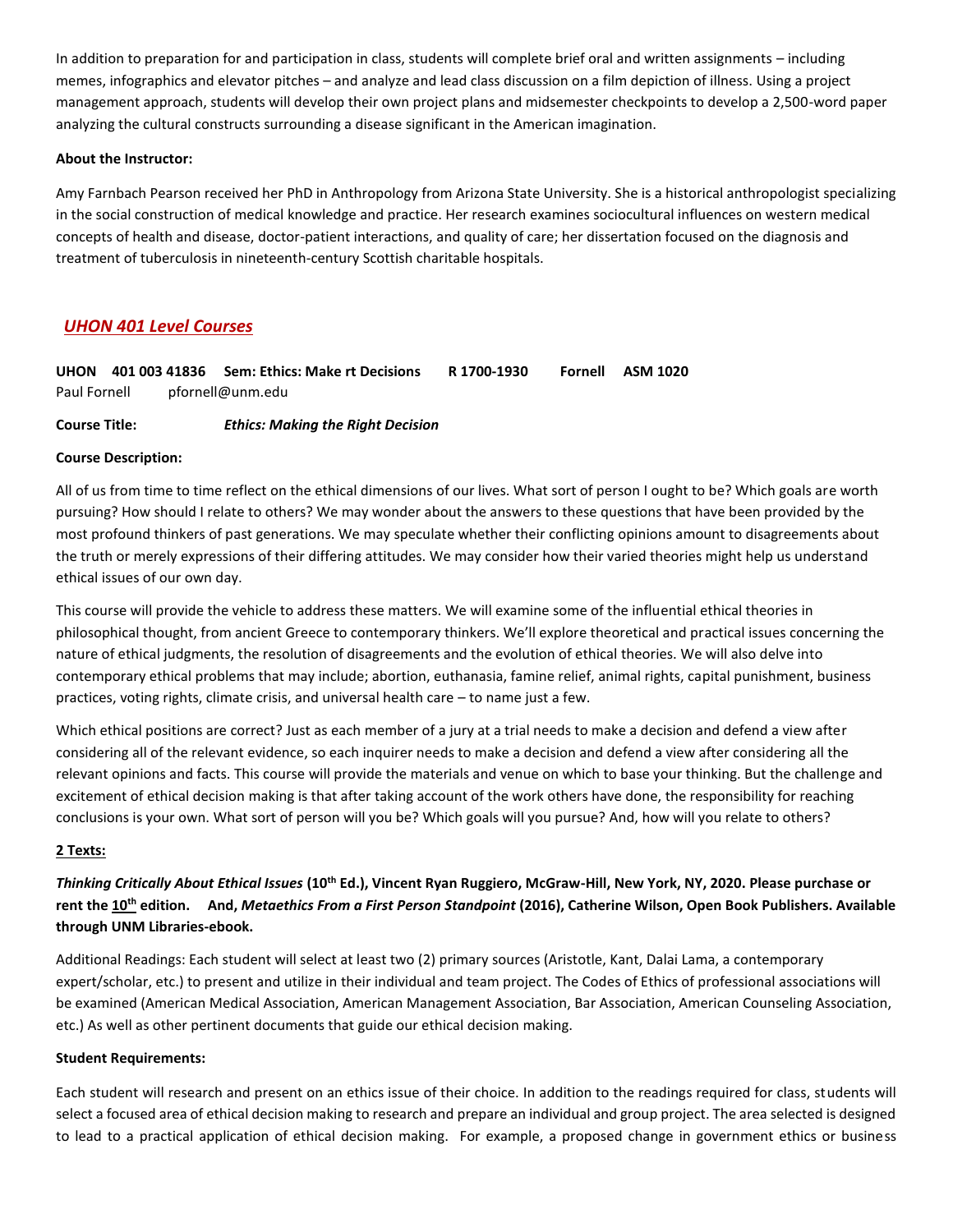In addition to preparation for and participation in class, students will complete brief oral and written assignments – including memes, infographics and elevator pitches – and analyze and lead class discussion on a film depiction of illness. Using a project management approach, students will develop their own project plans and midsemester checkpoints to develop a 2,500-word paper analyzing the cultural constructs surrounding a disease significant in the American imagination.

**About the Instructor:**

Amy Farnbach Pearson received her PhD in Anthropology from Arizona State University. She is a historical anthropologist specializing in the social construction of medical knowledge and practice. Her research examines sociocultural influences on western medical concepts of health and disease, doctor-patient interactions, and quality of care; her dissertation focused on the diagnosis and treatment of tuberculosis in nineteenth-century Scottish charitable hospitals.

## *UHON 401 Level Courses*

**UHON 401 003 41836 Sem: Ethics: Make rt Decisions R 1700-1930 Fornell ASM 1020**
Paul Fornell pfornell@unm.edu

**Course Title:** ***Ethics: Making the Right Decision***

**Course Description:**

All of us from time to time reflect on the ethical dimensions of our lives. What sort of person I ought to be? Which goals are worth pursuing? How should I relate to others? We may wonder about the answers to these questions that have been provided by the most profound thinkers of past generations. We may speculate whether their conflicting opinions amount to disagreements about the truth or merely expressions of their differing attitudes. We may consider how their varied theories might help us understand ethical issues of our own day.

This course will provide the vehicle to address these matters. We will examine some of the influential ethical theories in philosophical thought, from ancient Greece to contemporary thinkers. We'll explore theoretical and practical issues concerning the nature of ethical judgments, the resolution of disagreements and the evolution of ethical theories. We will also delve into contemporary ethical problems that may include; abortion, euthanasia, famine relief, animal rights, capital punishment, business practices, voting rights, climate crisis, and universal health care – to name just a few.

Which ethical positions are correct? Just as each member of a jury at a trial needs to make a decision and defend a view after considering all of the relevant evidence, so each inquirer needs to make a decision and defend a view after considering all the relevant opinions and facts. This course will provide the materials and venue on which to base your thinking. But the challenge and excitement of ethical decision making is that after taking account of the work others have done, the responsibility for reaching conclusions is your own. What sort of person will you be? Which goals will you pursue? And, how will you relate to others?

**2 Texts:**

***Thinking Critically About Ethical Issues* (10th Ed.), Vincent Ryan Ruggiero, McGraw-Hill, New York, NY, 2020. Please purchase or rent the 10th edition. And, *Metaethics From a First Person Standpoint* (2016), Catherine Wilson, Open Book Publishers. Available through UNM Libraries-ebook.**

Additional Readings: Each student will select at least two (2) primary sources (Aristotle, Kant, Dalai Lama, a contemporary expert/scholar, etc.) to present and utilize in their individual and team project. The Codes of Ethics of professional associations will be examined (American Medical Association, American Management Association, Bar Association, American Counseling Association, etc.) As well as other pertinent documents that guide our ethical decision making.

**Student Requirements:**

Each student will research and present on an ethics issue of their choice. In addition to the readings required for class, students will select a focused area of ethical decision making to research and prepare an individual and group project. The area selected is designed to lead to a practical application of ethical decision making. For example, a proposed change in government ethics or business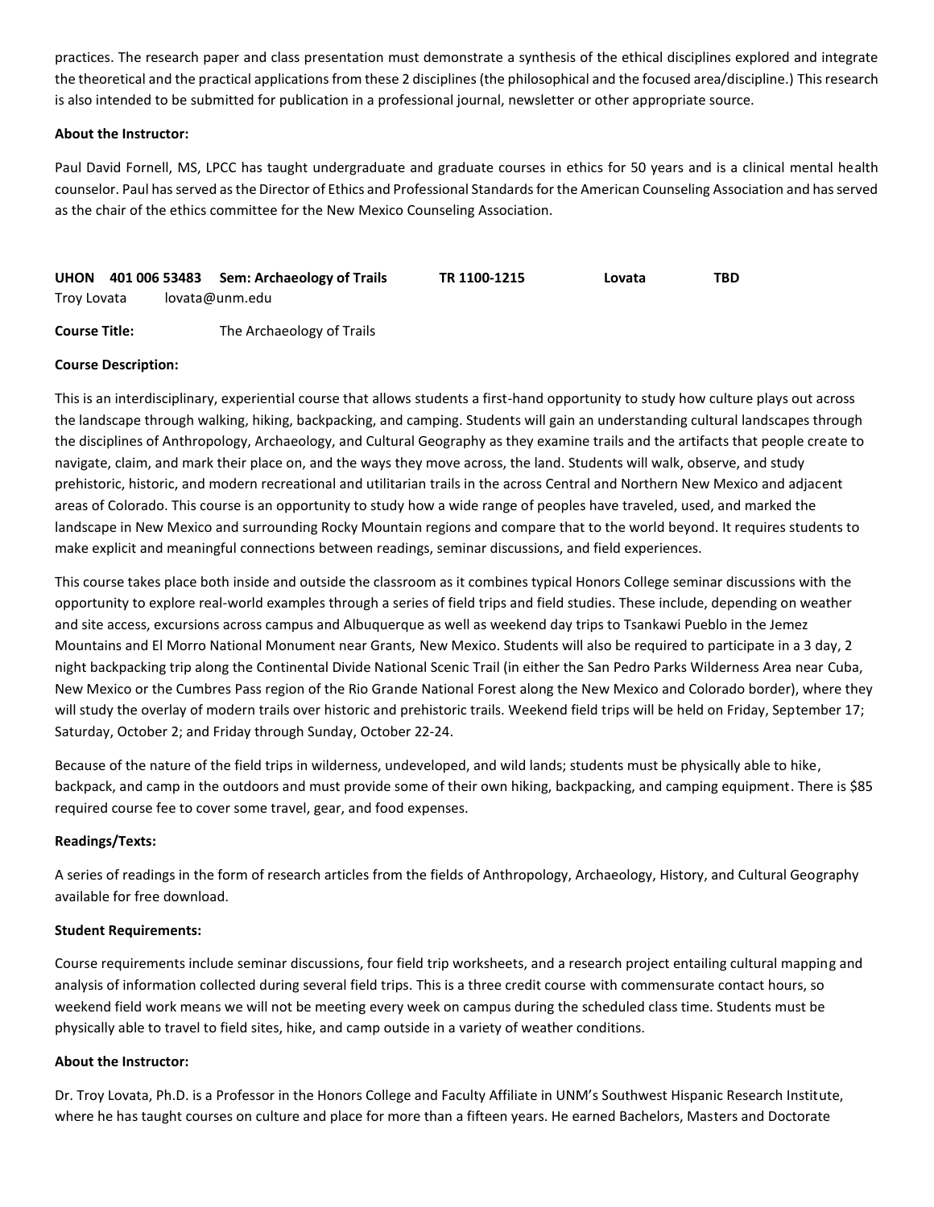practices. The research paper and class presentation must demonstrate a synthesis of the ethical disciplines explored and integrate the theoretical and the practical applications from these 2 disciplines (the philosophical and the focused area/discipline.) This research is also intended to be submitted for publication in a professional journal, newsletter or other appropriate source.

**About the Instructor:**

Paul David Fornell, MS, LPCC has taught undergraduate and graduate courses in ethics for 50 years and is a clinical mental health counselor. Paul has served as the Director of Ethics and Professional Standards for the American Counseling Association and has served as the chair of the ethics committee for the New Mexico Counseling Association.

**UHON 401 006 53483 Sem: Archaeology of Trails TR 1100-1215 Lovata TBD**
Troy Lovata lovata@unm.edu

**Course Title:** The Archaeology of Trails

**Course Description:**

This is an interdisciplinary, experiential course that allows students a first-hand opportunity to study how culture plays out across the landscape through walking, hiking, backpacking, and camping. Students will gain an understanding cultural landscapes through the disciplines of Anthropology, Archaeology, and Cultural Geography as they examine trails and the artifacts that people create to navigate, claim, and mark their place on, and the ways they move across, the land. Students will walk, observe, and study prehistoric, historic, and modern recreational and utilitarian trails in the across Central and Northern New Mexico and adjacent areas of Colorado. This course is an opportunity to study how a wide range of peoples have traveled, used, and marked the landscape in New Mexico and surrounding Rocky Mountain regions and compare that to the world beyond. It requires students to make explicit and meaningful connections between readings, seminar discussions, and field experiences.

This course takes place both inside and outside the classroom as it combines typical Honors College seminar discussions with the opportunity to explore real-world examples through a series of field trips and field studies. These include, depending on weather and site access, excursions across campus and Albuquerque as well as weekend day trips to Tsankawi Pueblo in the Jemez Mountains and El Morro National Monument near Grants, New Mexico. Students will also be required to participate in a 3 day, 2 night backpacking trip along the Continental Divide National Scenic Trail (in either the San Pedro Parks Wilderness Area near Cuba, New Mexico or the Cumbres Pass region of the Rio Grande National Forest along the New Mexico and Colorado border), where they will study the overlay of modern trails over historic and prehistoric trails. Weekend field trips will be held on Friday, September 17; Saturday, October 2; and Friday through Sunday, October 22-24.

Because of the nature of the field trips in wilderness, undeveloped, and wild lands; students must be physically able to hike, backpack, and camp in the outdoors and must provide some of their own hiking, backpacking, and camping equipment. There is $85 required course fee to cover some travel, gear, and food expenses.

**Readings/Texts:**

A series of readings in the form of research articles from the fields of Anthropology, Archaeology, History, and Cultural Geography available for free download.

**Student Requirements:**

Course requirements include seminar discussions, four field trip worksheets, and a research project entailing cultural mapping and analysis of information collected during several field trips. This is a three credit course with commensurate contact hours, so weekend field work means we will not be meeting every week on campus during the scheduled class time. Students must be physically able to travel to field sites, hike, and camp outside in a variety of weather conditions.

**About the Instructor:**

Dr. Troy Lovata, Ph.D. is a Professor in the Honors College and Faculty Affiliate in UNM's Southwest Hispanic Research Institute, where he has taught courses on culture and place for more than a fifteen years. He earned Bachelors, Masters and Doctorate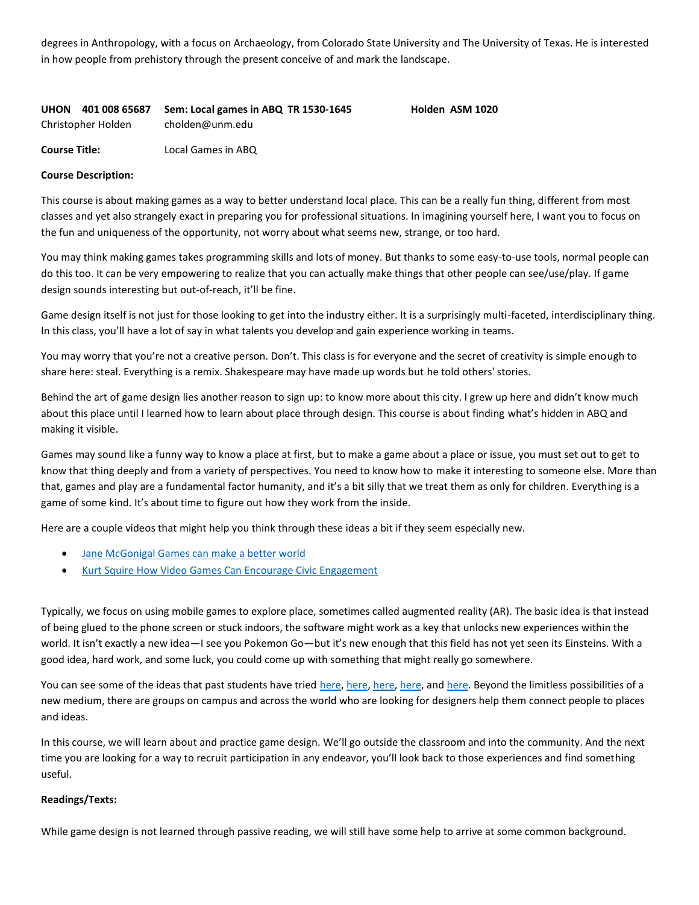degrees in Anthropology, with a focus on Archaeology, from Colorado State University and The University of Texas. He is interested in how people from prehistory through the present conceive of and mark the landscape.

**UHON 401 008 65687** **Sem: Local games in ABQ TR 1530-1645** **Holden ASM 1020**
Christopher Holden cholden@unm.edu

**Course Title:** Local Games in ABQ

**Course Description:**

This course is about making games as a way to better understand local place. This can be a really fun thing, different from most classes and yet also strangely exact in preparing you for professional situations. In imagining yourself here, I want you to focus on the fun and uniqueness of the opportunity, not worry about what seems new, strange, or too hard.

You may think making games takes programming skills and lots of money. But thanks to some easy-to-use tools, normal people can do this too. It can be very empowering to realize that you can actually make things that other people can see/use/play. If game design sounds interesting but out-of-reach, it'll be fine.

Game design itself is not just for those looking to get into the industry either. It is a surprisingly multi-faceted, interdisciplinary thing. In this class, you'll have a lot of say in what talents you develop and gain experience working in teams.

You may worry that you're not a creative person. Don't. This class is for everyone and the secret of creativity is simple enough to share here: steal. Everything is a remix. Shakespeare may have made up words but he told others' stories.

Behind the art of game design lies another reason to sign up: to know more about this city. I grew up here and didn't know much about this place until I learned how to learn about place through design. This course is about finding what's hidden in ABQ and making it visible.

Games may sound like a funny way to know a place at first, but to make a game about a place or issue, you must set out to get to know that thing deeply and from a variety of perspectives. You need to know how to make it interesting to someone else. More than that, games and play are a fundamental factor humanity, and it's a bit silly that we treat them as only for children. Everything is a game of some kind. It's about time to figure out how they work from the inside.

Here are a couple videos that might help you think through these ideas a bit if they seem especially new.

- Jane McGonigal Games can make a better world
- Kurt Squire How Video Games Can Encourage Civic Engagement

Typically, we focus on using mobile games to explore place, sometimes called augmented reality (AR). The basic idea is that instead of being glued to the phone screen or stuck indoors, the software might work as a key that unlocks new experiences within the world. It isn't exactly a new idea—I see you Pokemon Go—but it's new enough that this field has not yet seen its Einsteins. With a good idea, hard work, and some luck, you could come up with something that might really go somewhere.

You can see some of the ideas that past students have tried here, here, here, here, and here. Beyond the limitless possibilities of a new medium, there are groups on campus and across the world who are looking for designers help them connect people to places and ideas.

In this course, we will learn about and practice game design. We'll go outside the classroom and into the community. And the next time you are looking for a way to recruit participation in any endeavor, you'll look back to those experiences and find something useful.

**Readings/Texts:**

While game design is not learned through passive reading, we will still have some help to arrive at some common background.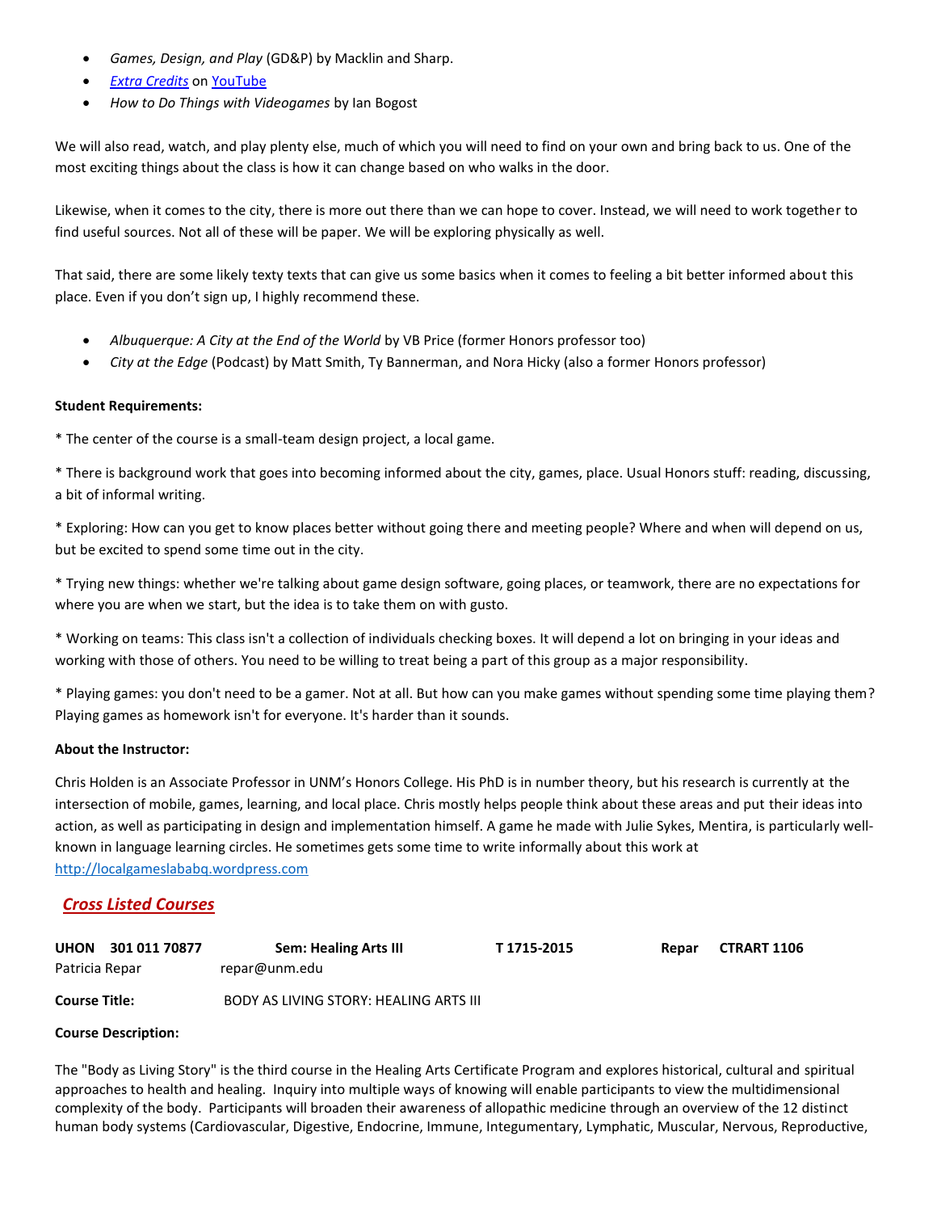- *Games, Design, and Play* (GD&P) by Macklin and Sharp.
- *Extra Credits* on YouTube
- *How to Do Things with Videogames* by Ian Bogost

We will also read, watch, and play plenty else, much of which you will need to find on your own and bring back to us. One of the most exciting things about the class is how it can change based on who walks in the door.

Likewise, when it comes to the city, there is more out there than we can hope to cover. Instead, we will need to work together to find useful sources. Not all of these will be paper. We will be exploring physically as well.

That said, there are some likely texty texts that can give us some basics when it comes to feeling a bit better informed about this place. Even if you don't sign up, I highly recommend these.

- *Albuquerque: A City at the End of the World* by VB Price (former Honors professor too)
- *City at the Edge* (Podcast) by Matt Smith, Ty Bannerman, and Nora Hicky (also a former Honors professor)

**Student Requirements:**

* The center of the course is a small-team design project, a local game.

* There is background work that goes into becoming informed about the city, games, place. Usual Honors stuff: reading, discussing, a bit of informal writing.

* Exploring: How can you get to know places better without going there and meeting people? Where and when will depend on us, but be excited to spend some time out in the city.

* Trying new things: whether we're talking about game design software, going places, or teamwork, there are no expectations for where you are when we start, but the idea is to take them on with gusto.

* Working on teams: This class isn't a collection of individuals checking boxes. It will depend a lot on bringing in your ideas and working with those of others. You need to be willing to treat being a part of this group as a major responsibility.

* Playing games: you don't need to be a gamer. Not at all. But how can you make games without spending some time playing them? Playing games as homework isn't for everyone. It's harder than it sounds.

**About the Instructor:**

Chris Holden is an Associate Professor in UNM's Honors College. His PhD is in number theory, but his research is currently at the intersection of mobile, games, learning, and local place. Chris mostly helps people think about these areas and put their ideas into action, as well as participating in design and implementation himself. A game he made with Julie Sykes, Mentira, is particularly well-known in language learning circles. He sometimes gets some time to write informally about this work at http://localgameslababq.wordpress.com

## *Cross Listed Courses*

**UHON 301 011 70877** **Sem: Healing Arts III** **T 1715-2015** **Repar** **CTRART 1106**
Patricia Repar repar@unm.edu

**Course Title:** BODY AS LIVING STORY: HEALING ARTS III

**Course Description:**

The "Body as Living Story" is the third course in the Healing Arts Certificate Program and explores historical, cultural and spiritual approaches to health and healing. Inquiry into multiple ways of knowing will enable participants to view the multidimensional complexity of the body. Participants will broaden their awareness of allopathic medicine through an overview of the 12 distinct human body systems (Cardiovascular, Digestive, Endocrine, Immune, Integumentary, Lymphatic, Muscular, Nervous, Reproductive,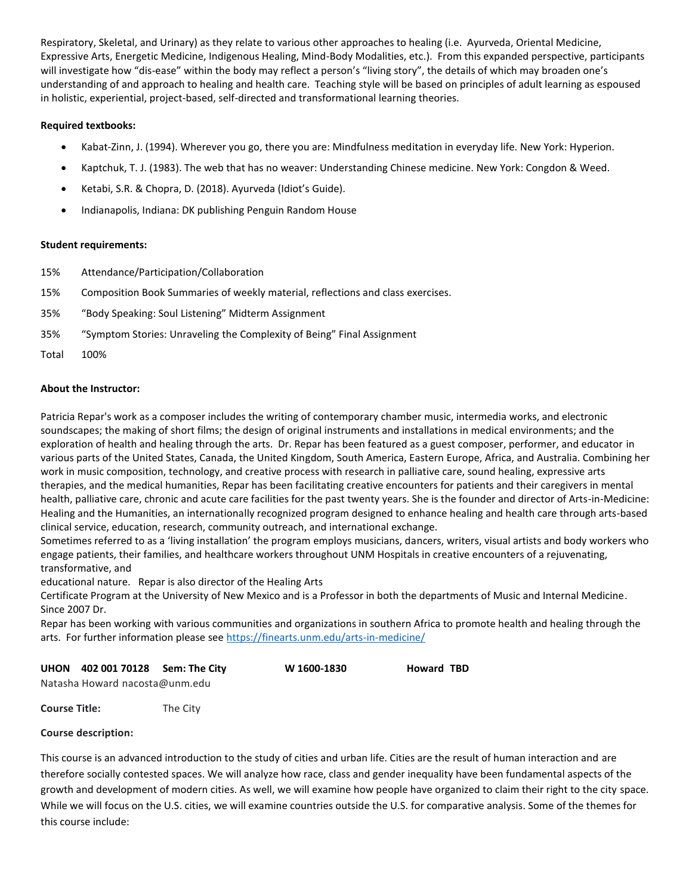Respiratory, Skeletal, and Urinary) as they relate to various other approaches to healing (i.e. Ayurveda, Oriental Medicine, Expressive Arts, Energetic Medicine, Indigenous Healing, Mind-Body Modalities, etc.). From this expanded perspective, participants will investigate how "dis-ease" within the body may reflect a person's "living story", the details of which may broaden one's understanding of and approach to healing and health care. Teaching style will be based on principles of adult learning as espoused in holistic, experiential, project-based, self-directed and transformational learning theories.

**Required textbooks:**

- Kabat-Zinn, J. (1994). Wherever you go, there you are: Mindfulness meditation in everyday life. New York: Hyperion.
- Kaptchuk, T. J. (1983). The web that has no weaver: Understanding Chinese medicine. New York: Congdon & Weed.
- Ketabi, S.R. & Chopra, D. (2018). Ayurveda (Idiot's Guide).
- Indianapolis, Indiana: DK publishing Penguin Random House

**Student requirements:**

15% Attendance/Participation/Collaboration

15% Composition Book Summaries of weekly material, reflections and class exercises.

35% "Body Speaking: Soul Listening" Midterm Assignment

35% "Symptom Stories: Unraveling the Complexity of Being" Final Assignment

Total 100%

**About the Instructor:**

Patricia Repar's work as a composer includes the writing of contemporary chamber music, intermedia works, and electronic soundscapes; the making of short films; the design of original instruments and installations in medical environments; and the exploration of health and healing through the arts. Dr. Repar has been featured as a guest composer, performer, and educator in various parts of the United States, Canada, the United Kingdom, South America, Eastern Europe, Africa, and Australia. Combining her work in music composition, technology, and creative process with research in palliative care, sound healing, expressive arts therapies, and the medical humanities, Repar has been facilitating creative encounters for patients and their caregivers in mental health, palliative care, chronic and acute care facilities for the past twenty years. She is the founder and director of Arts-in-Medicine: Healing and the Humanities, an internationally recognized program designed to enhance healing and health care through arts-based clinical service, education, research, community outreach, and international exchange.
Sometimes referred to as a 'living installation' the program employs musicians, dancers, writers, visual artists and body workers who engage patients, their families, and healthcare workers throughout UNM Hospitals in creative encounters of a rejuvenating, transformative, and
educational nature. Repar is also director of the Healing Arts
Certificate Program at the University of New Mexico and is a Professor in both the departments of Music and Internal Medicine. Since 2007 Dr.
Repar has been working with various communities and organizations in southern Africa to promote health and healing through the arts. For further information please see https://finearts.unm.edu/arts-in-medicine/

**UHON 402 001 70128 Sem: The City W 1600-1830 Howard TBD**

Natasha Howard nacosta@unm.edu

**Course Title:** The City

**Course description:**

This course is an advanced introduction to the study of cities and urban life. Cities are the result of human interaction and are therefore socially contested spaces. We will analyze how race, class and gender inequality have been fundamental aspects of the growth and development of modern cities. As well, we will examine how people have organized to claim their right to the city space. While we will focus on the U.S. cities, we will examine countries outside the U.S. for comparative analysis. Some of the themes for this course include: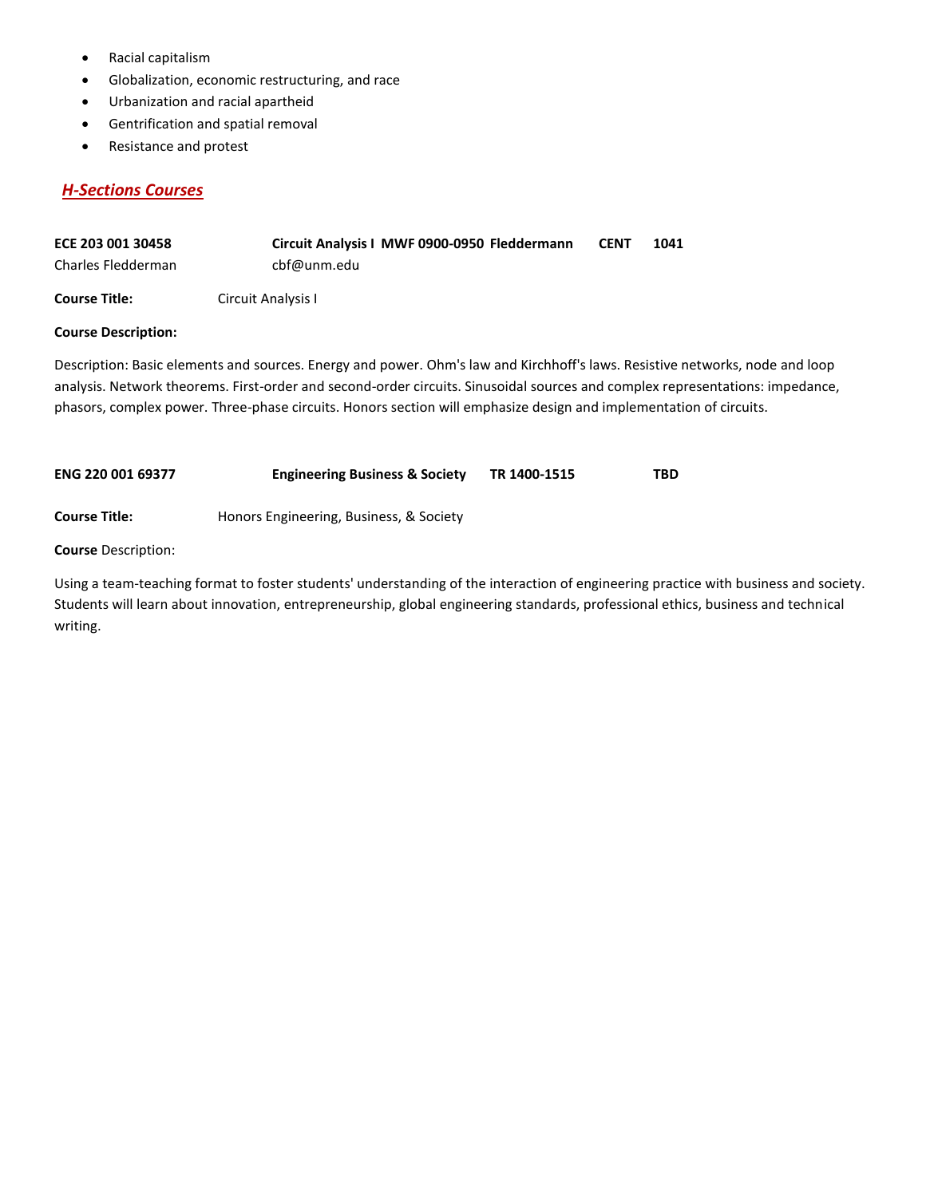- Racial capitalism
- Globalization, economic restructuring, and race
- Urbanization and racial apartheid
- Gentrification and spatial removal
- Resistance and protest

## ***H-Sections Courses***

**ECE 203 001 30458** **Circuit Analysis I MWF 0900-0950 Fleddermann CENT 1041**
Charles Fledderman cbf@unm.edu

**Course Title:** Circuit Analysis I

**Course Description:**

Description: Basic elements and sources. Energy and power. Ohm's law and Kirchhoff's laws. Resistive networks, node and loop analysis. Network theorems. First-order and second-order circuits. Sinusoidal sources and complex representations: impedance, phasors, complex power. Three-phase circuits. Honors section will emphasize design and implementation of circuits.

**ENG 220 001 69377** **Engineering Business & Society TR 1400-1515 TBD**

**Course Title:** Honors Engineering, Business, & Society

**Course** Description:

Using a team-teaching format to foster students' understanding of the interaction of engineering practice with business and society. Students will learn about innovation, entrepreneurship, global engineering standards, professional ethics, business and technical writing.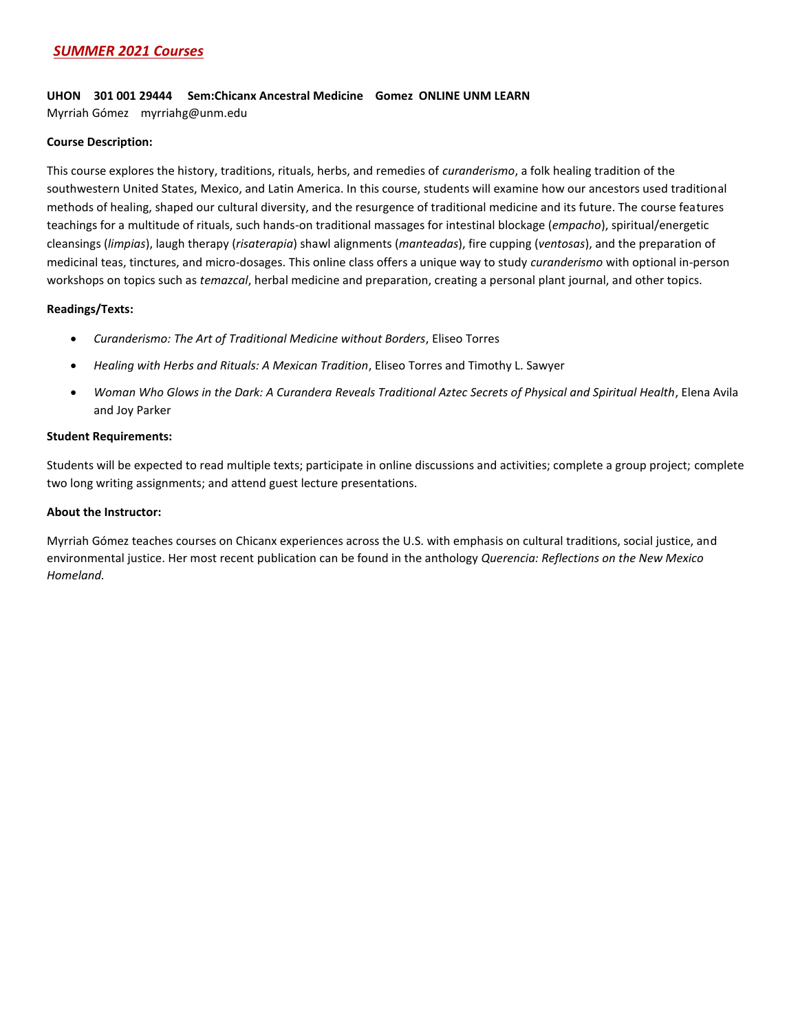## *SUMMER 2021 Courses*

**UHON 301 001 29444 Sem:Chicanx Ancestral Medicine Gomez ONLINE UNM LEARN**
Myrriah Gómez myrriahg@unm.edu

**Course Description:**

This course explores the history, traditions, rituals, herbs, and remedies of *curanderismo*, a folk healing tradition of the southwestern United States, Mexico, and Latin America. In this course, students will examine how our ancestors used traditional methods of healing, shaped our cultural diversity, and the resurgence of traditional medicine and its future. The course features teachings for a multitude of rituals, such hands-on traditional massages for intestinal blockage (*empacho*), spiritual/energetic cleansings (*limpias*), laugh therapy (*risaterapia*) shawl alignments (*manteadas*), fire cupping (*ventosas*), and the preparation of medicinal teas, tinctures, and micro-dosages. This online class offers a unique way to study *curanderismo* with optional in-person workshops on topics such as *temazcal*, herbal medicine and preparation, creating a personal plant journal, and other topics.

**Readings/Texts:**

- *Curanderismo: The Art of Traditional Medicine without Borders*, Eliseo Torres
- *Healing with Herbs and Rituals: A Mexican Tradition*, Eliseo Torres and Timothy L. Sawyer
- *Woman Who Glows in the Dark: A Curandera Reveals Traditional Aztec Secrets of Physical and Spiritual Health*, Elena Avila and Joy Parker

**Student Requirements:**

Students will be expected to read multiple texts; participate in online discussions and activities; complete a group project; complete two long writing assignments; and attend guest lecture presentations.

**About the Instructor:**

Myrriah Gómez teaches courses on Chicanx experiences across the U.S. with emphasis on cultural traditions, social justice, and environmental justice. Her most recent publication can be found in the anthology *Querencia: Reflections on the New Mexico Homeland.*